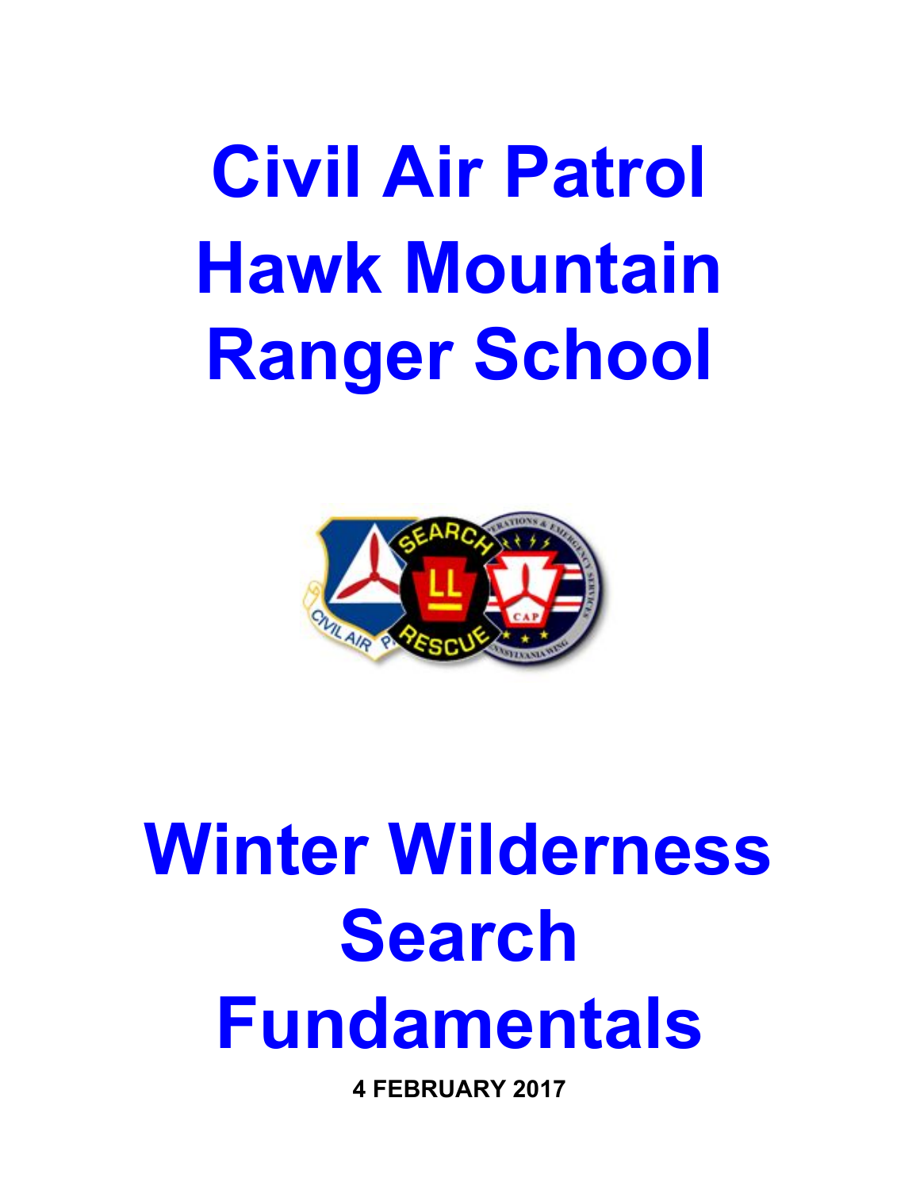# Civil Air Patrol Hawk Mountain Ranger School

# Winter Wilderness Search Fundamentals

**4 FEBRUARY 2017**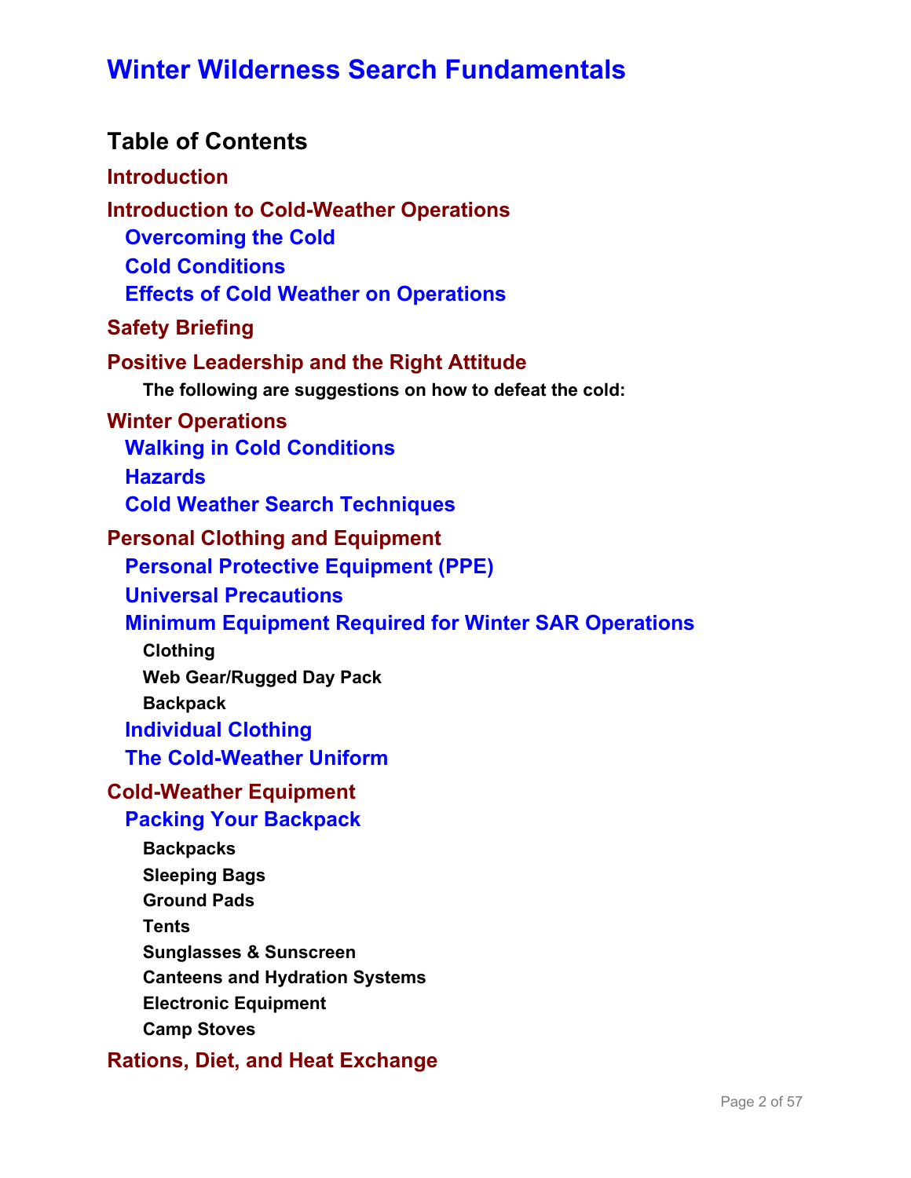# Winter Wilderness Search Fundamentals

## Table of Contents

**Introduction**

**Introduction to Cold-Weather Operations**

- Overcoming the Cold
- Cold Conditions
- Effects of Cold Weather on Operations

**Safety Briefing**

**Positive Leadership and the Right Attitude**

- The following are suggestions on how to defeat the cold:

**Winter Operations**

- Walking in Cold Conditions
- Hazards
- Cold Weather Search Techniques

**Personal Clothing and Equipment**

- Personal Protective Equipment (PPE)
- Universal Precautions
- Minimum Equipment Required for Winter SAR Operations
  - Clothing
  - Web Gear/Rugged Day Pack
  - Backpack
- Individual Clothing
- The Cold-Weather Uniform

**Cold-Weather Equipment**

- Packing Your Backpack
  - Backpacks
  - Sleeping Bags
  - Ground Pads
  - Tents
  - Sunglasses & Sunscreen
  - Canteens and Hydration Systems
  - Electronic Equipment
  - Camp Stoves

**Rations, Diet, and Heat Exchange**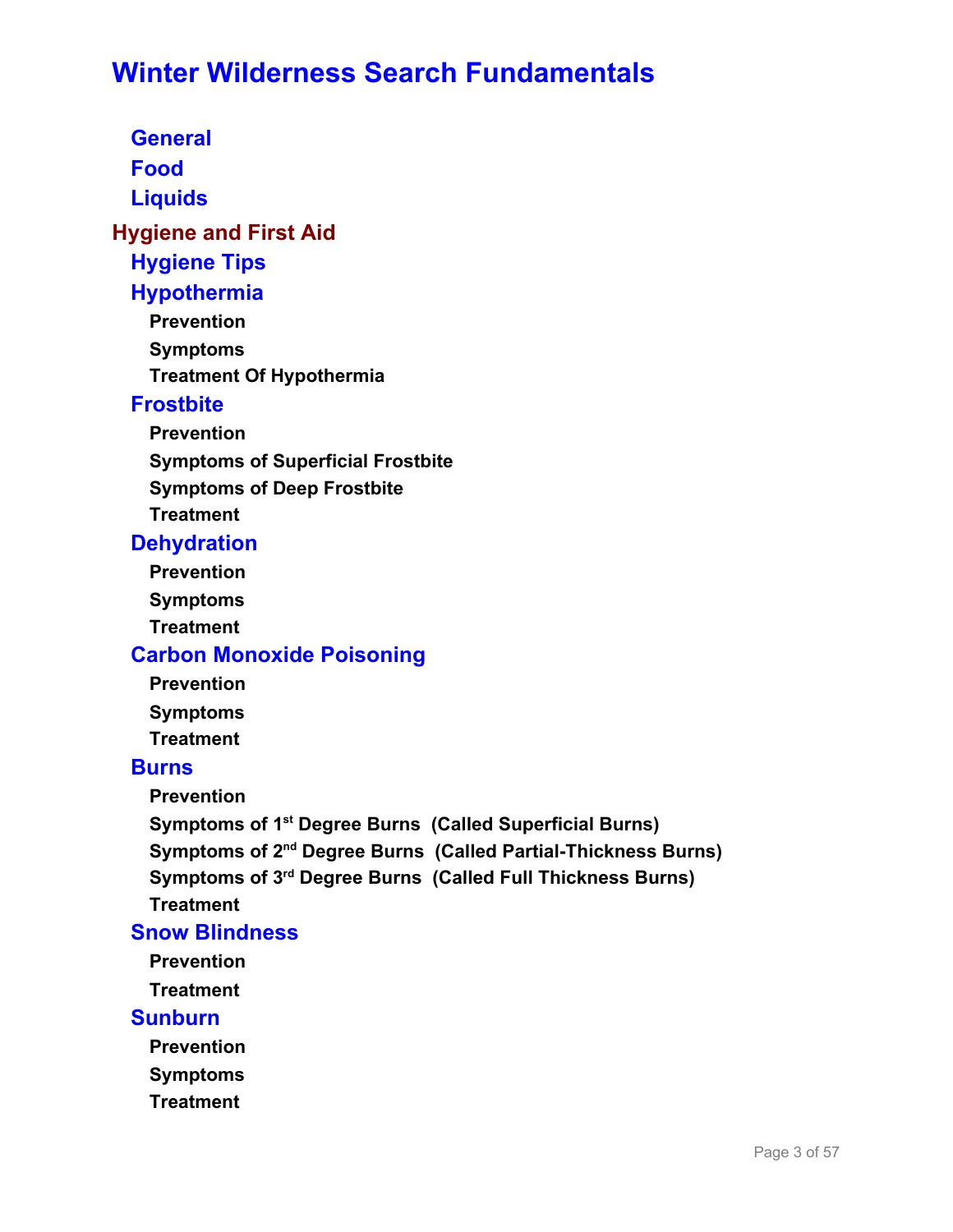# Winter Wilderness Search Fundamentals

## General

## Food

## Liquids

# Hygiene and First Aid

## Hygiene Tips

## Hypothermia

### Prevention

### Symptoms

### Treatment Of Hypothermia

## Frostbite

### Prevention

### Symptoms of Superficial Frostbite

### Symptoms of Deep Frostbite

### Treatment

## Dehydration

### Prevention

### Symptoms

### Treatment

## Carbon Monoxide Poisoning

### Prevention

### Symptoms

### Treatment

## Burns

### Prevention

### Symptoms of 1st Degree Burns (Called Superficial Burns)

### Symptoms of 2nd Degree Burns (Called Partial-Thickness Burns)

### Symptoms of 3rd Degree Burns (Called Full Thickness Burns)

### Treatment

## Snow Blindness

### Prevention

### Treatment

## Sunburn

### Prevention

### Symptoms

### Treatment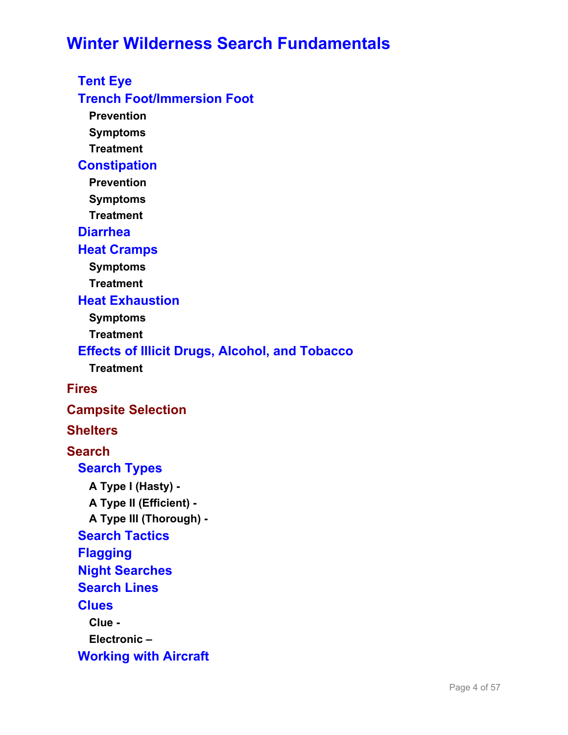# Winter Wilderness Search Fundamentals

### Tent Eye

### Trench Foot/Immersion Foot

#### Prevention

#### Symptoms

#### Treatment

### Constipation

#### Prevention

#### Symptoms

#### Treatment

### Diarrhea

### Heat Cramps

#### Symptoms

#### Treatment

### Heat Exhaustion

#### Symptoms

#### Treatment

### Effects of Illicit Drugs, Alcohol, and Tobacco

#### Treatment

## Fires

## Campsite Selection

## Shelters

## Search

### Search Types

#### A Type I (Hasty) -

#### A Type II (Efficient) -

#### A Type III (Thorough) -

### Search Tactics

### Flagging

### Night Searches

### Search Lines

### Clues

#### Clue -

#### Electronic –

### Working with Aircraft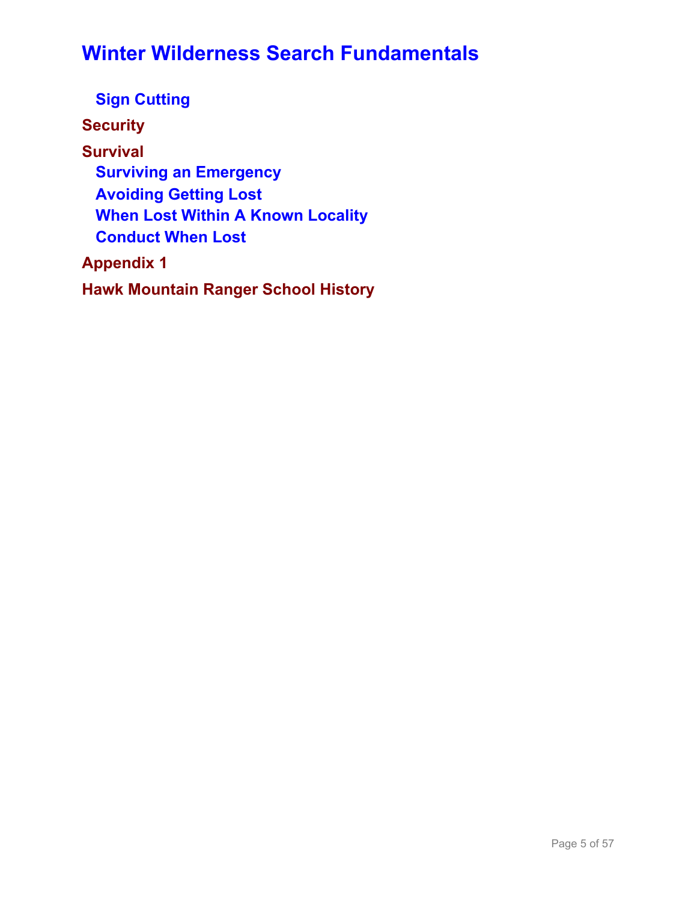# Winter Wilderness Search Fundamentals

- Sign Cutting

**Security**

**Survival**

- Surviving an Emergency
- Avoiding Getting Lost
- When Lost Within A Known Locality
- Conduct When Lost

**Appendix 1**

**Hawk Mountain Ranger School History**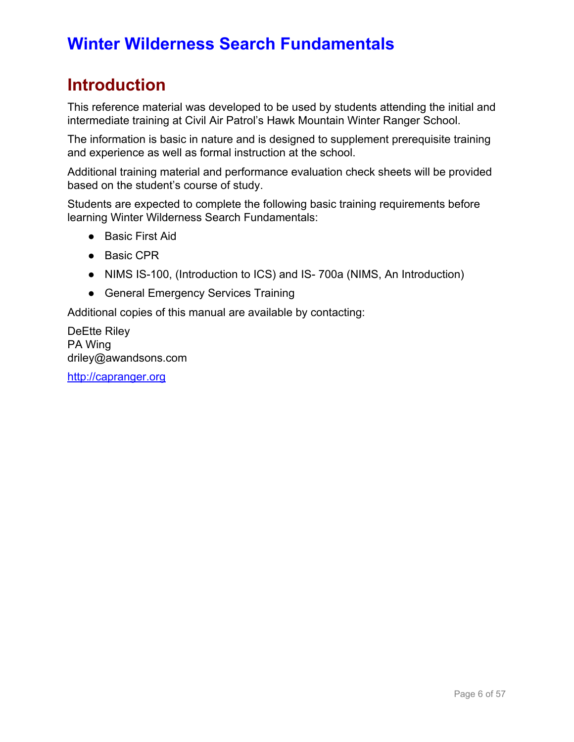# Winter Wilderness Search Fundamentals

## Introduction

This reference material was developed to be used by students attending the initial and intermediate training at Civil Air Patrol's Hawk Mountain Winter Ranger School.

The information is basic in nature and is designed to supplement prerequisite training and experience as well as formal instruction at the school.

Additional training material and performance evaluation check sheets will be provided based on the student's course of study.

Students are expected to complete the following basic training requirements before learning Winter Wilderness Search Fundamentals:

- Basic First Aid
- Basic CPR
- NIMS IS-100, (Introduction to ICS) and IS- 700a (NIMS, An Introduction)
- General Emergency Services Training

Additional copies of this manual are available by contacting:

DeEtte Riley
PA Wing
driley@awandsons.com

http://capranger.org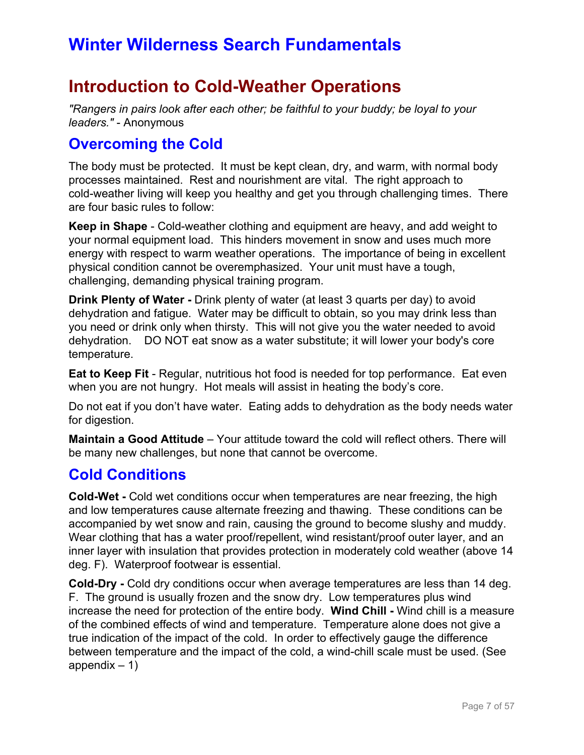# Winter Wilderness Search Fundamentals

# Introduction to Cold-Weather Operations

*"Rangers in pairs look after each other; be faithful to your buddy; be loyal to your leaders."* - Anonymous

## Overcoming the Cold

The body must be protected. It must be kept clean, dry, and warm, with normal body processes maintained. Rest and nourishment are vital. The right approach to cold-weather living will keep you healthy and get you through challenging times. There are four basic rules to follow:

**Keep in Shape** - Cold-weather clothing and equipment are heavy, and add weight to your normal equipment load. This hinders movement in snow and uses much more energy with respect to warm weather operations. The importance of being in excellent physical condition cannot be overemphasized. Your unit must have a tough, challenging, demanding physical training program.

**Drink Plenty of Water -** Drink plenty of water (at least 3 quarts per day) to avoid dehydration and fatigue. Water may be difficult to obtain, so you may drink less than you need or drink only when thirsty. This will not give you the water needed to avoid dehydration. DO NOT eat snow as a water substitute; it will lower your body's core temperature.

**Eat to Keep Fit** - Regular, nutritious hot food is needed for top performance. Eat even when you are not hungry. Hot meals will assist in heating the body's core.

Do not eat if you don't have water. Eating adds to dehydration as the body needs water for digestion.

**Maintain a Good Attitude** – Your attitude toward the cold will reflect others. There will be many new challenges, but none that cannot be overcome.

## Cold Conditions

**Cold-Wet -** Cold wet conditions occur when temperatures are near freezing, the high and low temperatures cause alternate freezing and thawing. These conditions can be accompanied by wet snow and rain, causing the ground to become slushy and muddy. Wear clothing that has a water proof/repellent, wind resistant/proof outer layer, and an inner layer with insulation that provides protection in moderately cold weather (above 14 deg. F). Waterproof footwear is essential.

**Cold-Dry -** Cold dry conditions occur when average temperatures are less than 14 deg. F. The ground is usually frozen and the snow dry. Low temperatures plus wind increase the need for protection of the entire body. **Wind Chill -** Wind chill is a measure of the combined effects of wind and temperature. Temperature alone does not give a true indication of the impact of the cold. In order to effectively gauge the difference between temperature and the impact of the cold, a wind-chill scale must be used. (See appendix – 1)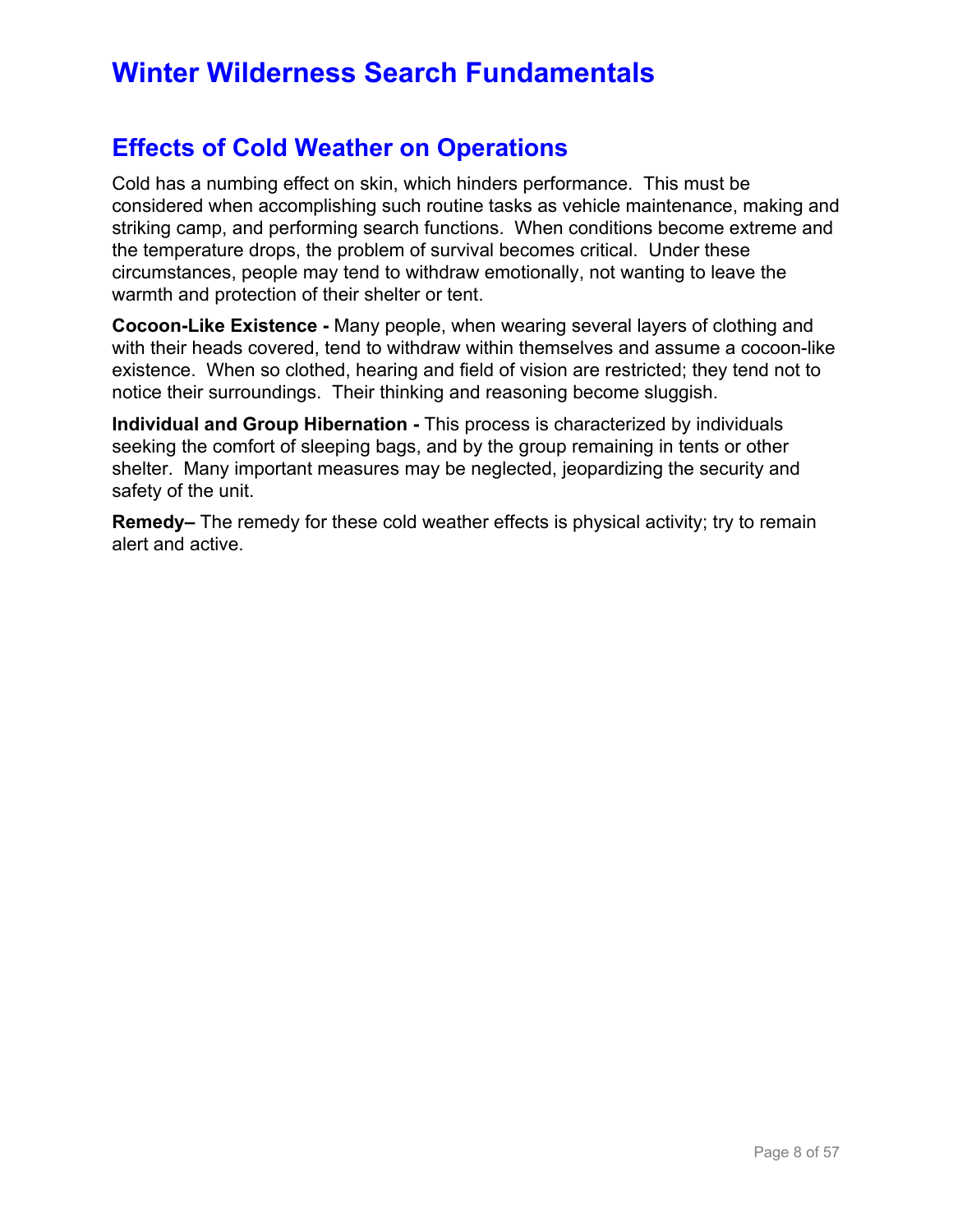# Winter Wilderness Search Fundamentals

## Effects of Cold Weather on Operations

Cold has a numbing effect on skin, which hinders performance. This must be considered when accomplishing such routine tasks as vehicle maintenance, making and striking camp, and performing search functions. When conditions become extreme and the temperature drops, the problem of survival becomes critical. Under these circumstances, people may tend to withdraw emotionally, not wanting to leave the warmth and protection of their shelter or tent.

**Cocoon-Like Existence -** Many people, when wearing several layers of clothing and with their heads covered, tend to withdraw within themselves and assume a cocoon-like existence. When so clothed, hearing and field of vision are restricted; they tend not to notice their surroundings. Their thinking and reasoning become sluggish.

**Individual and Group Hibernation -** This process is characterized by individuals seeking the comfort of sleeping bags, and by the group remaining in tents or other shelter. Many important measures may be neglected, jeopardizing the security and safety of the unit.

**Remedy–** The remedy for these cold weather effects is physical activity; try to remain alert and active.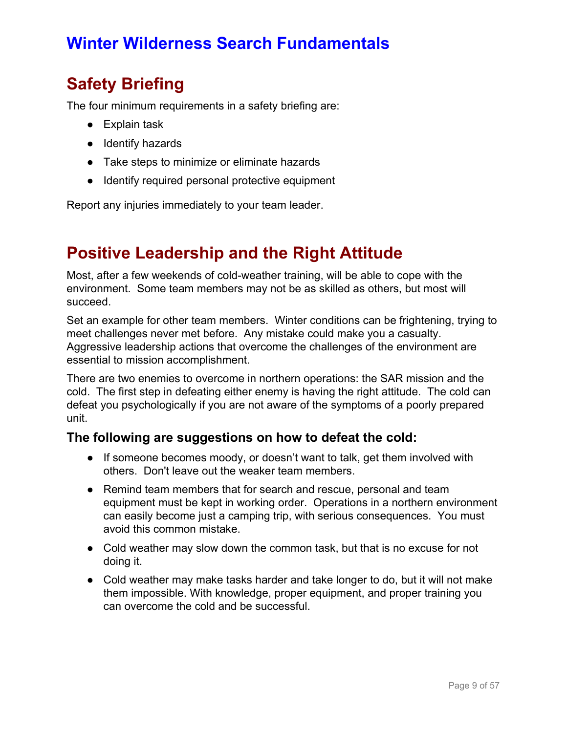# Winter Wilderness Search Fundamentals

## Safety Briefing

The four minimum requirements in a safety briefing are:

- Explain task
- Identify hazards
- Take steps to minimize or eliminate hazards
- Identify required personal protective equipment

Report any injuries immediately to your team leader.

## Positive Leadership and the Right Attitude

Most, after a few weekends of cold-weather training, will be able to cope with the environment. Some team members may not be as skilled as others, but most will succeed.

Set an example for other team members. Winter conditions can be frightening, trying to meet challenges never met before. Any mistake could make you a casualty. Aggressive leadership actions that overcome the challenges of the environment are essential to mission accomplishment.

There are two enemies to overcome in northern operations: the SAR mission and the cold. The first step in defeating either enemy is having the right attitude. The cold can defeat you psychologically if you are not aware of the symptoms of a poorly prepared unit.

### The following are suggestions on how to defeat the cold:

- If someone becomes moody, or doesn't want to talk, get them involved with others. Don't leave out the weaker team members.
- Remind team members that for search and rescue, personal and team equipment must be kept in working order. Operations in a northern environment can easily become just a camping trip, with serious consequences. You must avoid this common mistake.
- Cold weather may slow down the common task, but that is no excuse for not doing it.
- Cold weather may make tasks harder and take longer to do, but it will not make them impossible. With knowledge, proper equipment, and proper training you can overcome the cold and be successful.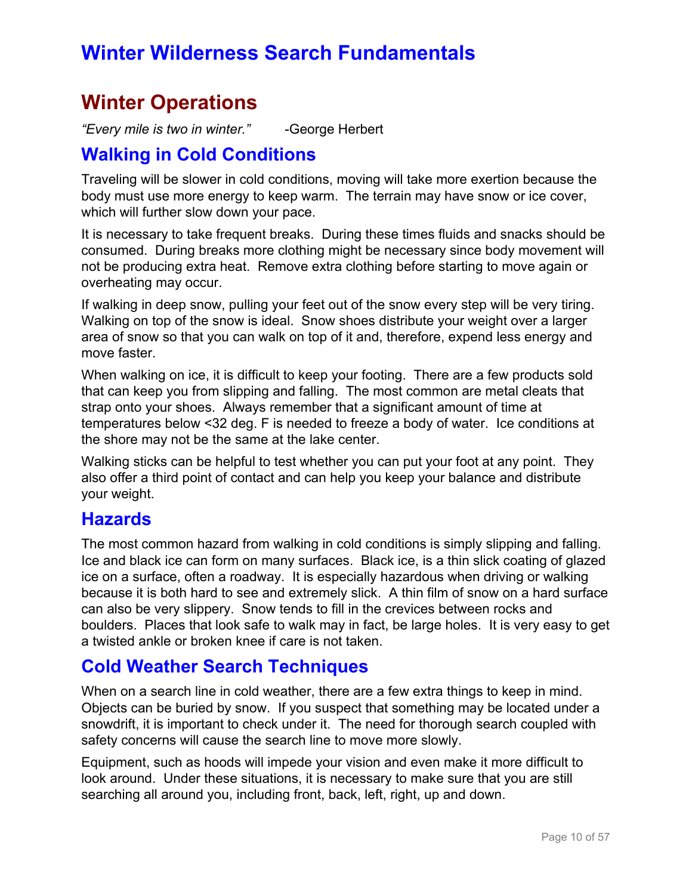# Winter Wilderness Search Fundamentals

## Winter Operations

*“Every mile is two in winter.”* -George Herbert

### Walking in Cold Conditions

Traveling will be slower in cold conditions, moving will take more exertion because the body must use more energy to keep warm. The terrain may have snow or ice cover, which will further slow down your pace.

It is necessary to take frequent breaks. During these times fluids and snacks should be consumed. During breaks more clothing might be necessary since body movement will not be producing extra heat. Remove extra clothing before starting to move again or overheating may occur.

If walking in deep snow, pulling your feet out of the snow every step will be very tiring. Walking on top of the snow is ideal. Snow shoes distribute your weight over a larger area of snow so that you can walk on top of it and, therefore, expend less energy and move faster.

When walking on ice, it is difficult to keep your footing. There are a few products sold that can keep you from slipping and falling. The most common are metal cleats that strap onto your shoes. Always remember that a significant amount of time at temperatures below <32 deg. F is needed to freeze a body of water. Ice conditions at the shore may not be the same at the lake center.

Walking sticks can be helpful to test whether you can put your foot at any point. They also offer a third point of contact and can help you keep your balance and distribute your weight.

### Hazards

The most common hazard from walking in cold conditions is simply slipping and falling. Ice and black ice can form on many surfaces. Black ice, is a thin slick coating of glazed ice on a surface, often a roadway. It is especially hazardous when driving or walking because it is both hard to see and extremely slick. A thin film of snow on a hard surface can also be very slippery. Snow tends to fill in the crevices between rocks and boulders. Places that look safe to walk may in fact, be large holes. It is very easy to get a twisted ankle or broken knee if care is not taken.

### Cold Weather Search Techniques

When on a search line in cold weather, there are a few extra things to keep in mind. Objects can be buried by snow. If you suspect that something may be located under a snowdrift, it is important to check under it. The need for thorough search coupled with safety concerns will cause the search line to move more slowly.

Equipment, such as hoods will impede your vision and even make it more difficult to look around. Under these situations, it is necessary to make sure that you are still searching all around you, including front, back, left, right, up and down.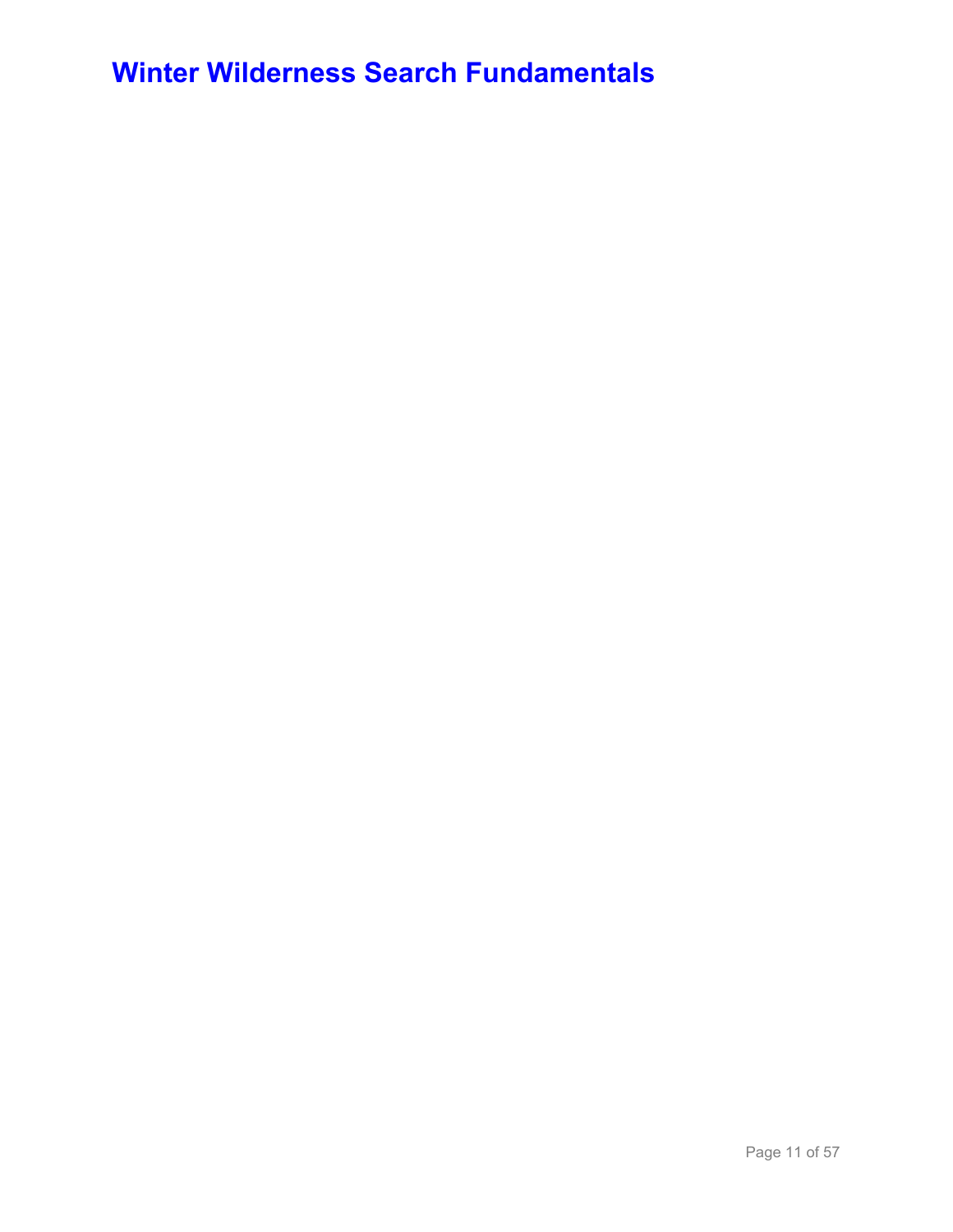# Winter Wilderness Search Fundamentals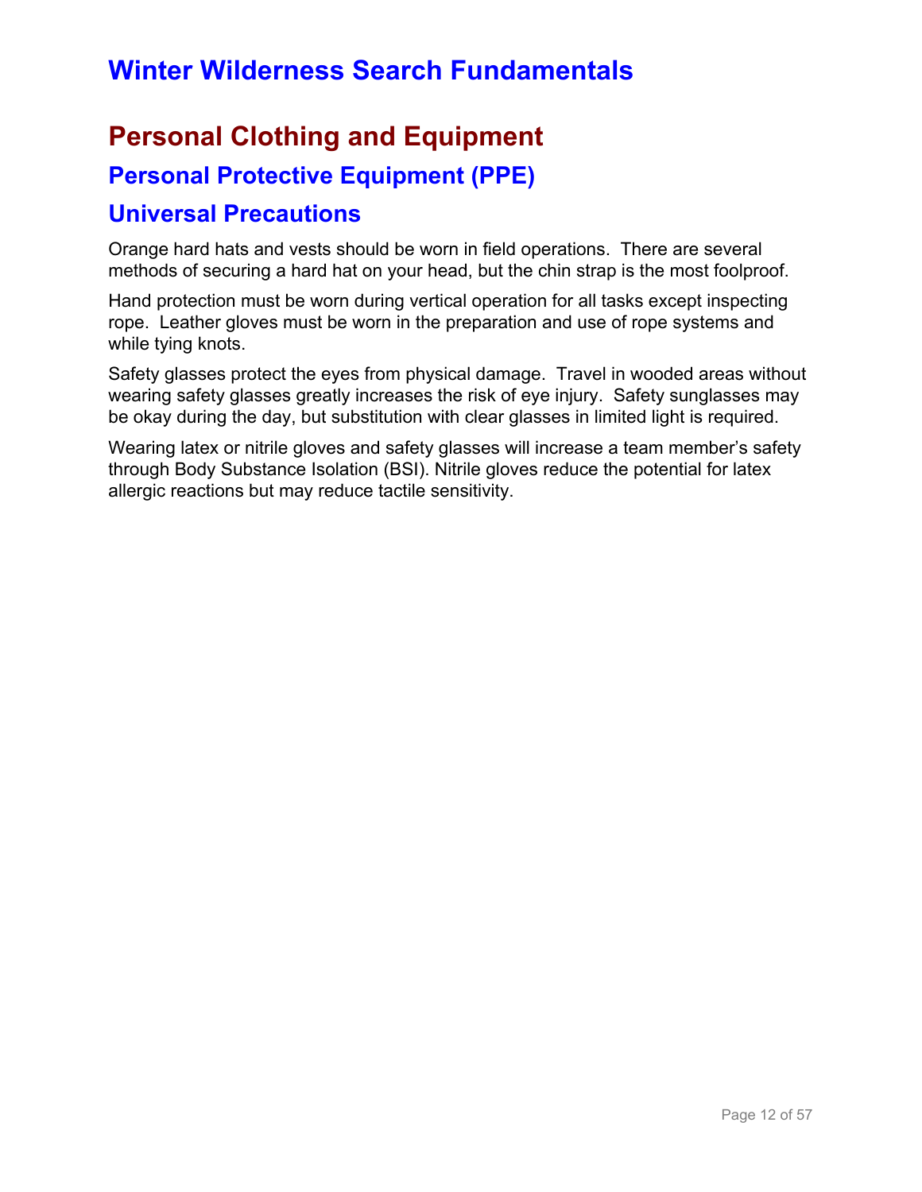# Winter Wilderness Search Fundamentals

## Personal Clothing and Equipment

### Personal Protective Equipment (PPE)

### Universal Precautions

Orange hard hats and vests should be worn in field operations.  There are several methods of securing a hard hat on your head, but the chin strap is the most foolproof.

Hand protection must be worn during vertical operation for all tasks except inspecting rope.  Leather gloves must be worn in the preparation and use of rope systems and while tying knots.

Safety glasses protect the eyes from physical damage.  Travel in wooded areas without wearing safety glasses greatly increases the risk of eye injury.  Safety sunglasses may be okay during the day, but substitution with clear glasses in limited light is required.

Wearing latex or nitrile gloves and safety glasses will increase a team member's safety through Body Substance Isolation (BSI). Nitrile gloves reduce the potential for latex allergic reactions but may reduce tactile sensitivity.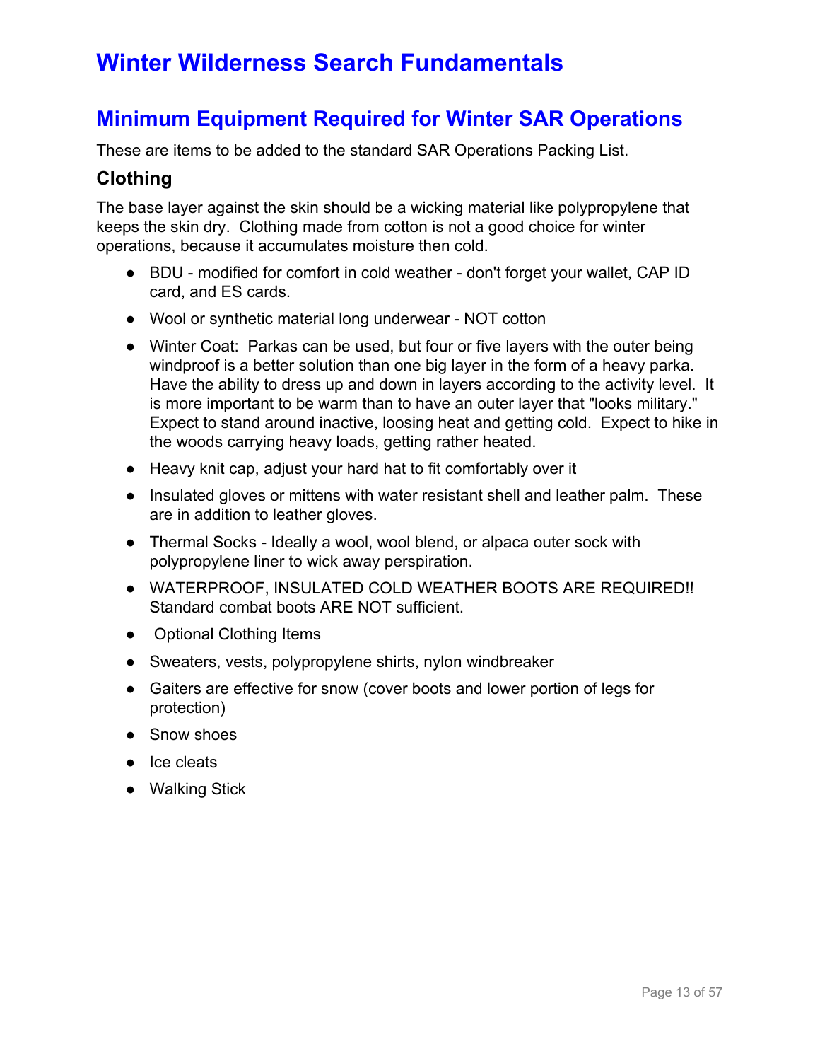# Winter Wilderness Search Fundamentals

## Minimum Equipment Required for Winter SAR Operations

These are items to be added to the standard SAR Operations Packing List.

### Clothing

The base layer against the skin should be a wicking material like polypropylene that keeps the skin dry. Clothing made from cotton is not a good choice for winter operations, because it accumulates moisture then cold.

- BDU - modified for comfort in cold weather - don't forget your wallet, CAP ID card, and ES cards.
- Wool or synthetic material long underwear - NOT cotton
- Winter Coat: Parkas can be used, but four or five layers with the outer being windproof is a better solution than one big layer in the form of a heavy parka. Have the ability to dress up and down in layers according to the activity level. It is more important to be warm than to have an outer layer that "looks military." Expect to stand around inactive, loosing heat and getting cold. Expect to hike in the woods carrying heavy loads, getting rather heated.
- Heavy knit cap, adjust your hard hat to fit comfortably over it
- Insulated gloves or mittens with water resistant shell and leather palm. These are in addition to leather gloves.
- Thermal Socks - Ideally a wool, wool blend, or alpaca outer sock with polypropylene liner to wick away perspiration.
- WATERPROOF, INSULATED COLD WEATHER BOOTS ARE REQUIRED!! Standard combat boots ARE NOT sufficient.
- Optional Clothing Items
- Sweaters, vests, polypropylene shirts, nylon windbreaker
- Gaiters are effective for snow (cover boots and lower portion of legs for protection)
- Snow shoes
- Ice cleats
- Walking Stick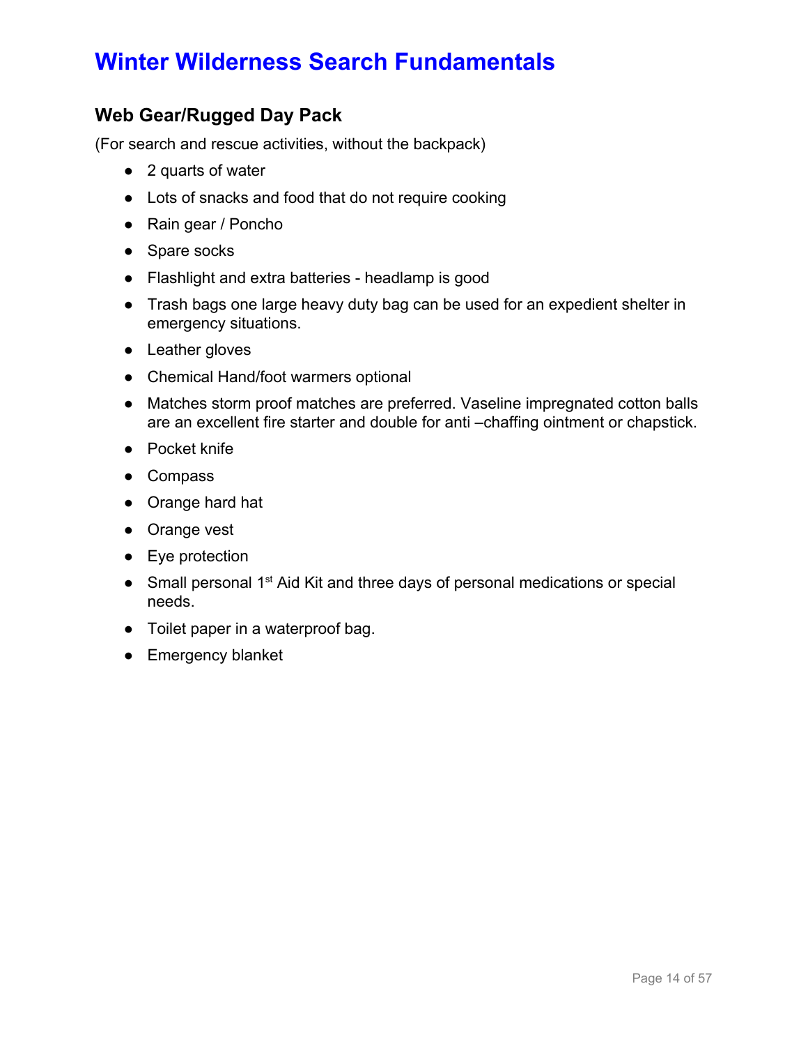# Winter Wilderness Search Fundamentals

### Web Gear/Rugged Day Pack

(For search and rescue activities, without the backpack)

- 2 quarts of water
- Lots of snacks and food that do not require cooking
- Rain gear / Poncho
- Spare socks
- Flashlight and extra batteries - headlamp is good
- Trash bags one large heavy duty bag can be used for an expedient shelter in emergency situations.
- Leather gloves
- Chemical Hand/foot warmers optional
- Matches storm proof matches are preferred. Vaseline impregnated cotton balls are an excellent fire starter and double for anti –chaffing ointment or chapstick.
- Pocket knife
- Compass
- Orange hard hat
- Orange vest
- Eye protection
- Small personal 1st Aid Kit and three days of personal medications or special needs.
- Toilet paper in a waterproof bag.
- Emergency blanket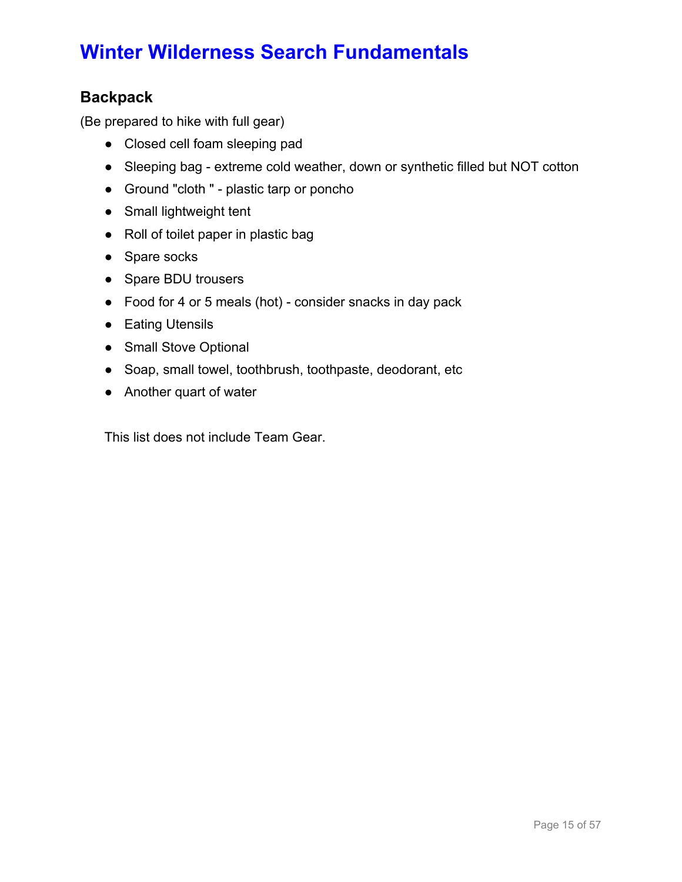# Winter Wilderness Search Fundamentals

## Backpack

(Be prepared to hike with full gear)

- Closed cell foam sleeping pad
- Sleeping bag - extreme cold weather, down or synthetic filled but NOT cotton
- Ground "cloth " - plastic tarp or poncho
- Small lightweight tent
- Roll of toilet paper in plastic bag
- Spare socks
- Spare BDU trousers
- Food for 4 or 5 meals (hot) - consider snacks in day pack
- Eating Utensils
- Small Stove Optional
- Soap, small towel, toothbrush, toothpaste, deodorant, etc
- Another quart of water

This list does not include Team Gear.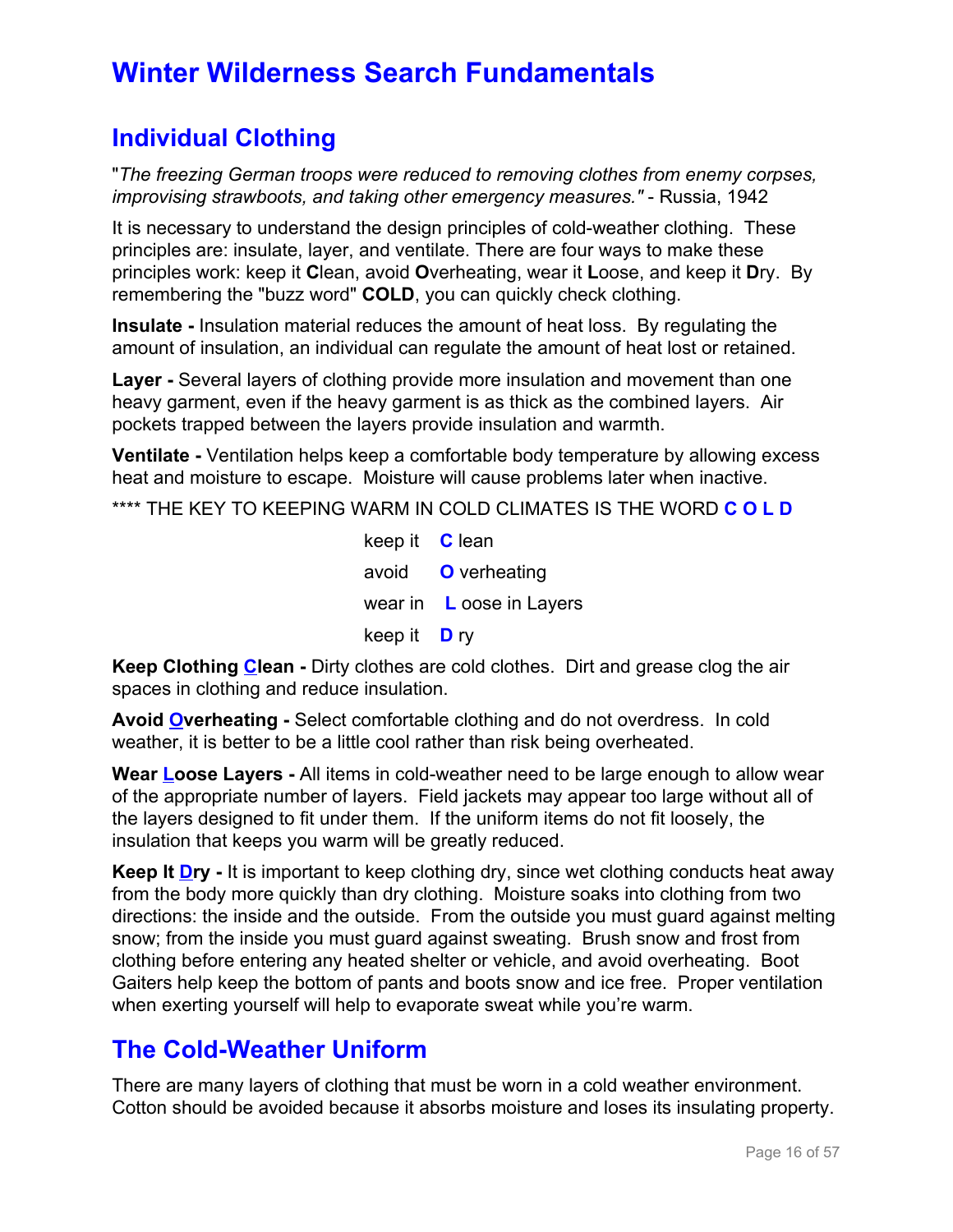# Winter Wilderness Search Fundamentals

## Individual Clothing

"*The freezing German troops were reduced to removing clothes from enemy corpses, improvising strawboots, and taking other emergency measures."* - Russia, 1942

It is necessary to understand the design principles of cold-weather clothing. These principles are: insulate, layer, and ventilate. There are four ways to make these principles work: keep it **C**lean, avoid **O**verheating, wear it **L**oose, and keep it **D**ry. By remembering the "buzz word" **COLD**, you can quickly check clothing.

**Insulate -** Insulation material reduces the amount of heat loss. By regulating the amount of insulation, an individual can regulate the amount of heat lost or retained.

**Layer -** Several layers of clothing provide more insulation and movement than one heavy garment, even if the heavy garment is as thick as the combined layers. Air pockets trapped between the layers provide insulation and warmth.

**Ventilate -** Ventilation helps keep a comfortable body temperature by allowing excess heat and moisture to escape. Moisture will cause problems later when inactive.

**** THE KEY TO KEEPING WARM IN COLD CLIMATES IS THE WORD **C O L D**

keep it **C** lean

avoid **O** verheating

wear in **L** oose in Layers

keep it **D** ry

**Keep Clothing Clean -** Dirty clothes are cold clothes. Dirt and grease clog the air spaces in clothing and reduce insulation.

**Avoid Overheating -** Select comfortable clothing and do not overdress. In cold weather, it is better to be a little cool rather than risk being overheated.

**Wear Loose Layers -** All items in cold-weather need to be large enough to allow wear of the appropriate number of layers. Field jackets may appear too large without all of the layers designed to fit under them. If the uniform items do not fit loosely, the insulation that keeps you warm will be greatly reduced.

**Keep It Dry -** It is important to keep clothing dry, since wet clothing conducts heat away from the body more quickly than dry clothing. Moisture soaks into clothing from two directions: the inside and the outside. From the outside you must guard against melting snow; from the inside you must guard against sweating. Brush snow and frost from clothing before entering any heated shelter or vehicle, and avoid overheating. Boot Gaiters help keep the bottom of pants and boots snow and ice free. Proper ventilation when exerting yourself will help to evaporate sweat while you're warm.

## The Cold-Weather Uniform

There are many layers of clothing that must be worn in a cold weather environment. Cotton should be avoided because it absorbs moisture and loses its insulating property.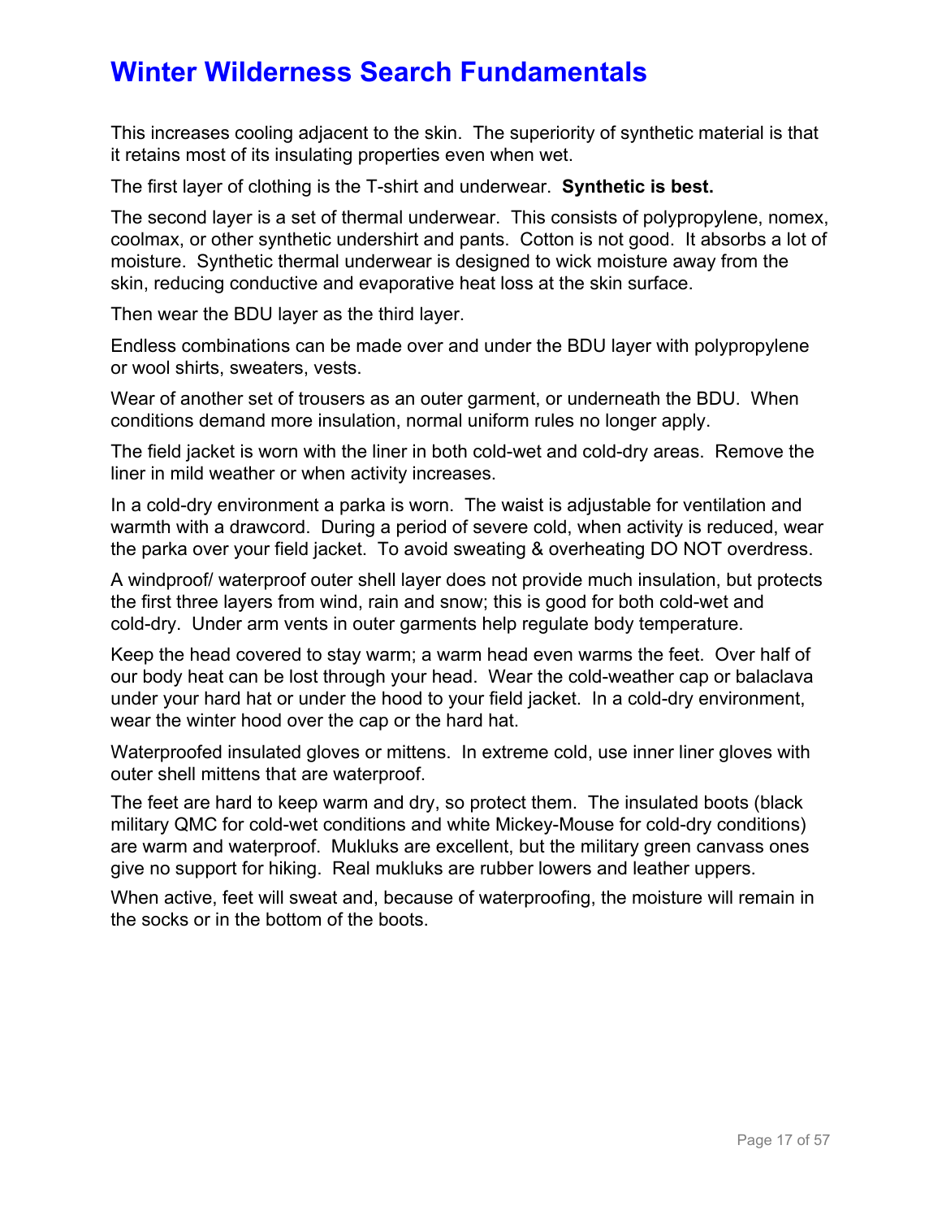This increases cooling adjacent to the skin. The superiority of synthetic material is that it retains most of its insulating properties even when wet.

The first layer of clothing is the T-shirt and underwear. **Synthetic is best.**

The second layer is a set of thermal underwear. This consists of polypropylene, nomex, coolmax, or other synthetic undershirt and pants. Cotton is not good. It absorbs a lot of moisture. Synthetic thermal underwear is designed to wick moisture away from the skin, reducing conductive and evaporative heat loss at the skin surface.

Then wear the BDU layer as the third layer.

Endless combinations can be made over and under the BDU layer with polypropylene or wool shirts, sweaters, vests.

Wear of another set of trousers as an outer garment, or underneath the BDU. When conditions demand more insulation, normal uniform rules no longer apply.

The field jacket is worn with the liner in both cold-wet and cold-dry areas. Remove the liner in mild weather or when activity increases.

In a cold-dry environment a parka is worn. The waist is adjustable for ventilation and warmth with a drawcord. During a period of severe cold, when activity is reduced, wear the parka over your field jacket. To avoid sweating & overheating DO NOT overdress.

A windproof/ waterproof outer shell layer does not provide much insulation, but protects the first three layers from wind, rain and snow; this is good for both cold-wet and cold-dry. Under arm vents in outer garments help regulate body temperature.

Keep the head covered to stay warm; a warm head even warms the feet. Over half of our body heat can be lost through your head. Wear the cold-weather cap or balaclava under your hard hat or under the hood to your field jacket. In a cold-dry environment, wear the winter hood over the cap or the hard hat.

Waterproofed insulated gloves or mittens. In extreme cold, use inner liner gloves with outer shell mittens that are waterproof.

The feet are hard to keep warm and dry, so protect them. The insulated boots (black military QMC for cold-wet conditions and white Mickey-Mouse for cold-dry conditions) are warm and waterproof. Mukluks are excellent, but the military green canvass ones give no support for hiking. Real mukluks are rubber lowers and leather uppers.

When active, feet will sweat and, because of waterproofing, the moisture will remain in the socks or in the bottom of the boots.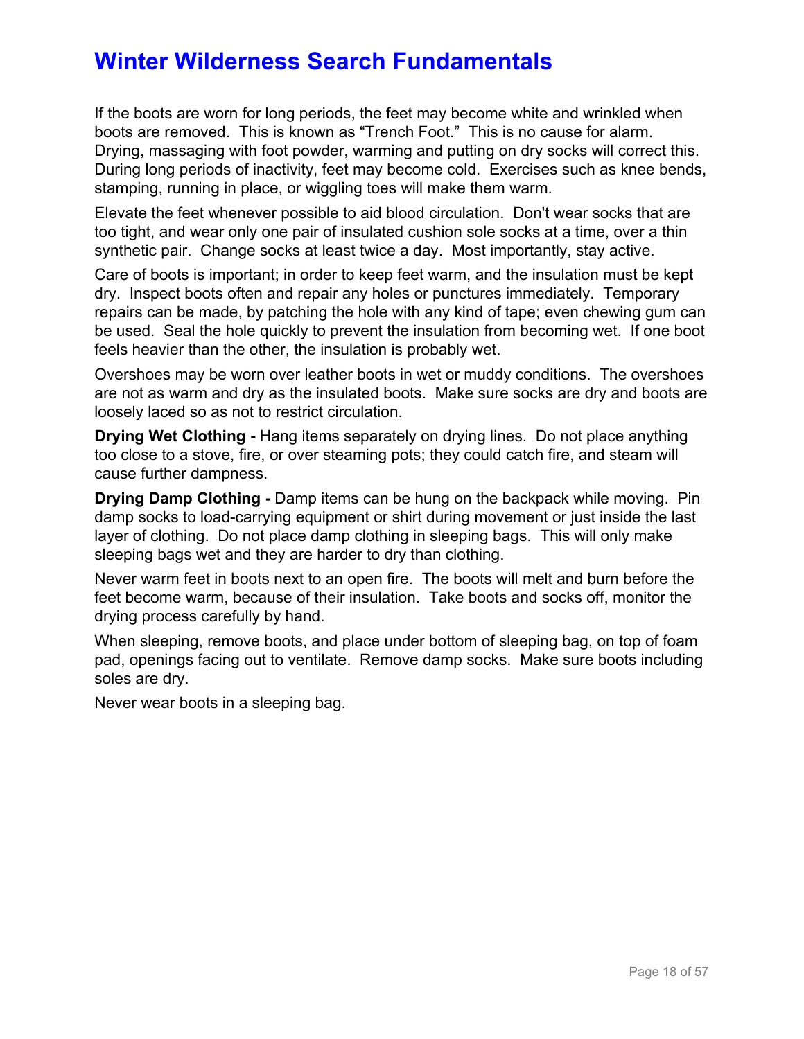If the boots are worn for long periods, the feet may become white and wrinkled when boots are removed. This is known as “Trench Foot.” This is no cause for alarm. Drying, massaging with foot powder, warming and putting on dry socks will correct this. During long periods of inactivity, feet may become cold. Exercises such as knee bends, stamping, running in place, or wiggling toes will make them warm.

Elevate the feet whenever possible to aid blood circulation. Don't wear socks that are too tight, and wear only one pair of insulated cushion sole socks at a time, over a thin synthetic pair. Change socks at least twice a day. Most importantly, stay active.

Care of boots is important; in order to keep feet warm, and the insulation must be kept dry. Inspect boots often and repair any holes or punctures immediately. Temporary repairs can be made, by patching the hole with any kind of tape; even chewing gum can be used. Seal the hole quickly to prevent the insulation from becoming wet. If one boot feels heavier than the other, the insulation is probably wet.

Overshoes may be worn over leather boots in wet or muddy conditions. The overshoes are not as warm and dry as the insulated boots. Make sure socks are dry and boots are loosely laced so as not to restrict circulation.

**Drying Wet Clothing -** Hang items separately on drying lines. Do not place anything too close to a stove, fire, or over steaming pots; they could catch fire, and steam will cause further dampness.

**Drying Damp Clothing -** Damp items can be hung on the backpack while moving. Pin damp socks to load-carrying equipment or shirt during movement or just inside the last layer of clothing. Do not place damp clothing in sleeping bags. This will only make sleeping bags wet and they are harder to dry than clothing.

Never warm feet in boots next to an open fire. The boots will melt and burn before the feet become warm, because of their insulation. Take boots and socks off, monitor the drying process carefully by hand.

When sleeping, remove boots, and place under bottom of sleeping bag, on top of foam pad, openings facing out to ventilate. Remove damp socks. Make sure boots including soles are dry.

Never wear boots in a sleeping bag.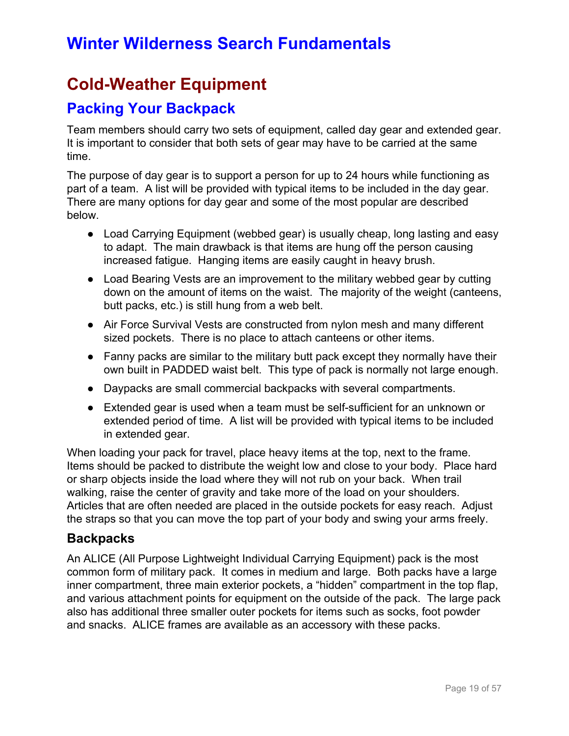# Winter Wilderness Search Fundamentals

## Cold-Weather Equipment

### Packing Your Backpack

Team members should carry two sets of equipment, called day gear and extended gear. It is important to consider that both sets of gear may have to be carried at the same time.

The purpose of day gear is to support a person for up to 24 hours while functioning as part of a team. A list will be provided with typical items to be included in the day gear. There are many options for day gear and some of the most popular are described below.

- Load Carrying Equipment (webbed gear) is usually cheap, long lasting and easy to adapt. The main drawback is that items are hung off the person causing increased fatigue. Hanging items are easily caught in heavy brush.
- Load Bearing Vests are an improvement to the military webbed gear by cutting down on the amount of items on the waist. The majority of the weight (canteens, butt packs, etc.) is still hung from a web belt.
- Air Force Survival Vests are constructed from nylon mesh and many different sized pockets. There is no place to attach canteens or other items.
- Fanny packs are similar to the military butt pack except they normally have their own built in PADDED waist belt. This type of pack is normally not large enough.
- Daypacks are small commercial backpacks with several compartments.
- Extended gear is used when a team must be self-sufficient for an unknown or extended period of time. A list will be provided with typical items to be included in extended gear.

When loading your pack for travel, place heavy items at the top, next to the frame. Items should be packed to distribute the weight low and close to your body. Place hard or sharp objects inside the load where they will not rub on your back. When trail walking, raise the center of gravity and take more of the load on your shoulders. Articles that are often needed are placed in the outside pockets for easy reach. Adjust the straps so that you can move the top part of your body and swing your arms freely.

#### Backpacks

An ALICE (All Purpose Lightweight Individual Carrying Equipment) pack is the most common form of military pack. It comes in medium and large. Both packs have a large inner compartment, three main exterior pockets, a "hidden" compartment in the top flap, and various attachment points for equipment on the outside of the pack. The large pack also has additional three smaller outer pockets for items such as socks, foot powder and snacks. ALICE frames are available as an accessory with these packs.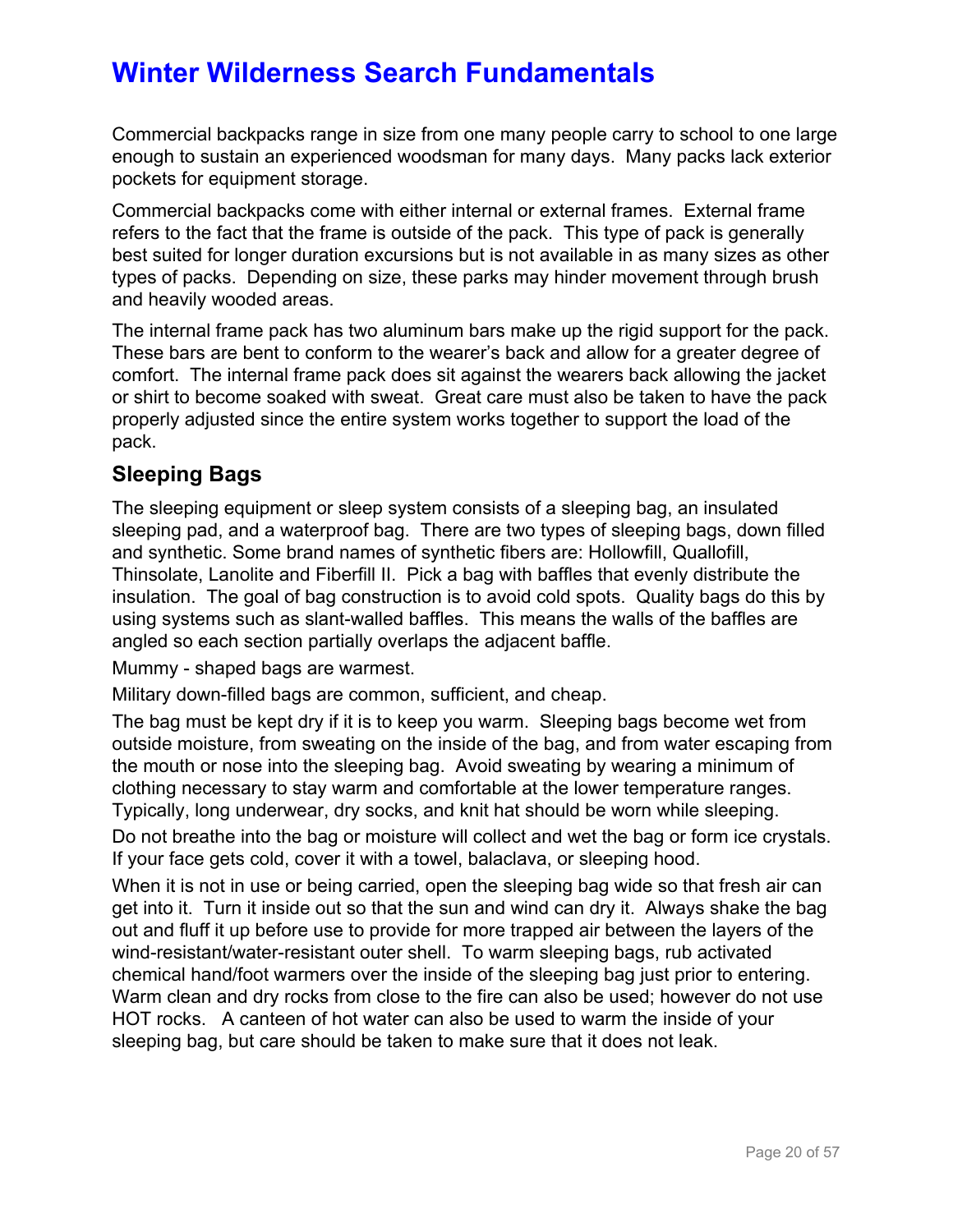Commercial backpacks range in size from one many people carry to school to one large enough to sustain an experienced woodsman for many days. Many packs lack exterior pockets for equipment storage.

Commercial backpacks come with either internal or external frames. External frame refers to the fact that the frame is outside of the pack. This type of pack is generally best suited for longer duration excursions but is not available in as many sizes as other types of packs. Depending on size, these parks may hinder movement through brush and heavily wooded areas.

The internal frame pack has two aluminum bars make up the rigid support for the pack. These bars are bent to conform to the wearer's back and allow for a greater degree of comfort. The internal frame pack does sit against the wearers back allowing the jacket or shirt to become soaked with sweat. Great care must also be taken to have the pack properly adjusted since the entire system works together to support the load of the pack.

## Sleeping Bags

The sleeping equipment or sleep system consists of a sleeping bag, an insulated sleeping pad, and a waterproof bag. There are two types of sleeping bags, down filled and synthetic. Some brand names of synthetic fibers are: Hollowfill, Quallofill, Thinsolate, Lanolite and Fiberfill II. Pick a bag with baffles that evenly distribute the insulation. The goal of bag construction is to avoid cold spots. Quality bags do this by using systems such as slant-walled baffles. This means the walls of the baffles are angled so each section partially overlaps the adjacent baffle.

Mummy - shaped bags are warmest.

Military down-filled bags are common, sufficient, and cheap.

The bag must be kept dry if it is to keep you warm. Sleeping bags become wet from outside moisture, from sweating on the inside of the bag, and from water escaping from the mouth or nose into the sleeping bag. Avoid sweating by wearing a minimum of clothing necessary to stay warm and comfortable at the lower temperature ranges. Typically, long underwear, dry socks, and knit hat should be worn while sleeping.

Do not breathe into the bag or moisture will collect and wet the bag or form ice crystals. If your face gets cold, cover it with a towel, balaclava, or sleeping hood.

When it is not in use or being carried, open the sleeping bag wide so that fresh air can get into it. Turn it inside out so that the sun and wind can dry it. Always shake the bag out and fluff it up before use to provide for more trapped air between the layers of the wind-resistant/water-resistant outer shell. To warm sleeping bags, rub activated chemical hand/foot warmers over the inside of the sleeping bag just prior to entering. Warm clean and dry rocks from close to the fire can also be used; however do not use HOT rocks. A canteen of hot water can also be used to warm the inside of your sleeping bag, but care should be taken to make sure that it does not leak.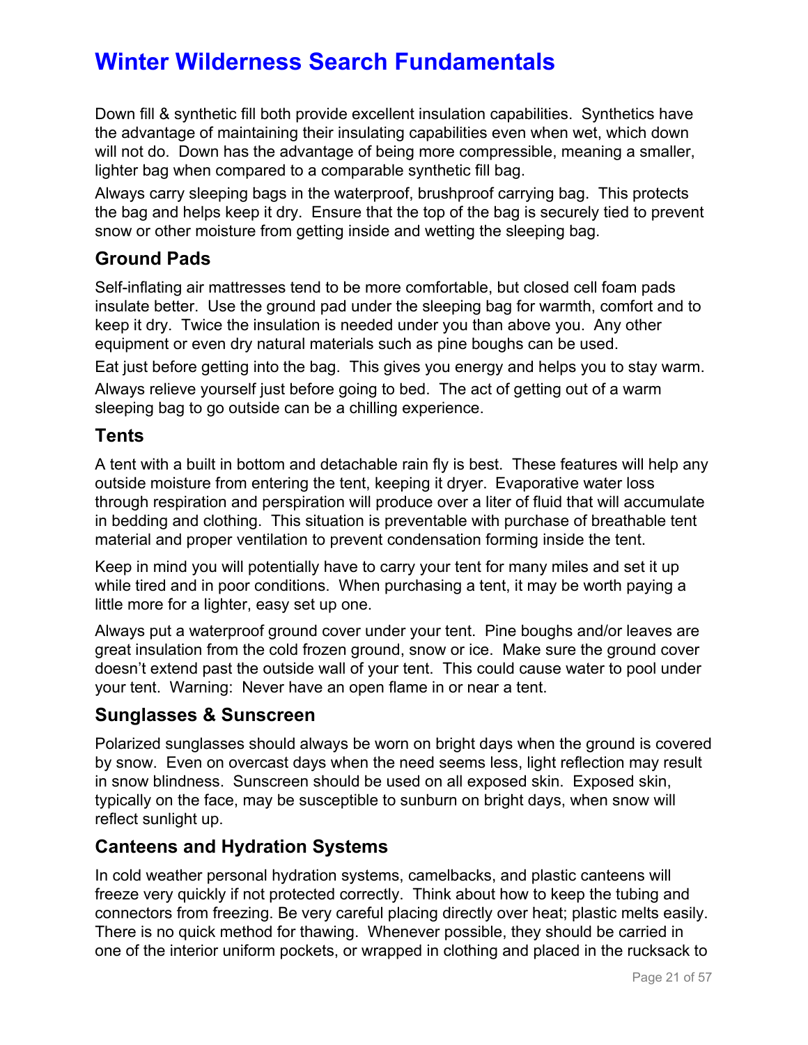# Winter Wilderness Search Fundamentals

Down fill & synthetic fill both provide excellent insulation capabilities. Synthetics have the advantage of maintaining their insulating capabilities even when wet, which down will not do. Down has the advantage of being more compressible, meaning a smaller, lighter bag when compared to a comparable synthetic fill bag.

Always carry sleeping bags in the waterproof, brushproof carrying bag. This protects the bag and helps keep it dry. Ensure that the top of the bag is securely tied to prevent snow or other moisture from getting inside and wetting the sleeping bag.

## Ground Pads

Self-inflating air mattresses tend to be more comfortable, but closed cell foam pads insulate better. Use the ground pad under the sleeping bag for warmth, comfort and to keep it dry. Twice the insulation is needed under you than above you. Any other equipment or even dry natural materials such as pine boughs can be used.

Eat just before getting into the bag. This gives you energy and helps you to stay warm.

Always relieve yourself just before going to bed. The act of getting out of a warm sleeping bag to go outside can be a chilling experience.

## Tents

A tent with a built in bottom and detachable rain fly is best. These features will help any outside moisture from entering the tent, keeping it dryer. Evaporative water loss through respiration and perspiration will produce over a liter of fluid that will accumulate in bedding and clothing. This situation is preventable with purchase of breathable tent material and proper ventilation to prevent condensation forming inside the tent.

Keep in mind you will potentially have to carry your tent for many miles and set it up while tired and in poor conditions. When purchasing a tent, it may be worth paying a little more for a lighter, easy set up one.

Always put a waterproof ground cover under your tent. Pine boughs and/or leaves are great insulation from the cold frozen ground, snow or ice. Make sure the ground cover doesn't extend past the outside wall of your tent. This could cause water to pool under your tent. Warning: Never have an open flame in or near a tent.

## Sunglasses & Sunscreen

Polarized sunglasses should always be worn on bright days when the ground is covered by snow. Even on overcast days when the need seems less, light reflection may result in snow blindness. Sunscreen should be used on all exposed skin. Exposed skin, typically on the face, may be susceptible to sunburn on bright days, when snow will reflect sunlight up.

## Canteens and Hydration Systems

In cold weather personal hydration systems, camelbacks, and plastic canteens will freeze very quickly if not protected correctly. Think about how to keep the tubing and connectors from freezing. Be very careful placing directly over heat; plastic melts easily. There is no quick method for thawing. Whenever possible, they should be carried in one of the interior uniform pockets, or wrapped in clothing and placed in the rucksack to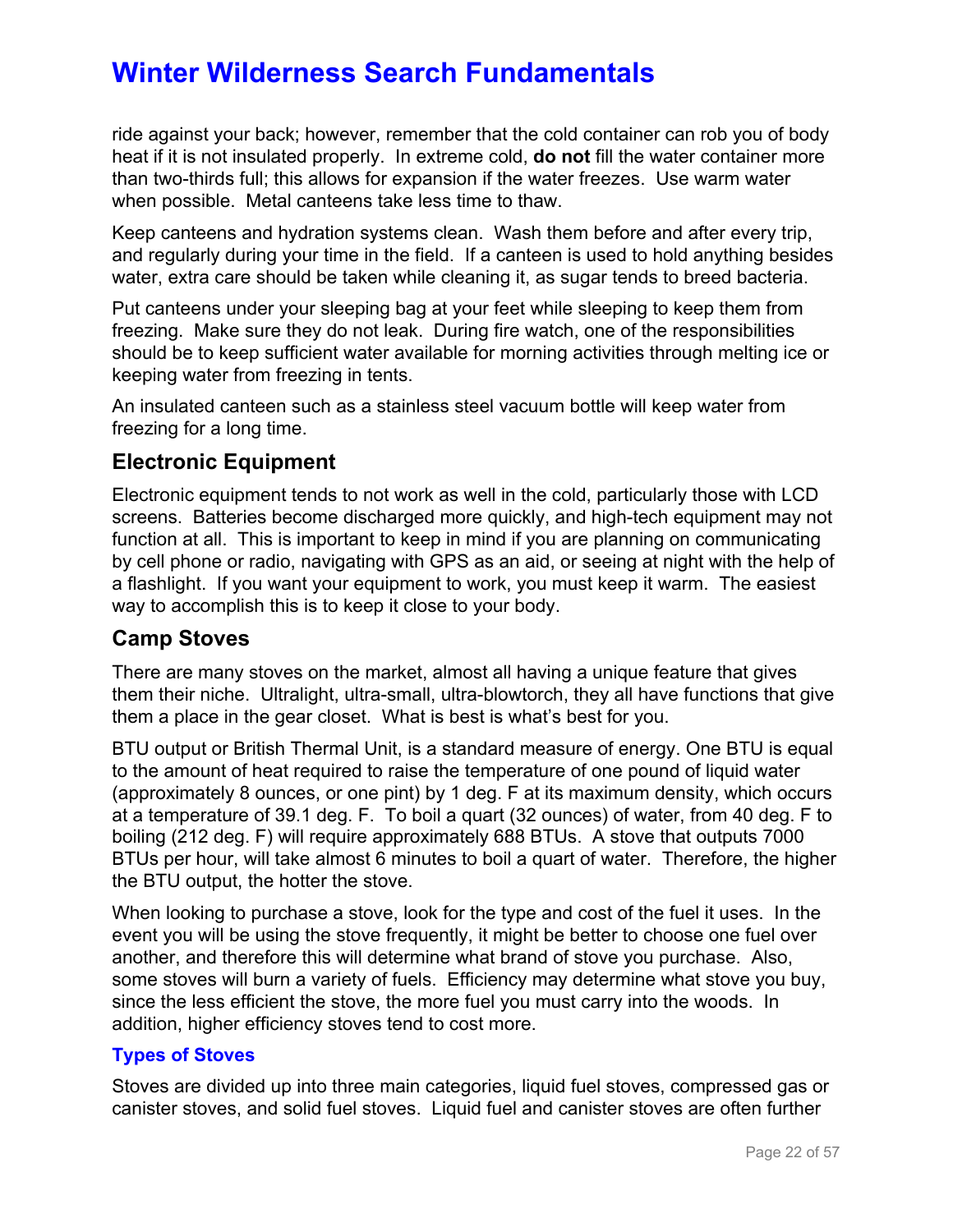ride against your back; however, remember that the cold container can rob you of body heat if it is not insulated properly. In extreme cold, **do not** fill the water container more than two-thirds full; this allows for expansion if the water freezes. Use warm water when possible. Metal canteens take less time to thaw.

Keep canteens and hydration systems clean. Wash them before and after every trip, and regularly during your time in the field. If a canteen is used to hold anything besides water, extra care should be taken while cleaning it, as sugar tends to breed bacteria.

Put canteens under your sleeping bag at your feet while sleeping to keep them from freezing. Make sure they do not leak. During fire watch, one of the responsibilities should be to keep sufficient water available for morning activities through melting ice or keeping water from freezing in tents.

An insulated canteen such as a stainless steel vacuum bottle will keep water from freezing for a long time.

## Electronic Equipment

Electronic equipment tends to not work as well in the cold, particularly those with LCD screens. Batteries become discharged more quickly, and high-tech equipment may not function at all. This is important to keep in mind if you are planning on communicating by cell phone or radio, navigating with GPS as an aid, or seeing at night with the help of a flashlight. If you want your equipment to work, you must keep it warm. The easiest way to accomplish this is to keep it close to your body.

## Camp Stoves

There are many stoves on the market, almost all having a unique feature that gives them their niche. Ultralight, ultra-small, ultra-blowtorch, they all have functions that give them a place in the gear closet. What is best is what's best for you.

BTU output or British Thermal Unit, is a standard measure of energy. One BTU is equal to the amount of heat required to raise the temperature of one pound of liquid water (approximately 8 ounces, or one pint) by 1 deg. F at its maximum density, which occurs at a temperature of 39.1 deg. F. To boil a quart (32 ounces) of water, from 40 deg. F to boiling (212 deg. F) will require approximately 688 BTUs. A stove that outputs 7000 BTUs per hour, will take almost 6 minutes to boil a quart of water. Therefore, the higher the BTU output, the hotter the stove.

When looking to purchase a stove, look for the type and cost of the fuel it uses. In the event you will be using the stove frequently, it might be better to choose one fuel over another, and therefore this will determine what brand of stove you purchase. Also, some stoves will burn a variety of fuels. Efficiency may determine what stove you buy, since the less efficient the stove, the more fuel you must carry into the woods. In addition, higher efficiency stoves tend to cost more.

### Types of Stoves

Stoves are divided up into three main categories, liquid fuel stoves, compressed gas or canister stoves, and solid fuel stoves. Liquid fuel and canister stoves are often further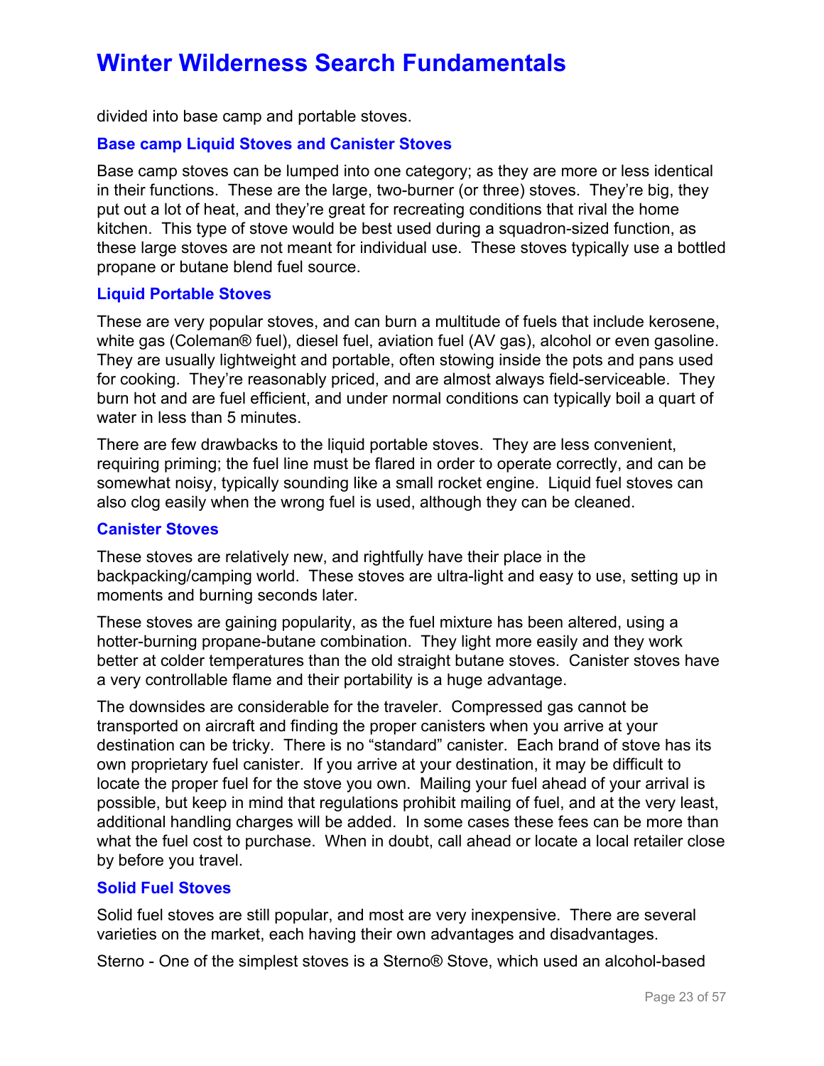divided into base camp and portable stoves.

### Base camp Liquid Stoves and Canister Stoves

Base camp stoves can be lumped into one category; as they are more or less identical in their functions. These are the large, two-burner (or three) stoves. They're big, they put out a lot of heat, and they're great for recreating conditions that rival the home kitchen. This type of stove would be best used during a squadron-sized function, as these large stoves are not meant for individual use. These stoves typically use a bottled propane or butane blend fuel source.

### Liquid Portable Stoves

These are very popular stoves, and can burn a multitude of fuels that include kerosene, white gas (Coleman® fuel), diesel fuel, aviation fuel (AV gas), alcohol or even gasoline. They are usually lightweight and portable, often stowing inside the pots and pans used for cooking. They're reasonably priced, and are almost always field-serviceable. They burn hot and are fuel efficient, and under normal conditions can typically boil a quart of water in less than 5 minutes.

There are few drawbacks to the liquid portable stoves. They are less convenient, requiring priming; the fuel line must be flared in order to operate correctly, and can be somewhat noisy, typically sounding like a small rocket engine. Liquid fuel stoves can also clog easily when the wrong fuel is used, although they can be cleaned.

### Canister Stoves

These stoves are relatively new, and rightfully have their place in the backpacking/camping world. These stoves are ultra-light and easy to use, setting up in moments and burning seconds later.

These stoves are gaining popularity, as the fuel mixture has been altered, using a hotter-burning propane-butane combination. They light more easily and they work better at colder temperatures than the old straight butane stoves. Canister stoves have a very controllable flame and their portability is a huge advantage.

The downsides are considerable for the traveler. Compressed gas cannot be transported on aircraft and finding the proper canisters when you arrive at your destination can be tricky. There is no "standard" canister. Each brand of stove has its own proprietary fuel canister. If you arrive at your destination, it may be difficult to locate the proper fuel for the stove you own. Mailing your fuel ahead of your arrival is possible, but keep in mind that regulations prohibit mailing of fuel, and at the very least, additional handling charges will be added. In some cases these fees can be more than what the fuel cost to purchase. When in doubt, call ahead or locate a local retailer close by before you travel.

### Solid Fuel Stoves

Solid fuel stoves are still popular, and most are very inexpensive. There are several varieties on the market, each having their own advantages and disadvantages.

Sterno - One of the simplest stoves is a Sterno® Stove, which used an alcohol-based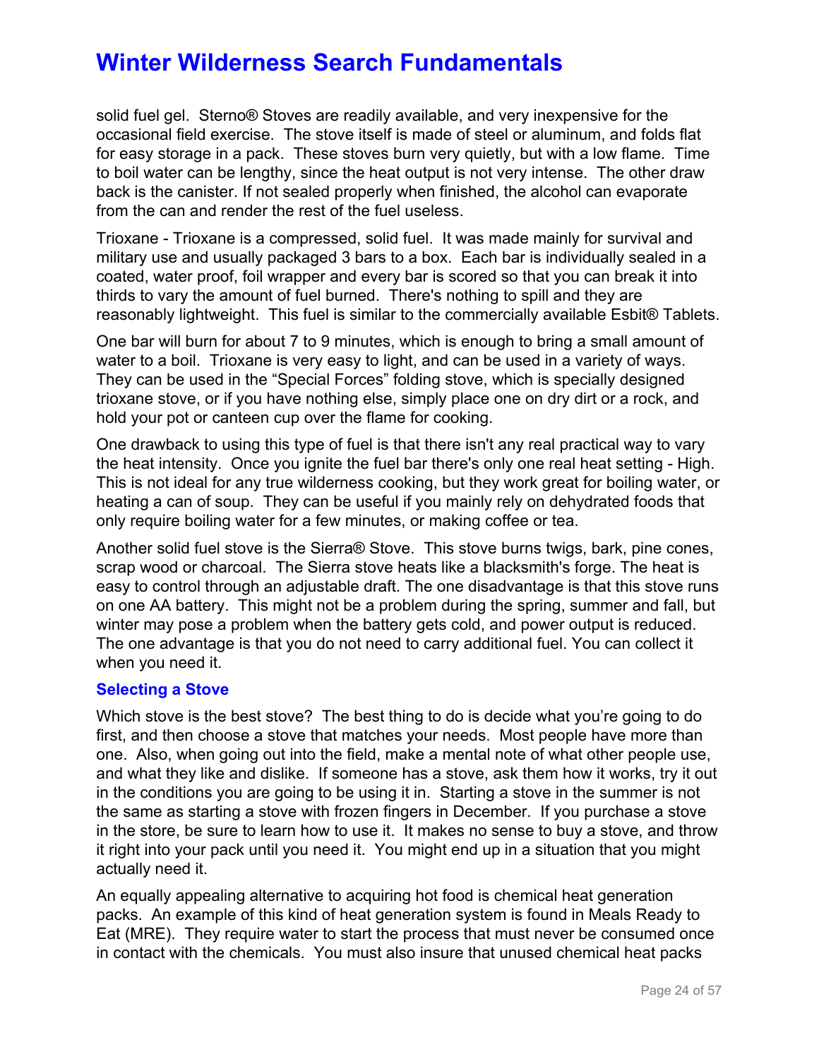solid fuel gel. Sterno® Stoves are readily available, and very inexpensive for the occasional field exercise. The stove itself is made of steel or aluminum, and folds flat for easy storage in a pack. These stoves burn very quietly, but with a low flame. Time to boil water can be lengthy, since the heat output is not very intense. The other draw back is the canister. If not sealed properly when finished, the alcohol can evaporate from the can and render the rest of the fuel useless.

Trioxane - Trioxane is a compressed, solid fuel. It was made mainly for survival and military use and usually packaged 3 bars to a box. Each bar is individually sealed in a coated, water proof, foil wrapper and every bar is scored so that you can break it into thirds to vary the amount of fuel burned. There's nothing to spill and they are reasonably lightweight. This fuel is similar to the commercially available Esbit® Tablets.

One bar will burn for about 7 to 9 minutes, which is enough to bring a small amount of water to a boil. Trioxane is very easy to light, and can be used in a variety of ways. They can be used in the "Special Forces" folding stove, which is specially designed trioxane stove, or if you have nothing else, simply place one on dry dirt or a rock, and hold your pot or canteen cup over the flame for cooking.

One drawback to using this type of fuel is that there isn't any real practical way to vary the heat intensity. Once you ignite the fuel bar there's only one real heat setting - High. This is not ideal for any true wilderness cooking, but they work great for boiling water, or heating a can of soup. They can be useful if you mainly rely on dehydrated foods that only require boiling water for a few minutes, or making coffee or tea.

Another solid fuel stove is the Sierra® Stove. This stove burns twigs, bark, pine cones, scrap wood or charcoal. The Sierra stove heats like a blacksmith's forge. The heat is easy to control through an adjustable draft. The one disadvantage is that this stove runs on one AA battery. This might not be a problem during the spring, summer and fall, but winter may pose a problem when the battery gets cold, and power output is reduced. The one advantage is that you do not need to carry additional fuel. You can collect it when you need it.

### Selecting a Stove

Which stove is the best stove? The best thing to do is decide what you're going to do first, and then choose a stove that matches your needs. Most people have more than one. Also, when going out into the field, make a mental note of what other people use, and what they like and dislike. If someone has a stove, ask them how it works, try it out in the conditions you are going to be using it in. Starting a stove in the summer is not the same as starting a stove with frozen fingers in December. If you purchase a stove in the store, be sure to learn how to use it. It makes no sense to buy a stove, and throw it right into your pack until you need it. You might end up in a situation that you might actually need it.

An equally appealing alternative to acquiring hot food is chemical heat generation packs. An example of this kind of heat generation system is found in Meals Ready to Eat (MRE). They require water to start the process that must never be consumed once in contact with the chemicals. You must also insure that unused chemical heat packs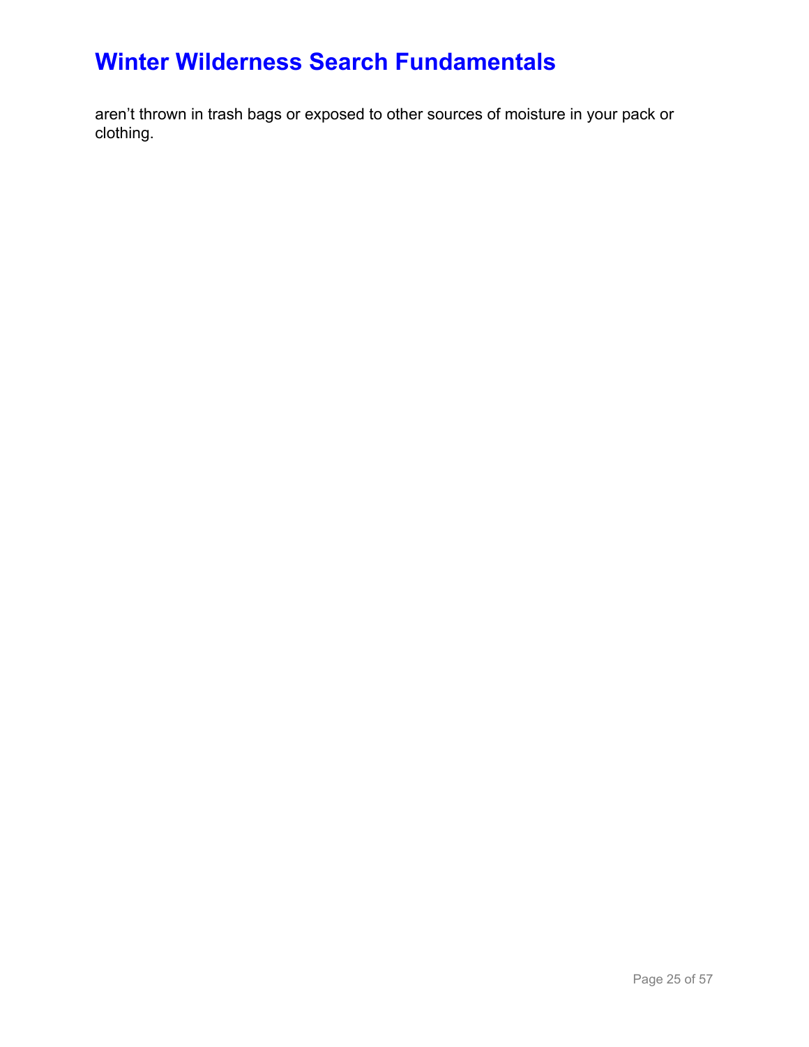aren't thrown in trash bags or exposed to other sources of moisture in your pack or clothing.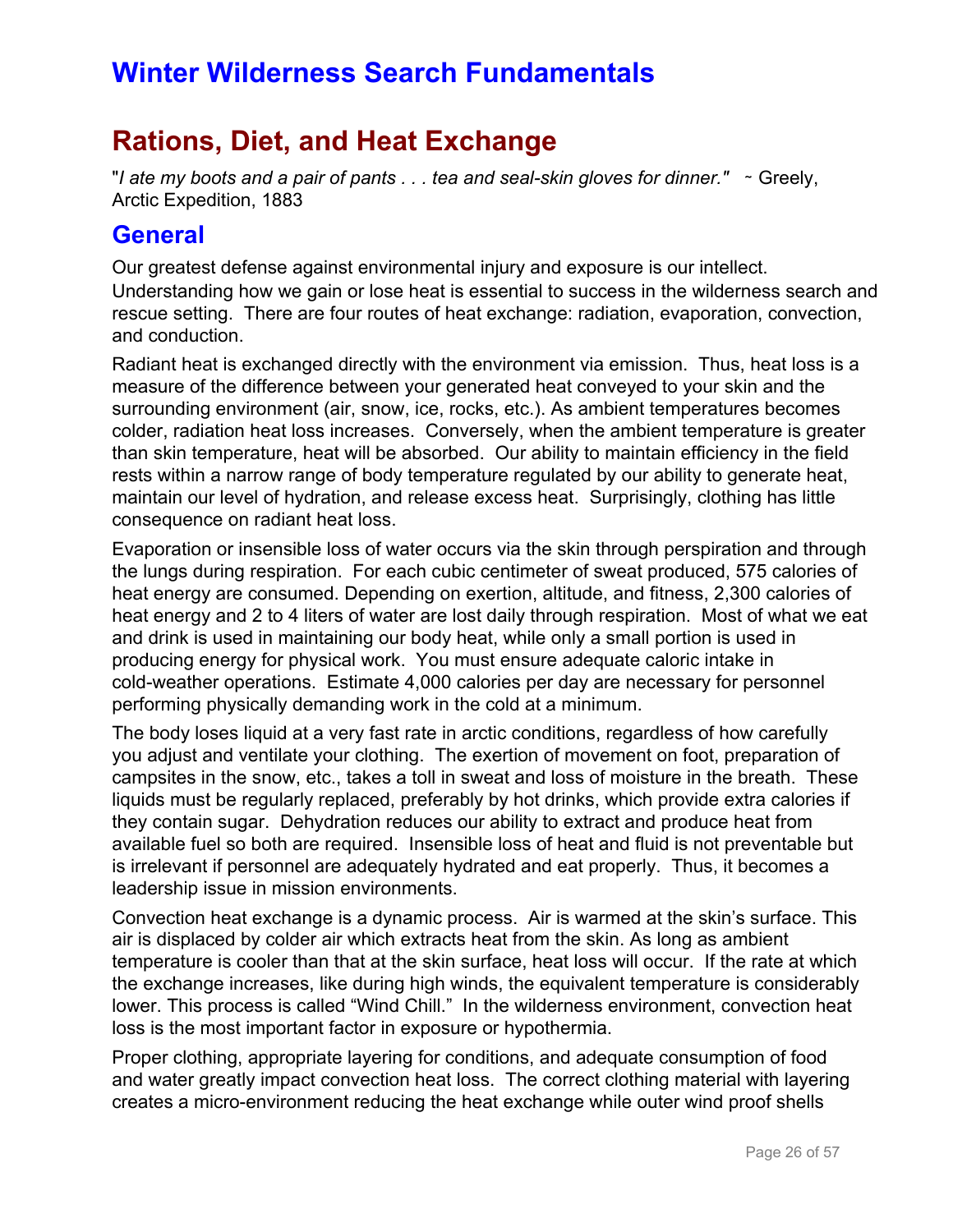# Winter Wilderness Search Fundamentals

# Rations, Diet, and Heat Exchange

"*I ate my boots and a pair of pants . . . tea and seal-skin gloves for dinner."* ~ Greely, Arctic Expedition, 1883

## General

Our greatest defense against environmental injury and exposure is our intellect. Understanding how we gain or lose heat is essential to success in the wilderness search and rescue setting. There are four routes of heat exchange: radiation, evaporation, convection, and conduction.

Radiant heat is exchanged directly with the environment via emission. Thus, heat loss is a measure of the difference between your generated heat conveyed to your skin and the surrounding environment (air, snow, ice, rocks, etc.). As ambient temperatures becomes colder, radiation heat loss increases. Conversely, when the ambient temperature is greater than skin temperature, heat will be absorbed. Our ability to maintain efficiency in the field rests within a narrow range of body temperature regulated by our ability to generate heat, maintain our level of hydration, and release excess heat. Surprisingly, clothing has little consequence on radiant heat loss.

Evaporation or insensible loss of water occurs via the skin through perspiration and through the lungs during respiration. For each cubic centimeter of sweat produced, 575 calories of heat energy are consumed. Depending on exertion, altitude, and fitness, 2,300 calories of heat energy and 2 to 4 liters of water are lost daily through respiration. Most of what we eat and drink is used in maintaining our body heat, while only a small portion is used in producing energy for physical work. You must ensure adequate caloric intake in cold-weather operations. Estimate 4,000 calories per day are necessary for personnel performing physically demanding work in the cold at a minimum.

The body loses liquid at a very fast rate in arctic conditions, regardless of how carefully you adjust and ventilate your clothing. The exertion of movement on foot, preparation of campsites in the snow, etc., takes a toll in sweat and loss of moisture in the breath. These liquids must be regularly replaced, preferably by hot drinks, which provide extra calories if they contain sugar. Dehydration reduces our ability to extract and produce heat from available fuel so both are required. Insensible loss of heat and fluid is not preventable but is irrelevant if personnel are adequately hydrated and eat properly. Thus, it becomes a leadership issue in mission environments.

Convection heat exchange is a dynamic process. Air is warmed at the skin's surface. This air is displaced by colder air which extracts heat from the skin. As long as ambient temperature is cooler than that at the skin surface, heat loss will occur. If the rate at which the exchange increases, like during high winds, the equivalent temperature is considerably lower. This process is called "Wind Chill." In the wilderness environment, convection heat loss is the most important factor in exposure or hypothermia.

Proper clothing, appropriate layering for conditions, and adequate consumption of food and water greatly impact convection heat loss. The correct clothing material with layering creates a micro-environment reducing the heat exchange while outer wind proof shells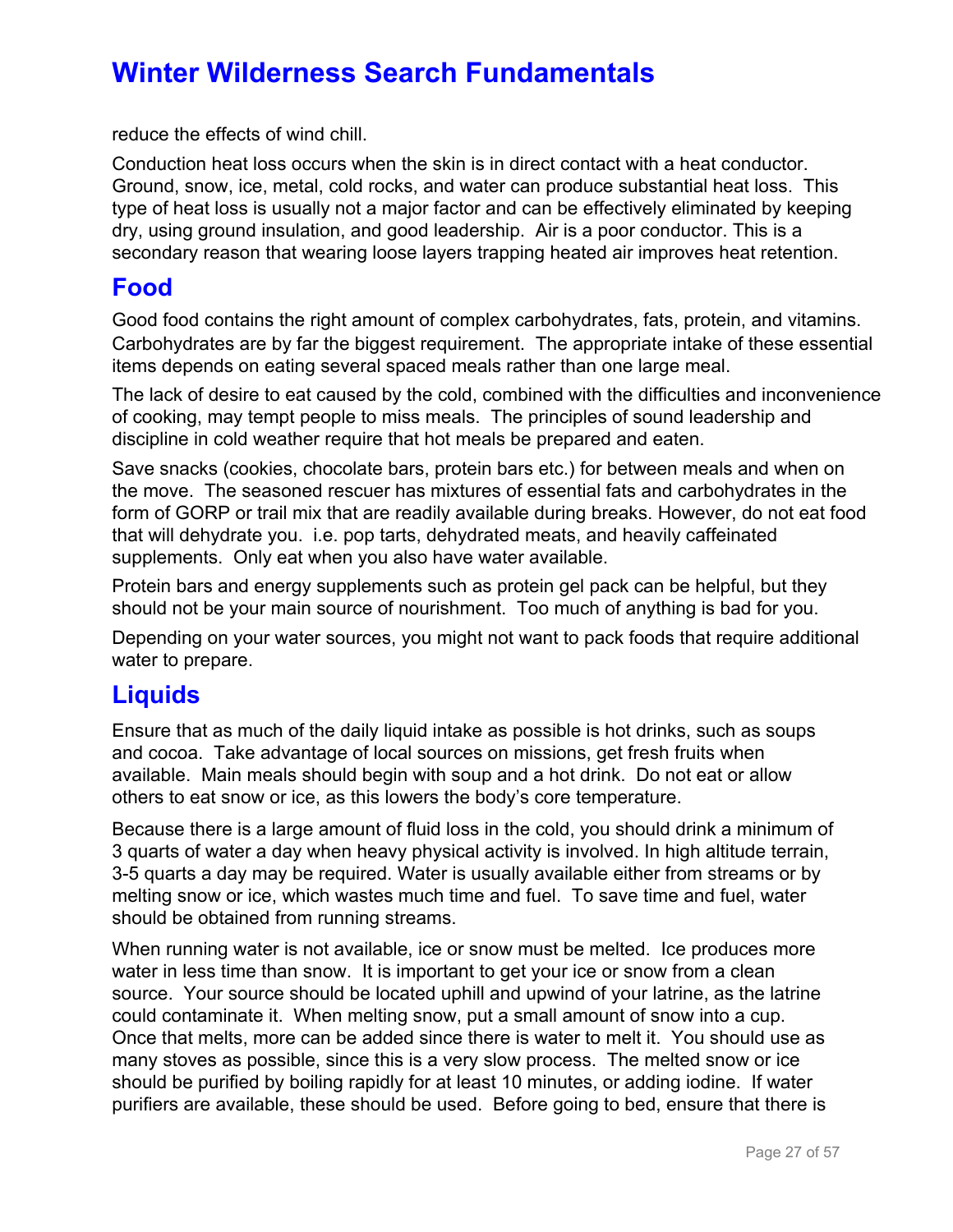reduce the effects of wind chill.

Conduction heat loss occurs when the skin is in direct contact with a heat conductor. Ground, snow, ice, metal, cold rocks, and water can produce substantial heat loss. This type of heat loss is usually not a major factor and can be effectively eliminated by keeping dry, using ground insulation, and good leadership. Air is a poor conductor. This is a secondary reason that wearing loose layers trapping heated air improves heat retention.

## Food

Good food contains the right amount of complex carbohydrates, fats, protein, and vitamins. Carbohydrates are by far the biggest requirement. The appropriate intake of these essential items depends on eating several spaced meals rather than one large meal.

The lack of desire to eat caused by the cold, combined with the difficulties and inconvenience of cooking, may tempt people to miss meals. The principles of sound leadership and discipline in cold weather require that hot meals be prepared and eaten.

Save snacks (cookies, chocolate bars, protein bars etc.) for between meals and when on the move. The seasoned rescuer has mixtures of essential fats and carbohydrates in the form of GORP or trail mix that are readily available during breaks. However, do not eat food that will dehydrate you. i.e. pop tarts, dehydrated meats, and heavily caffeinated supplements. Only eat when you also have water available.

Protein bars and energy supplements such as protein gel pack can be helpful, but they should not be your main source of nourishment. Too much of anything is bad for you.

Depending on your water sources, you might not want to pack foods that require additional water to prepare.

## Liquids

Ensure that as much of the daily liquid intake as possible is hot drinks, such as soups and cocoa. Take advantage of local sources on missions, get fresh fruits when available. Main meals should begin with soup and a hot drink. Do not eat or allow others to eat snow or ice, as this lowers the body's core temperature.

Because there is a large amount of fluid loss in the cold, you should drink a minimum of 3 quarts of water a day when heavy physical activity is involved. In high altitude terrain, 3-5 quarts a day may be required. Water is usually available either from streams or by melting snow or ice, which wastes much time and fuel. To save time and fuel, water should be obtained from running streams.

When running water is not available, ice or snow must be melted. Ice produces more water in less time than snow. It is important to get your ice or snow from a clean source. Your source should be located uphill and upwind of your latrine, as the latrine could contaminate it. When melting snow, put a small amount of snow into a cup. Once that melts, more can be added since there is water to melt it. You should use as many stoves as possible, since this is a very slow process. The melted snow or ice should be purified by boiling rapidly for at least 10 minutes, or adding iodine. If water purifiers are available, these should be used. Before going to bed, ensure that there is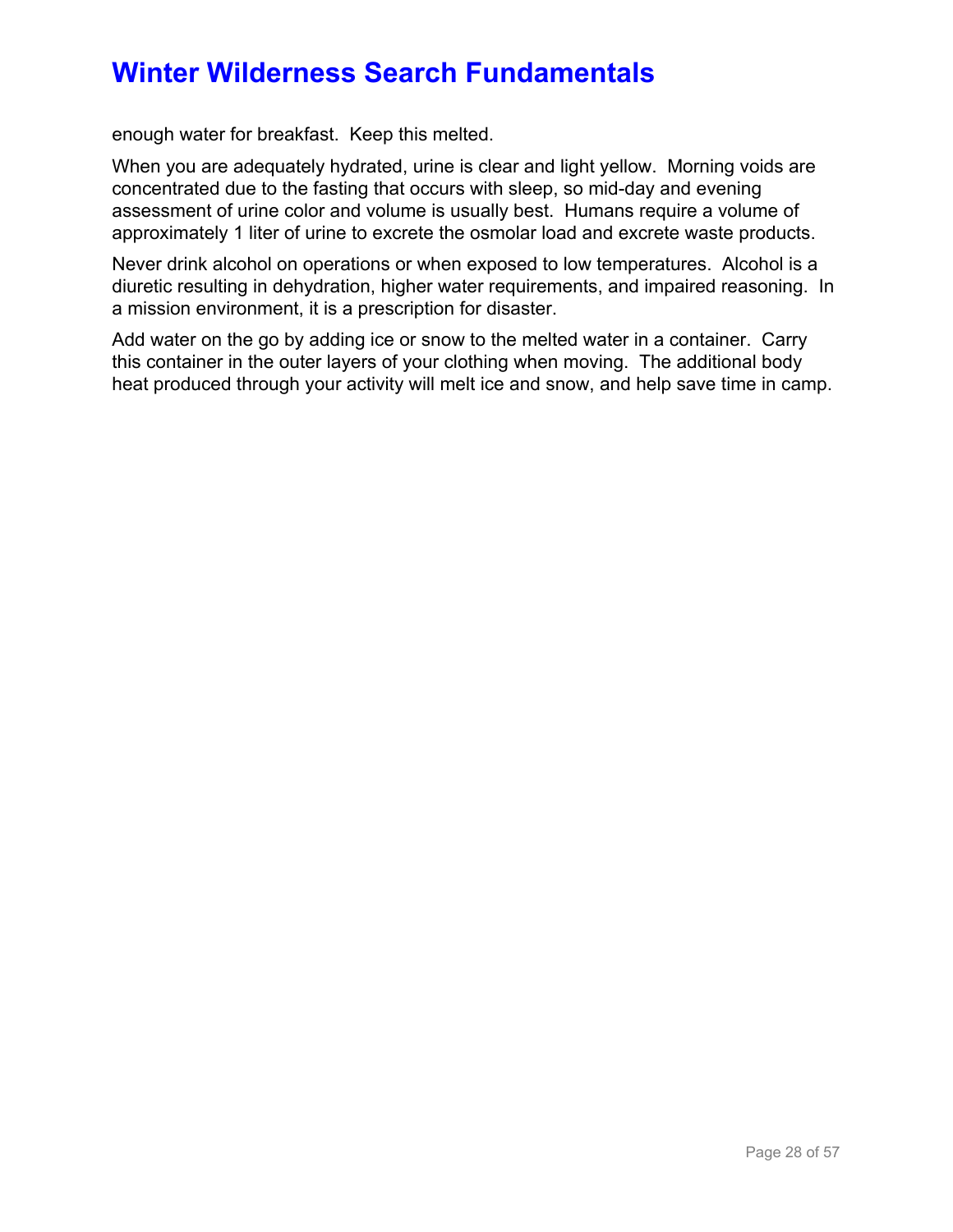enough water for breakfast. Keep this melted.

When you are adequately hydrated, urine is clear and light yellow. Morning voids are concentrated due to the fasting that occurs with sleep, so mid-day and evening assessment of urine color and volume is usually best. Humans require a volume of approximately 1 liter of urine to excrete the osmolar load and excrete waste products.

Never drink alcohol on operations or when exposed to low temperatures. Alcohol is a diuretic resulting in dehydration, higher water requirements, and impaired reasoning. In a mission environment, it is a prescription for disaster.

Add water on the go by adding ice or snow to the melted water in a container. Carry this container in the outer layers of your clothing when moving. The additional body heat produced through your activity will melt ice and snow, and help save time in camp.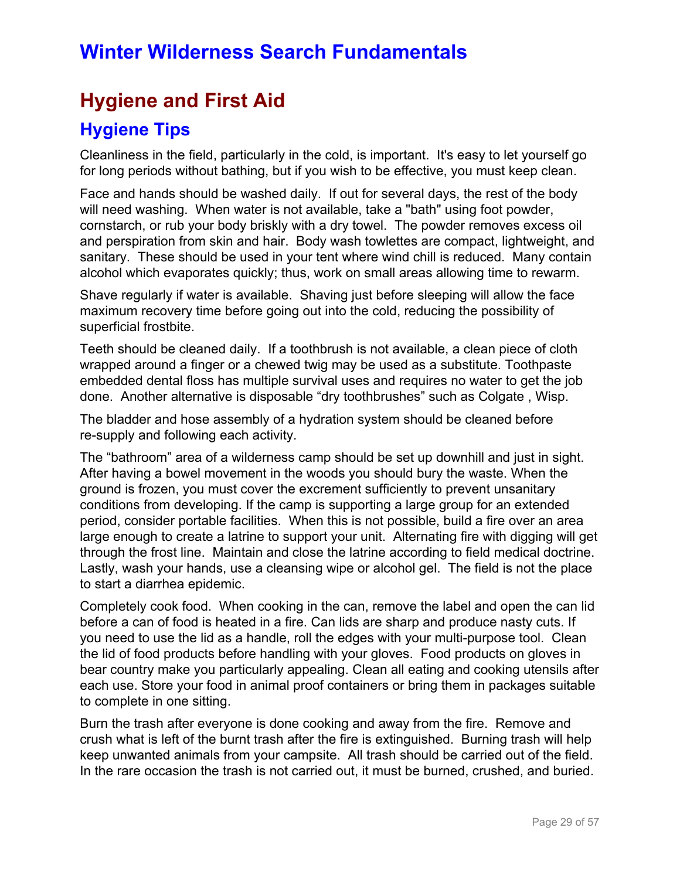# Winter Wilderness Search Fundamentals

## Hygiene and First Aid

### Hygiene Tips

Cleanliness in the field, particularly in the cold, is important. It's easy to let yourself go for long periods without bathing, but if you wish to be effective, you must keep clean.

Face and hands should be washed daily. If out for several days, the rest of the body will need washing. When water is not available, take a "bath" using foot powder, cornstarch, or rub your body briskly with a dry towel. The powder removes excess oil and perspiration from skin and hair. Body wash towlettes are compact, lightweight, and sanitary. These should be used in your tent where wind chill is reduced. Many contain alcohol which evaporates quickly; thus, work on small areas allowing time to rewarm.

Shave regularly if water is available. Shaving just before sleeping will allow the face maximum recovery time before going out into the cold, reducing the possibility of superficial frostbite.

Teeth should be cleaned daily. If a toothbrush is not available, a clean piece of cloth wrapped around a finger or a chewed twig may be used as a substitute. Toothpaste embedded dental floss has multiple survival uses and requires no water to get the job done. Another alternative is disposable "dry toothbrushes" such as Colgate , Wisp.

The bladder and hose assembly of a hydration system should be cleaned before re-supply and following each activity.

The "bathroom" area of a wilderness camp should be set up downhill and just in sight. After having a bowel movement in the woods you should bury the waste. When the ground is frozen, you must cover the excrement sufficiently to prevent unsanitary conditions from developing. If the camp is supporting a large group for an extended period, consider portable facilities. When this is not possible, build a fire over an area large enough to create a latrine to support your unit. Alternating fire with digging will get through the frost line. Maintain and close the latrine according to field medical doctrine. Lastly, wash your hands, use a cleansing wipe or alcohol gel. The field is not the place to start a diarrhea epidemic.

Completely cook food. When cooking in the can, remove the label and open the can lid before a can of food is heated in a fire. Can lids are sharp and produce nasty cuts. If you need to use the lid as a handle, roll the edges with your multi-purpose tool. Clean the lid of food products before handling with your gloves. Food products on gloves in bear country make you particularly appealing. Clean all eating and cooking utensils after each use. Store your food in animal proof containers or bring them in packages suitable to complete in one sitting.

Burn the trash after everyone is done cooking and away from the fire. Remove and crush what is left of the burnt trash after the fire is extinguished. Burning trash will help keep unwanted animals from your campsite. All trash should be carried out of the field. In the rare occasion the trash is not carried out, it must be burned, crushed, and buried.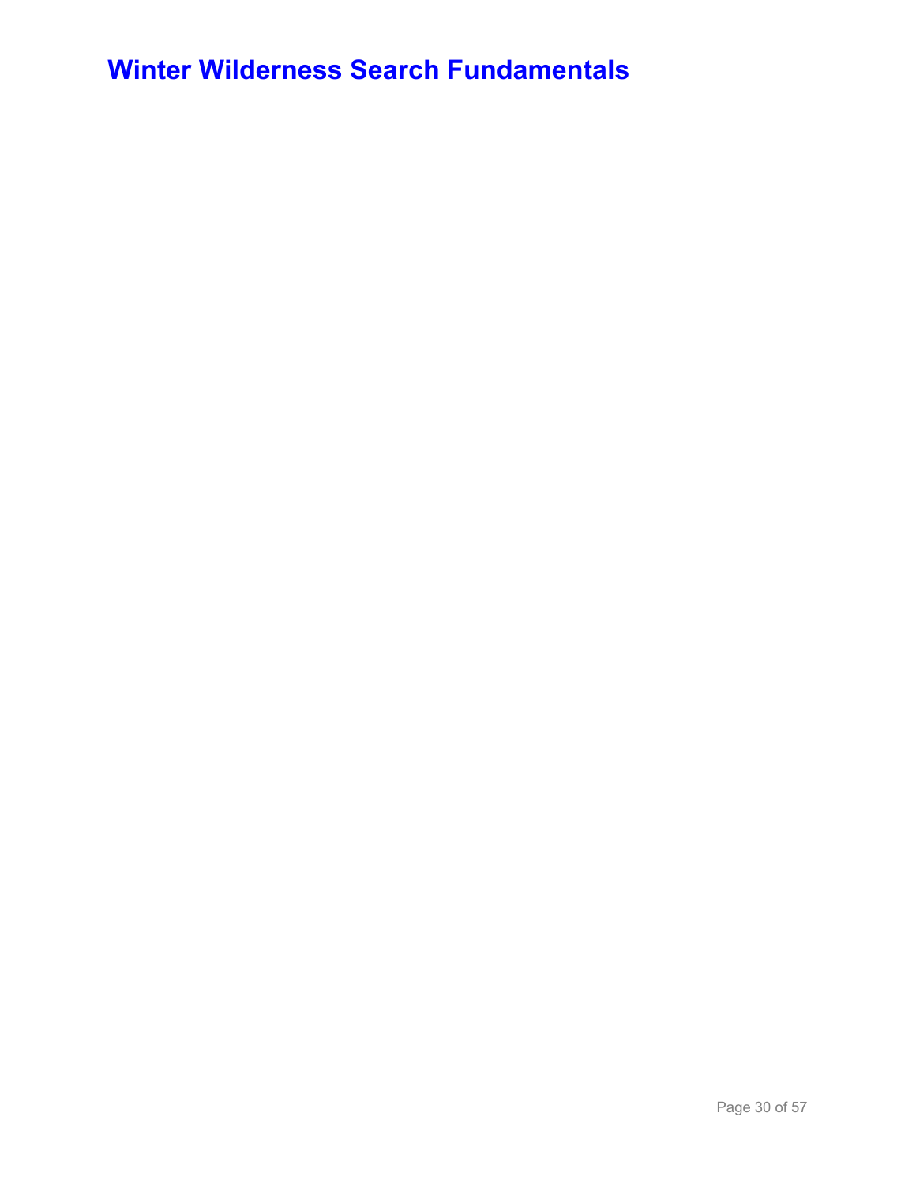# Winter Wilderness Search Fundamentals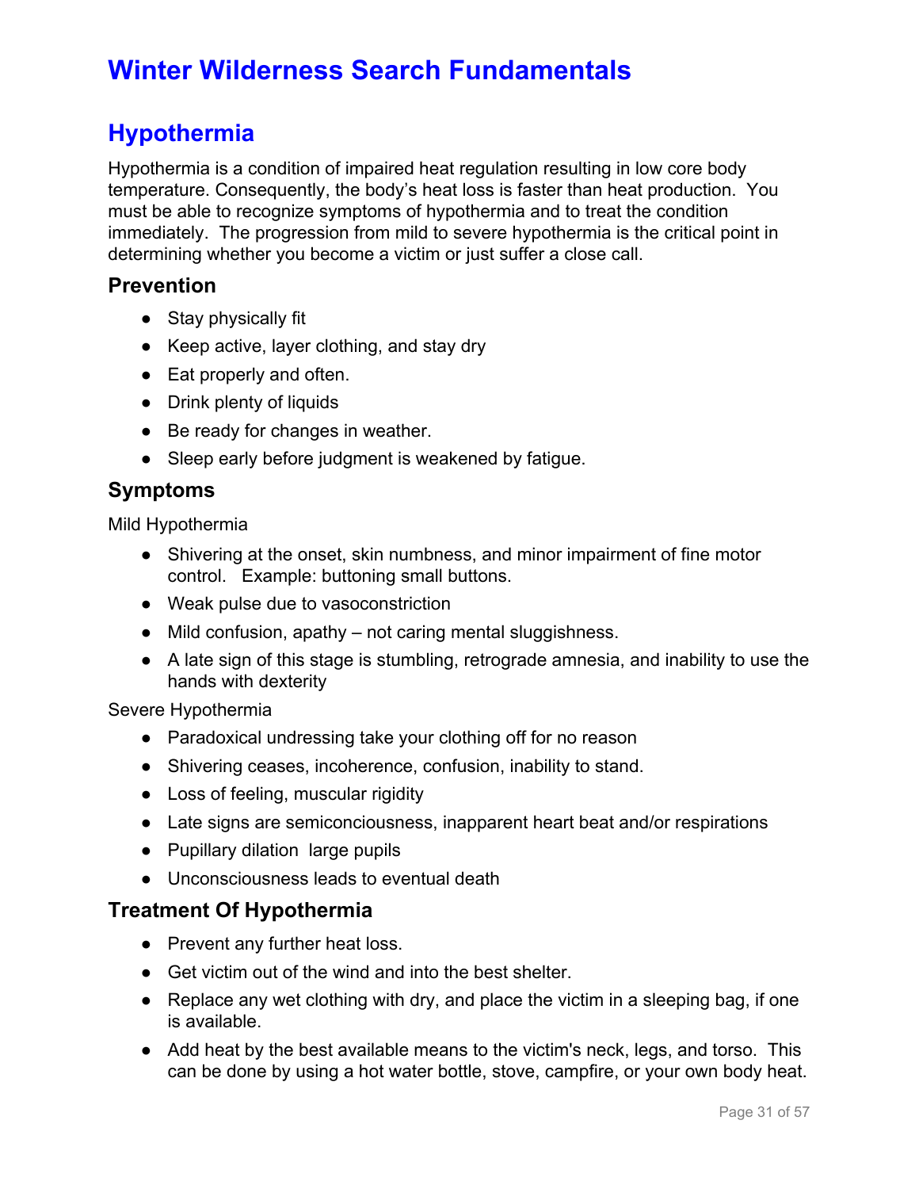# Winter Wilderness Search Fundamentals

## Hypothermia

Hypothermia is a condition of impaired heat regulation resulting in low core body temperature. Consequently, the body's heat loss is faster than heat production. You must be able to recognize symptoms of hypothermia and to treat the condition immediately. The progression from mild to severe hypothermia is the critical point in determining whether you become a victim or just suffer a close call.

### Prevention

- Stay physically fit
- Keep active, layer clothing, and stay dry
- Eat properly and often.
- Drink plenty of liquids
- Be ready for changes in weather.
- Sleep early before judgment is weakened by fatigue.

### Symptoms

Mild Hypothermia

- Shivering at the onset, skin numbness, and minor impairment of fine motor control. Example: buttoning small buttons.
- Weak pulse due to vasoconstriction
- Mild confusion, apathy – not caring mental sluggishness.
- A late sign of this stage is stumbling, retrograde amnesia, and inability to use the hands with dexterity

Severe Hypothermia

- Paradoxical undressing take your clothing off for no reason
- Shivering ceases, incoherence, confusion, inability to stand.
- Loss of feeling, muscular rigidity
- Late signs are semiconciousness, inapparent heart beat and/or respirations
- Pupillary dilation large pupils
- Unconsciousness leads to eventual death

### Treatment Of Hypothermia

- Prevent any further heat loss.
- Get victim out of the wind and into the best shelter.
- Replace any wet clothing with dry, and place the victim in a sleeping bag, if one is available.
- Add heat by the best available means to the victim's neck, legs, and torso. This can be done by using a hot water bottle, stove, campfire, or your own body heat.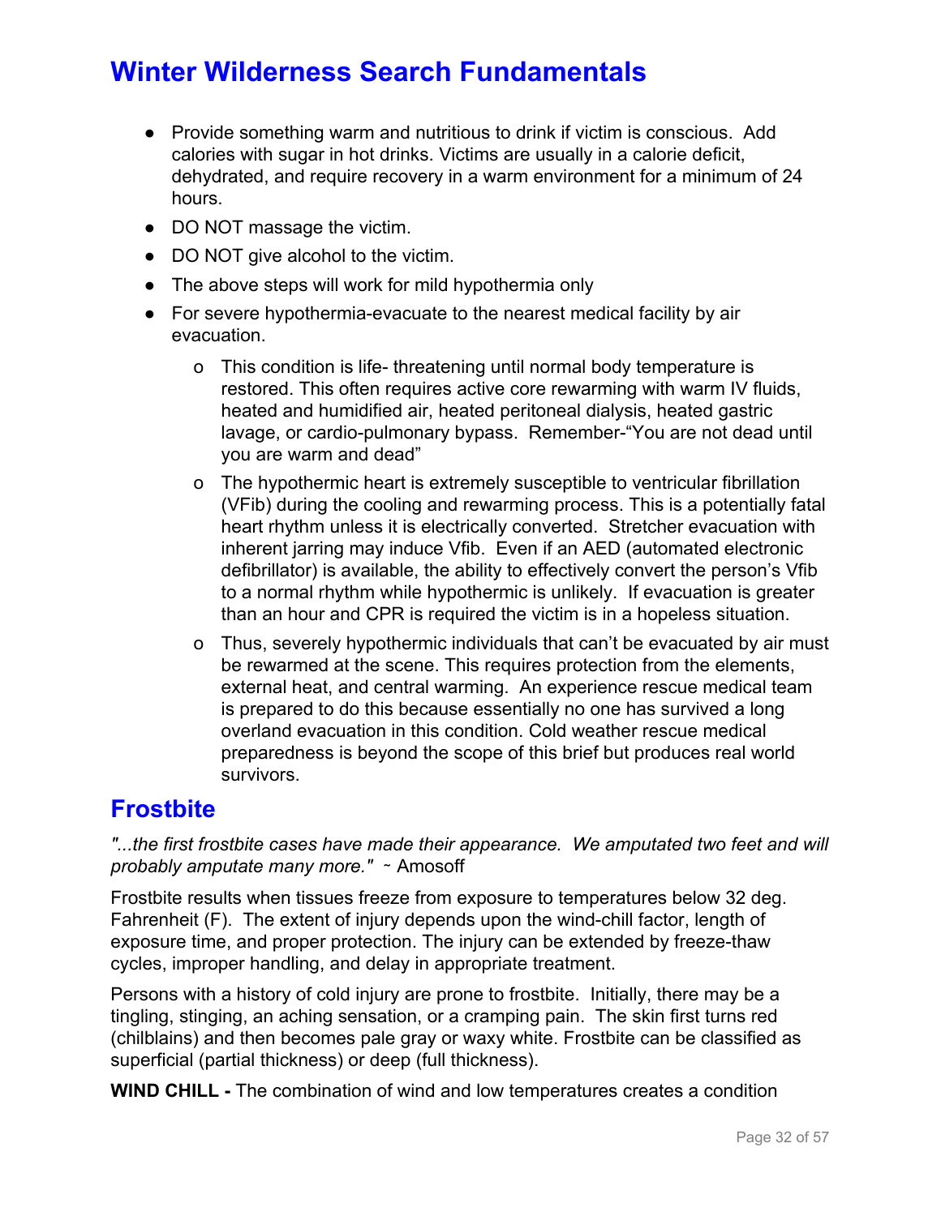# Winter Wilderness Search Fundamentals

- Provide something warm and nutritious to drink if victim is conscious. Add calories with sugar in hot drinks. Victims are usually in a calorie deficit, dehydrated, and require recovery in a warm environment for a minimum of 24 hours.
- DO NOT massage the victim.
- DO NOT give alcohol to the victim.
- The above steps will work for mild hypothermia only
- For severe hypothermia-evacuate to the nearest medical facility by air evacuation.
  - This condition is life- threatening until normal body temperature is restored. This often requires active core rewarming with warm IV fluids, heated and humidified air, heated peritoneal dialysis, heated gastric lavage, or cardio-pulmonary bypass. Remember-"You are not dead until you are warm and dead"
  - The hypothermic heart is extremely susceptible to ventricular fibrillation (VFib) during the cooling and rewarming process. This is a potentially fatal heart rhythm unless it is electrically converted. Stretcher evacuation with inherent jarring may induce Vfib. Even if an AED (automated electronic defibrillator) is available, the ability to effectively convert the person's Vfib to a normal rhythm while hypothermic is unlikely. If evacuation is greater than an hour and CPR is required the victim is in a hopeless situation.
  - Thus, severely hypothermic individuals that can't be evacuated by air must be rewarmed at the scene. This requires protection from the elements, external heat, and central warming. An experience rescue medical team is prepared to do this because essentially no one has survived a long overland evacuation in this condition. Cold weather rescue medical preparedness is beyond the scope of this brief but produces real world survivors.

## Frostbite

*"...the first frostbite cases have made their appearance. We amputated two feet and will probably amputate many more."* ~ Amosoff

Frostbite results when tissues freeze from exposure to temperatures below 32 deg. Fahrenheit (F). The extent of injury depends upon the wind-chill factor, length of exposure time, and proper protection. The injury can be extended by freeze-thaw cycles, improper handling, and delay in appropriate treatment.

Persons with a history of cold injury are prone to frostbite. Initially, there may be a tingling, stinging, an aching sensation, or a cramping pain. The skin first turns red (chilblains) and then becomes pale gray or waxy white. Frostbite can be classified as superficial (partial thickness) or deep (full thickness).

**WIND CHILL -** The combination of wind and low temperatures creates a condition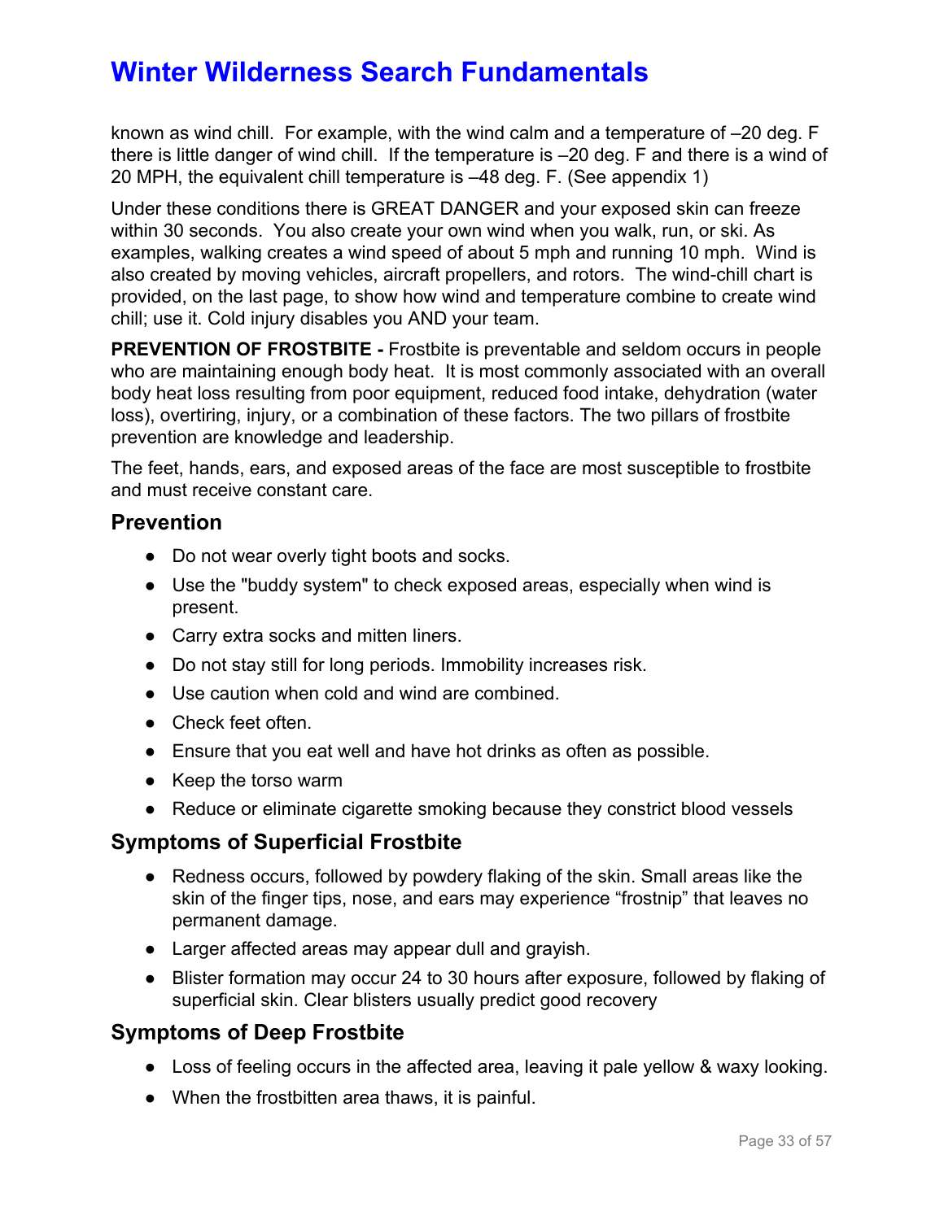known as wind chill. For example, with the wind calm and a temperature of –20 deg. F there is little danger of wind chill. If the temperature is –20 deg. F and there is a wind of 20 MPH, the equivalent chill temperature is –48 deg. F. (See appendix 1)

Under these conditions there is GREAT DANGER and your exposed skin can freeze within 30 seconds. You also create your own wind when you walk, run, or ski. As examples, walking creates a wind speed of about 5 mph and running 10 mph. Wind is also created by moving vehicles, aircraft propellers, and rotors. The wind-chill chart is provided, on the last page, to show how wind and temperature combine to create wind chill; use it. Cold injury disables you AND your team.

**PREVENTION OF FROSTBITE -** Frostbite is preventable and seldom occurs in people who are maintaining enough body heat. It is most commonly associated with an overall body heat loss resulting from poor equipment, reduced food intake, dehydration (water loss), overtiring, injury, or a combination of these factors. The two pillars of frostbite prevention are knowledge and leadership.

The feet, hands, ears, and exposed areas of the face are most susceptible to frostbite and must receive constant care.

## Prevention

- Do not wear overly tight boots and socks.
- Use the "buddy system" to check exposed areas, especially when wind is present.
- Carry extra socks and mitten liners.
- Do not stay still for long periods. Immobility increases risk.
- Use caution when cold and wind are combined.
- Check feet often.
- Ensure that you eat well and have hot drinks as often as possible.
- Keep the torso warm
- Reduce or eliminate cigarette smoking because they constrict blood vessels

## Symptoms of Superficial Frostbite

- Redness occurs, followed by powdery flaking of the skin. Small areas like the skin of the finger tips, nose, and ears may experience "frostnip" that leaves no permanent damage.
- Larger affected areas may appear dull and grayish.
- Blister formation may occur 24 to 30 hours after exposure, followed by flaking of superficial skin. Clear blisters usually predict good recovery

## Symptoms of Deep Frostbite

- Loss of feeling occurs in the affected area, leaving it pale yellow & waxy looking.
- When the frostbitten area thaws, it is painful.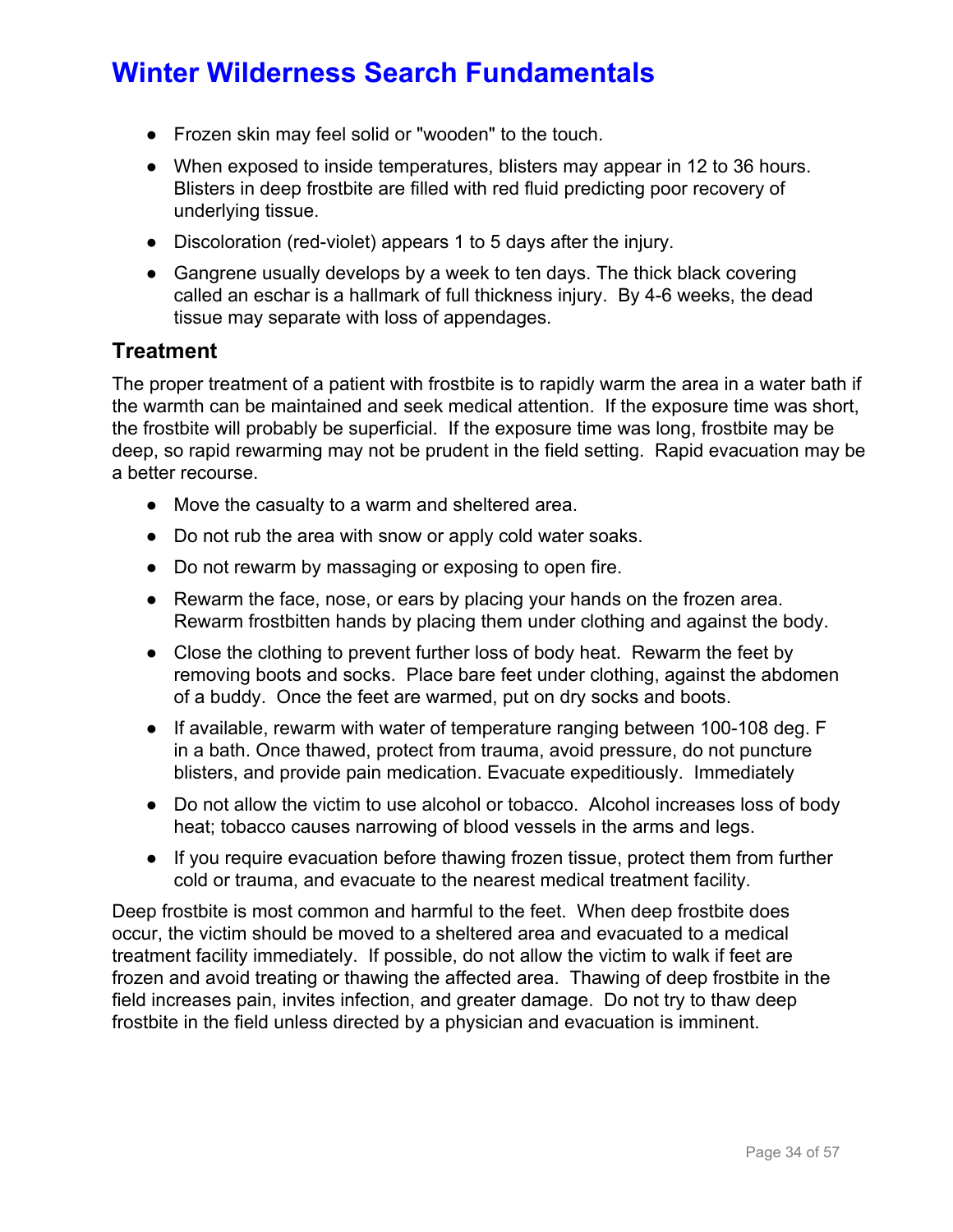- Frozen skin may feel solid or "wooden" to the touch.
- When exposed to inside temperatures, blisters may appear in 12 to 36 hours. Blisters in deep frostbite are filled with red fluid predicting poor recovery of underlying tissue.
- Discoloration (red-violet) appears 1 to 5 days after the injury.
- Gangrene usually develops by a week to ten days. The thick black covering called an eschar is a hallmark of full thickness injury. By 4-6 weeks, the dead tissue may separate with loss of appendages.

### Treatment

The proper treatment of a patient with frostbite is to rapidly warm the area in a water bath if the warmth can be maintained and seek medical attention. If the exposure time was short, the frostbite will probably be superficial. If the exposure time was long, frostbite may be deep, so rapid rewarming may not be prudent in the field setting. Rapid evacuation may be a better recourse.

- Move the casualty to a warm and sheltered area.
- Do not rub the area with snow or apply cold water soaks.
- Do not rewarm by massaging or exposing to open fire.
- Rewarm the face, nose, or ears by placing your hands on the frozen area. Rewarm frostbitten hands by placing them under clothing and against the body.
- Close the clothing to prevent further loss of body heat. Rewarm the feet by removing boots and socks. Place bare feet under clothing, against the abdomen of a buddy. Once the feet are warmed, put on dry socks and boots.
- If available, rewarm with water of temperature ranging between 100-108 deg. F in a bath. Once thawed, protect from trauma, avoid pressure, do not puncture blisters, and provide pain medication. Evacuate expeditiously. Immediately
- Do not allow the victim to use alcohol or tobacco. Alcohol increases loss of body heat; tobacco causes narrowing of blood vessels in the arms and legs.
- If you require evacuation before thawing frozen tissue, protect them from further cold or trauma, and evacuate to the nearest medical treatment facility.

Deep frostbite is most common and harmful to the feet. When deep frostbite does occur, the victim should be moved to a sheltered area and evacuated to a medical treatment facility immediately. If possible, do not allow the victim to walk if feet are frozen and avoid treating or thawing the affected area. Thawing of deep frostbite in the field increases pain, invites infection, and greater damage. Do not try to thaw deep frostbite in the field unless directed by a physician and evacuation is imminent.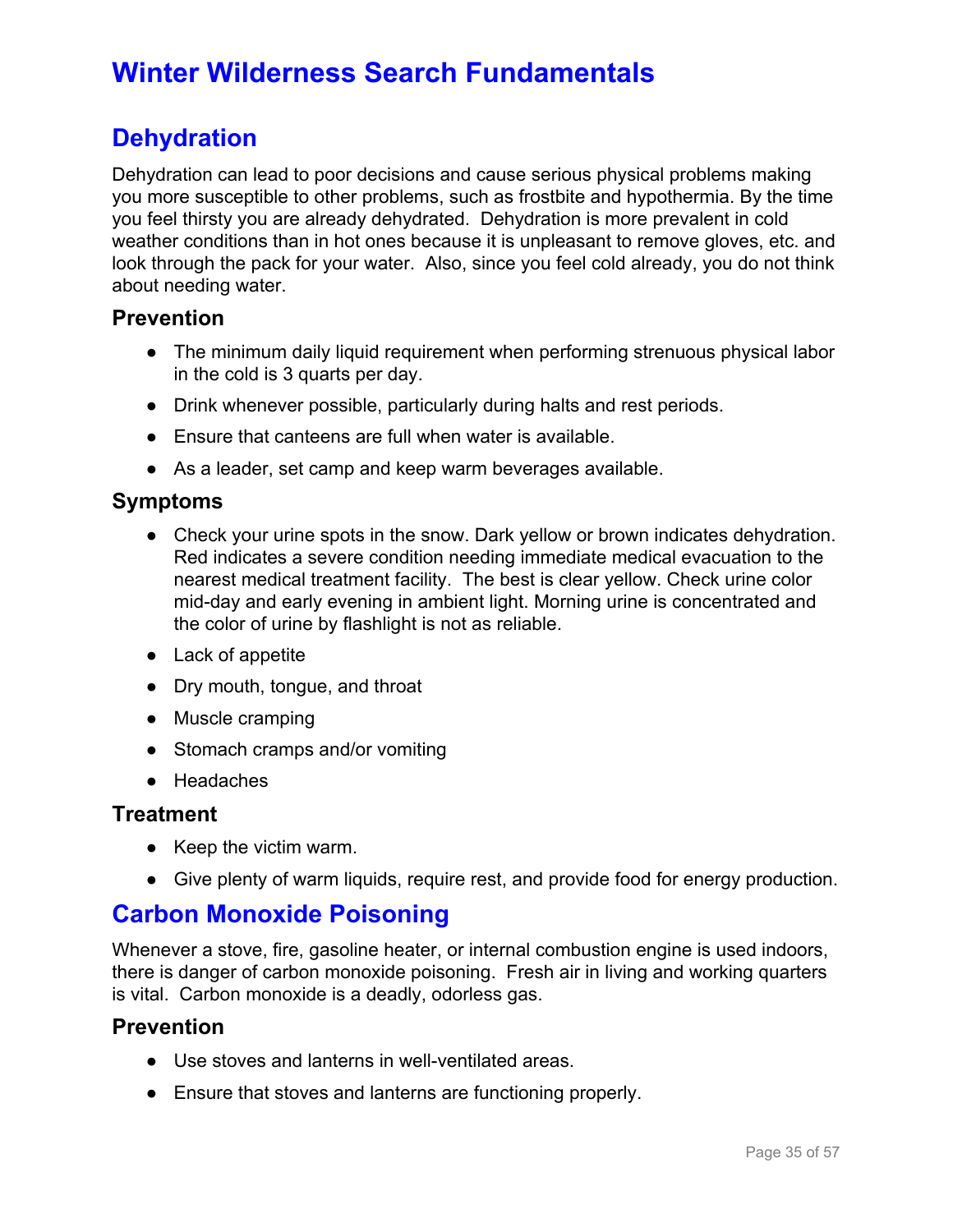# Winter Wilderness Search Fundamentals

## Dehydration

Dehydration can lead to poor decisions and cause serious physical problems making you more susceptible to other problems, such as frostbite and hypothermia. By the time you feel thirsty you are already dehydrated. Dehydration is more prevalent in cold weather conditions than in hot ones because it is unpleasant to remove gloves, etc. and look through the pack for your water. Also, since you feel cold already, you do not think about needing water.

### Prevention

- The minimum daily liquid requirement when performing strenuous physical labor in the cold is 3 quarts per day.
- Drink whenever possible, particularly during halts and rest periods.
- Ensure that canteens are full when water is available.
- As a leader, set camp and keep warm beverages available.

### Symptoms

- Check your urine spots in the snow. Dark yellow or brown indicates dehydration. Red indicates a severe condition needing immediate medical evacuation to the nearest medical treatment facility. The best is clear yellow. Check urine color mid-day and early evening in ambient light. Morning urine is concentrated and the color of urine by flashlight is not as reliable.
- Lack of appetite
- Dry mouth, tongue, and throat
- Muscle cramping
- Stomach cramps and/or vomiting
- Headaches

### Treatment

- Keep the victim warm.
- Give plenty of warm liquids, require rest, and provide food for energy production.

## Carbon Monoxide Poisoning

Whenever a stove, fire, gasoline heater, or internal combustion engine is used indoors, there is danger of carbon monoxide poisoning. Fresh air in living and working quarters is vital. Carbon monoxide is a deadly, odorless gas.

### Prevention

- Use stoves and lanterns in well-ventilated areas.
- Ensure that stoves and lanterns are functioning properly.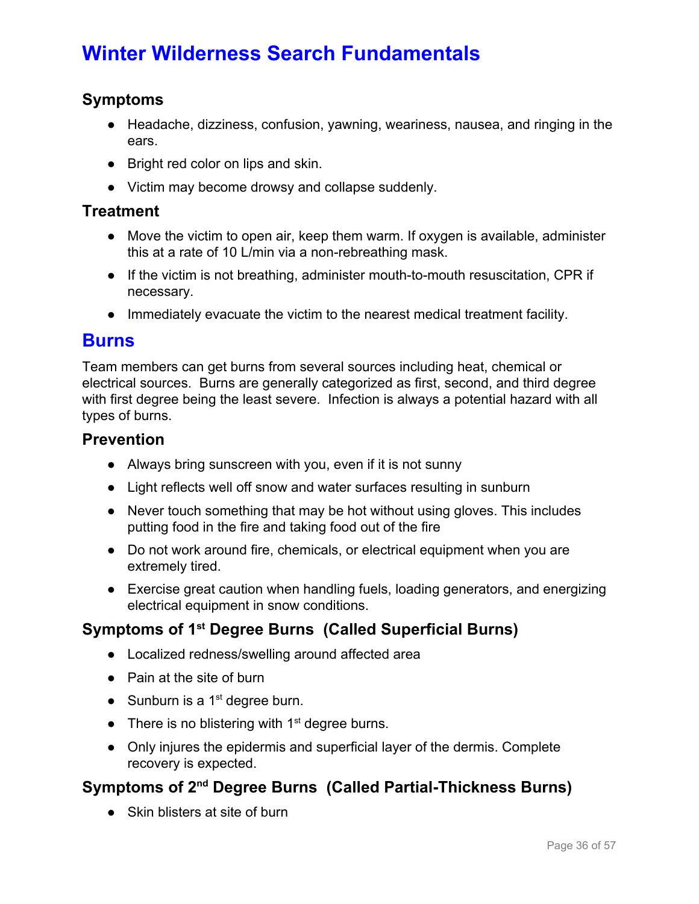# Winter Wilderness Search Fundamentals

### Symptoms

- Headache, dizziness, confusion, yawning, weariness, nausea, and ringing in the ears.
- Bright red color on lips and skin.
- Victim may become drowsy and collapse suddenly.

### Treatment

- Move the victim to open air, keep them warm. If oxygen is available, administer this at a rate of 10 L/min via a non-rebreathing mask.
- If the victim is not breathing, administer mouth-to-mouth resuscitation, CPR if necessary.
- Immediately evacuate the victim to the nearest medical treatment facility.

## Burns

Team members can get burns from several sources including heat, chemical or electrical sources. Burns are generally categorized as first, second, and third degree with first degree being the least severe. Infection is always a potential hazard with all types of burns.

### Prevention

- Always bring sunscreen with you, even if it is not sunny
- Light reflects well off snow and water surfaces resulting in sunburn
- Never touch something that may be hot without using gloves. This includes putting food in the fire and taking food out of the fire
- Do not work around fire, chemicals, or electrical equipment when you are extremely tired.
- Exercise great caution when handling fuels, loading generators, and energizing electrical equipment in snow conditions.

### Symptoms of 1st Degree Burns (Called Superficial Burns)

- Localized redness/swelling around affected area
- Pain at the site of burn
- Sunburn is a 1st degree burn.
- There is no blistering with 1st degree burns.
- Only injures the epidermis and superficial layer of the dermis. Complete recovery is expected.

### Symptoms of 2nd Degree Burns (Called Partial-Thickness Burns)

- Skin blisters at site of burn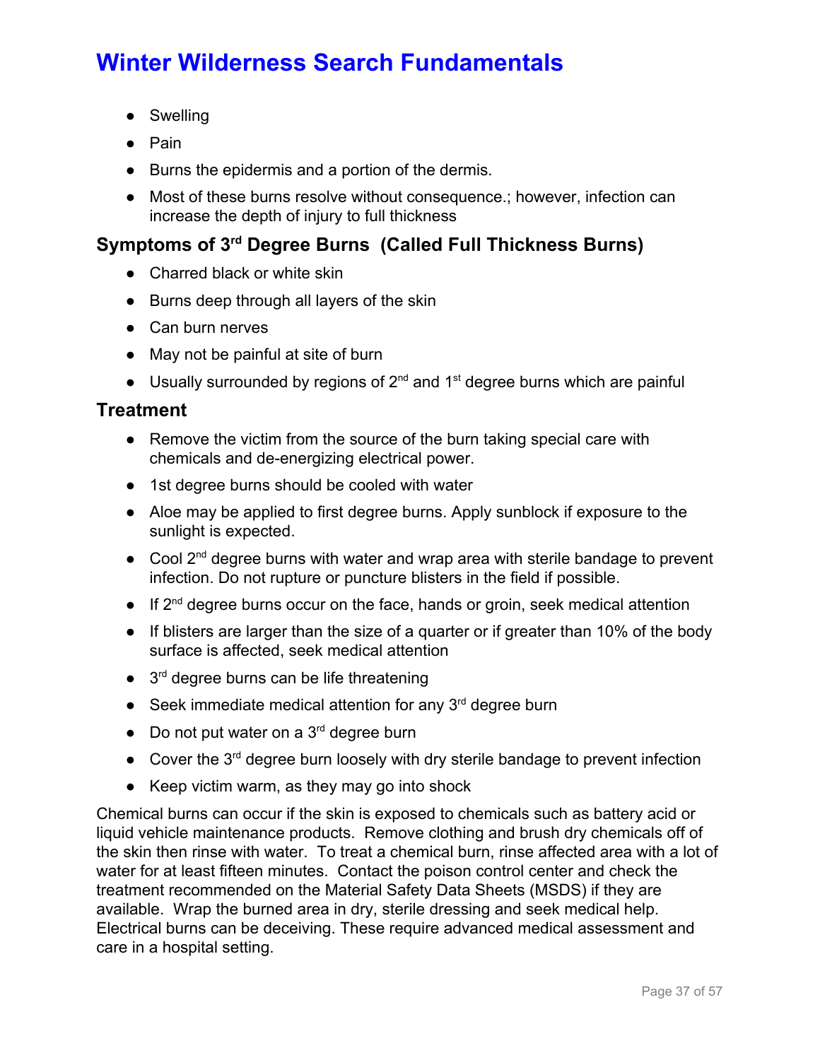- Swelling
- Pain
- Burns the epidermis and a portion of the dermis.
- Most of these burns resolve without consequence.; however, infection can increase the depth of injury to full thickness

### Symptoms of 3rd Degree Burns (Called Full Thickness Burns)

- Charred black or white skin
- Burns deep through all layers of the skin
- Can burn nerves
- May not be painful at site of burn
- Usually surrounded by regions of 2nd and 1st degree burns which are painful

### Treatment

- Remove the victim from the source of the burn taking special care with chemicals and de-energizing electrical power.
- 1st degree burns should be cooled with water
- Aloe may be applied to first degree burns. Apply sunblock if exposure to the sunlight is expected.
- Cool 2nd degree burns with water and wrap area with sterile bandage to prevent infection. Do not rupture or puncture blisters in the field if possible.
- If 2nd degree burns occur on the face, hands or groin, seek medical attention
- If blisters are larger than the size of a quarter or if greater than 10% of the body surface is affected, seek medical attention
- 3rd degree burns can be life threatening
- Seek immediate medical attention for any 3rd degree burn
- Do not put water on a 3rd degree burn
- Cover the 3rd degree burn loosely with dry sterile bandage to prevent infection
- Keep victim warm, as they may go into shock

Chemical burns can occur if the skin is exposed to chemicals such as battery acid or liquid vehicle maintenance products. Remove clothing and brush dry chemicals off of the skin then rinse with water. To treat a chemical burn, rinse affected area with a lot of water for at least fifteen minutes. Contact the poison control center and check the treatment recommended on the Material Safety Data Sheets (MSDS) if they are available. Wrap the burned area in dry, sterile dressing and seek medical help. Electrical burns can be deceiving. These require advanced medical assessment and care in a hospital setting.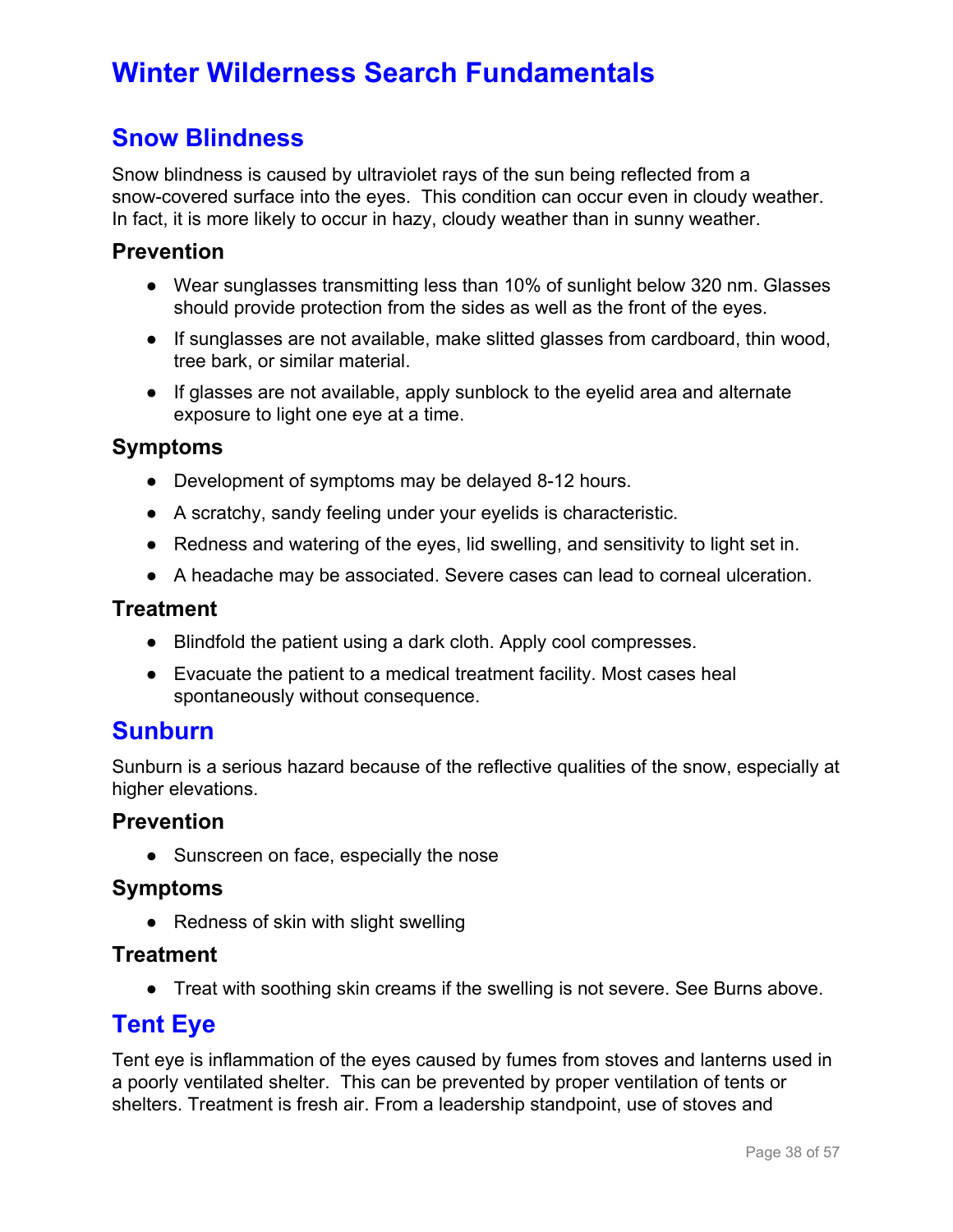# Winter Wilderness Search Fundamentals

## Snow Blindness

Snow blindness is caused by ultraviolet rays of the sun being reflected from a snow-covered surface into the eyes. This condition can occur even in cloudy weather. In fact, it is more likely to occur in hazy, cloudy weather than in sunny weather.

### Prevention

- Wear sunglasses transmitting less than 10% of sunlight below 320 nm. Glasses should provide protection from the sides as well as the front of the eyes.
- If sunglasses are not available, make slitted glasses from cardboard, thin wood, tree bark, or similar material.
- If glasses are not available, apply sunblock to the eyelid area and alternate exposure to light one eye at a time.

### Symptoms

- Development of symptoms may be delayed 8-12 hours.
- A scratchy, sandy feeling under your eyelids is characteristic.
- Redness and watering of the eyes, lid swelling, and sensitivity to light set in.
- A headache may be associated. Severe cases can lead to corneal ulceration.

### Treatment

- Blindfold the patient using a dark cloth. Apply cool compresses.
- Evacuate the patient to a medical treatment facility. Most cases heal spontaneously without consequence.

## Sunburn

Sunburn is a serious hazard because of the reflective qualities of the snow, especially at higher elevations.

### Prevention

- Sunscreen on face, especially the nose

### Symptoms

- Redness of skin with slight swelling

### Treatment

- Treat with soothing skin creams if the swelling is not severe. See Burns above.

## Tent Eye

Tent eye is inflammation of the eyes caused by fumes from stoves and lanterns used in a poorly ventilated shelter. This can be prevented by proper ventilation of tents or shelters. Treatment is fresh air. From a leadership standpoint, use of stoves and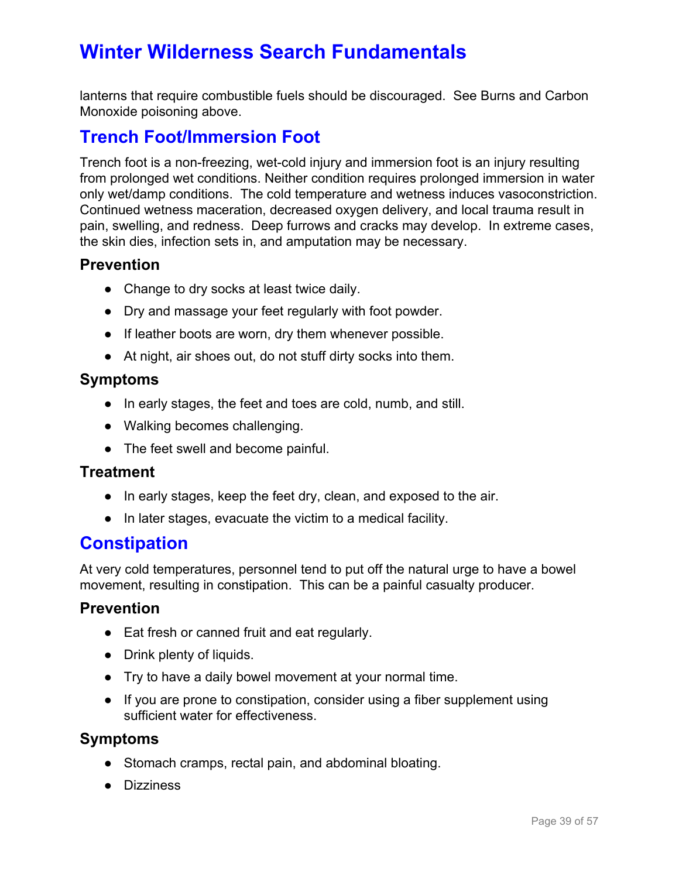lanterns that require combustible fuels should be discouraged.  See Burns and Carbon Monoxide poisoning above.

## Trench Foot/Immersion Foot

Trench foot is a non-freezing, wet-cold injury and immersion foot is an injury resulting from prolonged wet conditions. Neither condition requires prolonged immersion in water only wet/damp conditions.  The cold temperature and wetness induces vasoconstriction. Continued wetness maceration, decreased oxygen delivery, and local trauma result in pain, swelling, and redness.  Deep furrows and cracks may develop.  In extreme cases, the skin dies, infection sets in, and amputation may be necessary.

### Prevention

- Change to dry socks at least twice daily.
- Dry and massage your feet regularly with foot powder.
- If leather boots are worn, dry them whenever possible.
- At night, air shoes out, do not stuff dirty socks into them.

### Symptoms

- In early stages, the feet and toes are cold, numb, and still.
- Walking becomes challenging.
- The feet swell and become painful.

### Treatment

- In early stages, keep the feet dry, clean, and exposed to the air.
- In later stages, evacuate the victim to a medical facility.

## Constipation

At very cold temperatures, personnel tend to put off the natural urge to have a bowel movement, resulting in constipation.  This can be a painful casualty producer.

### Prevention

- Eat fresh or canned fruit and eat regularly.
- Drink plenty of liquids.
- Try to have a daily bowel movement at your normal time.
- If you are prone to constipation, consider using a fiber supplement using sufficient water for effectiveness.

### Symptoms

- Stomach cramps, rectal pain, and abdominal bloating.
- Dizziness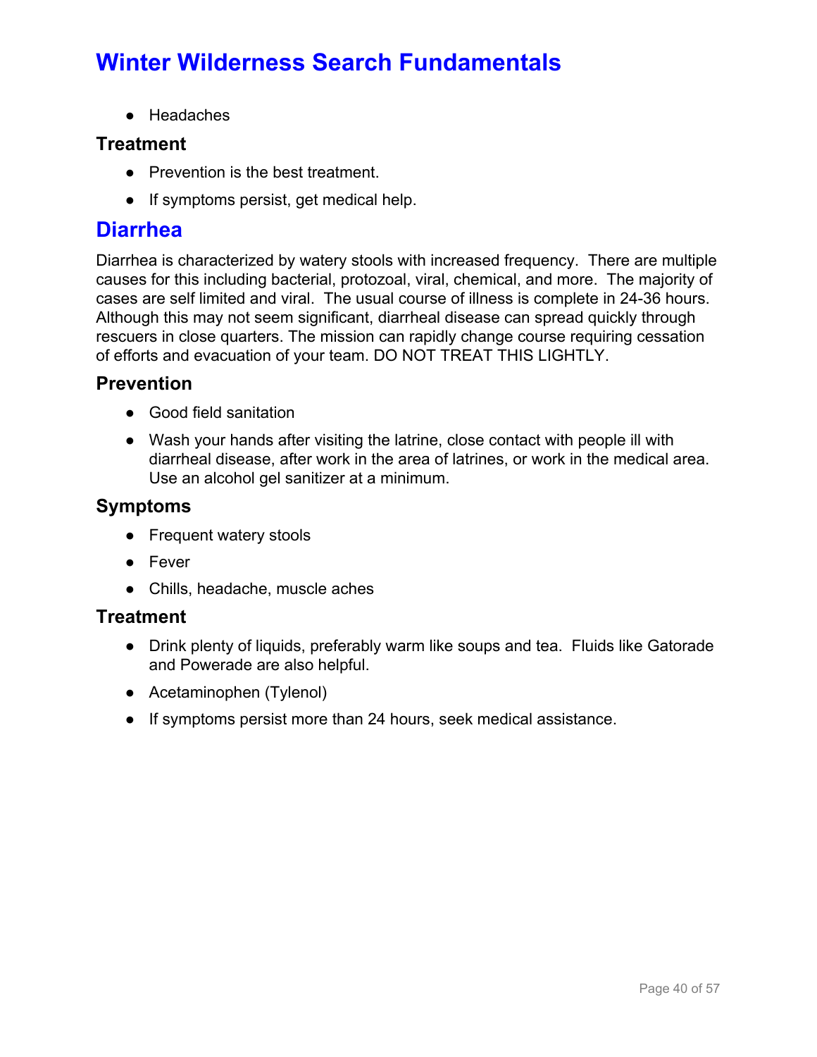- Headaches

### Treatment

- Prevention is the best treatment.
- If symptoms persist, get medical help.

## Diarrhea

Diarrhea is characterized by watery stools with increased frequency. There are multiple causes for this including bacterial, protozoal, viral, chemical, and more. The majority of cases are self limited and viral. The usual course of illness is complete in 24-36 hours. Although this may not seem significant, diarrheal disease can spread quickly through rescuers in close quarters. The mission can rapidly change course requiring cessation of efforts and evacuation of your team. DO NOT TREAT THIS LIGHTLY.

### Prevention

- Good field sanitation
- Wash your hands after visiting the latrine, close contact with people ill with diarrheal disease, after work in the area of latrines, or work in the medical area. Use an alcohol gel sanitizer at a minimum.

### Symptoms

- Frequent watery stools
- Fever
- Chills, headache, muscle aches

### Treatment

- Drink plenty of liquids, preferably warm like soups and tea. Fluids like Gatorade and Powerade are also helpful.
- Acetaminophen (Tylenol)
- If symptoms persist more than 24 hours, seek medical assistance.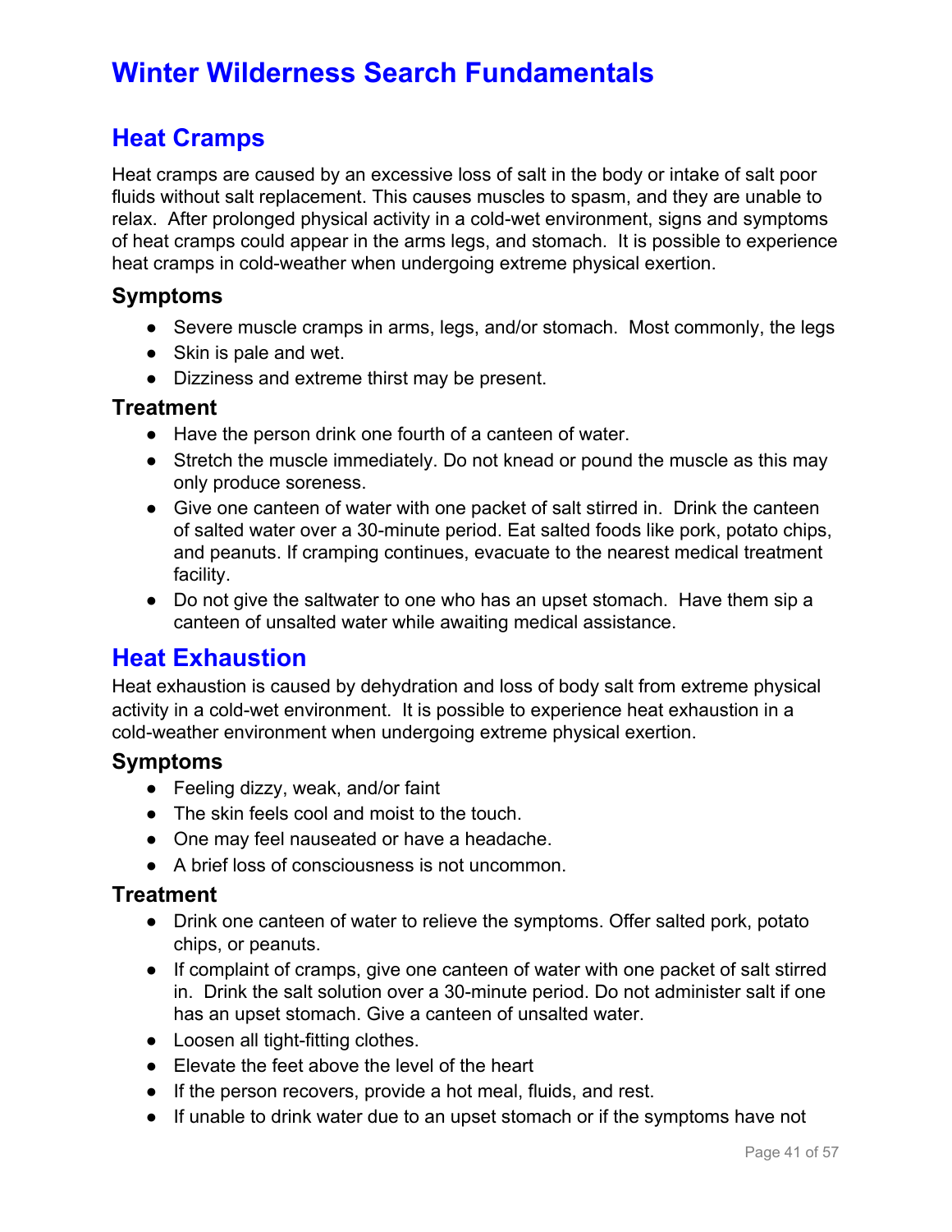# Winter Wilderness Search Fundamentals

## Heat Cramps

Heat cramps are caused by an excessive loss of salt in the body or intake of salt poor fluids without salt replacement. This causes muscles to spasm, and they are unable to relax. After prolonged physical activity in a cold-wet environment, signs and symptoms of heat cramps could appear in the arms legs, and stomach. It is possible to experience heat cramps in cold-weather when undergoing extreme physical exertion.

### Symptoms

- Severe muscle cramps in arms, legs, and/or stomach. Most commonly, the legs
- Skin is pale and wet.
- Dizziness and extreme thirst may be present.

### Treatment

- Have the person drink one fourth of a canteen of water.
- Stretch the muscle immediately. Do not knead or pound the muscle as this may only produce soreness.
- Give one canteen of water with one packet of salt stirred in. Drink the canteen of salted water over a 30-minute period. Eat salted foods like pork, potato chips, and peanuts. If cramping continues, evacuate to the nearest medical treatment facility.
- Do not give the saltwater to one who has an upset stomach. Have them sip a canteen of unsalted water while awaiting medical assistance.

## Heat Exhaustion

Heat exhaustion is caused by dehydration and loss of body salt from extreme physical activity in a cold-wet environment. It is possible to experience heat exhaustion in a cold-weather environment when undergoing extreme physical exertion.

### Symptoms

- Feeling dizzy, weak, and/or faint
- The skin feels cool and moist to the touch.
- One may feel nauseated or have a headache.
- A brief loss of consciousness is not uncommon.

### Treatment

- Drink one canteen of water to relieve the symptoms. Offer salted pork, potato chips, or peanuts.
- If complaint of cramps, give one canteen of water with one packet of salt stirred in. Drink the salt solution over a 30-minute period. Do not administer salt if one has an upset stomach. Give a canteen of unsalted water.
- Loosen all tight-fitting clothes.
- Elevate the feet above the level of the heart
- If the person recovers, provide a hot meal, fluids, and rest.
- If unable to drink water due to an upset stomach or if the symptoms have not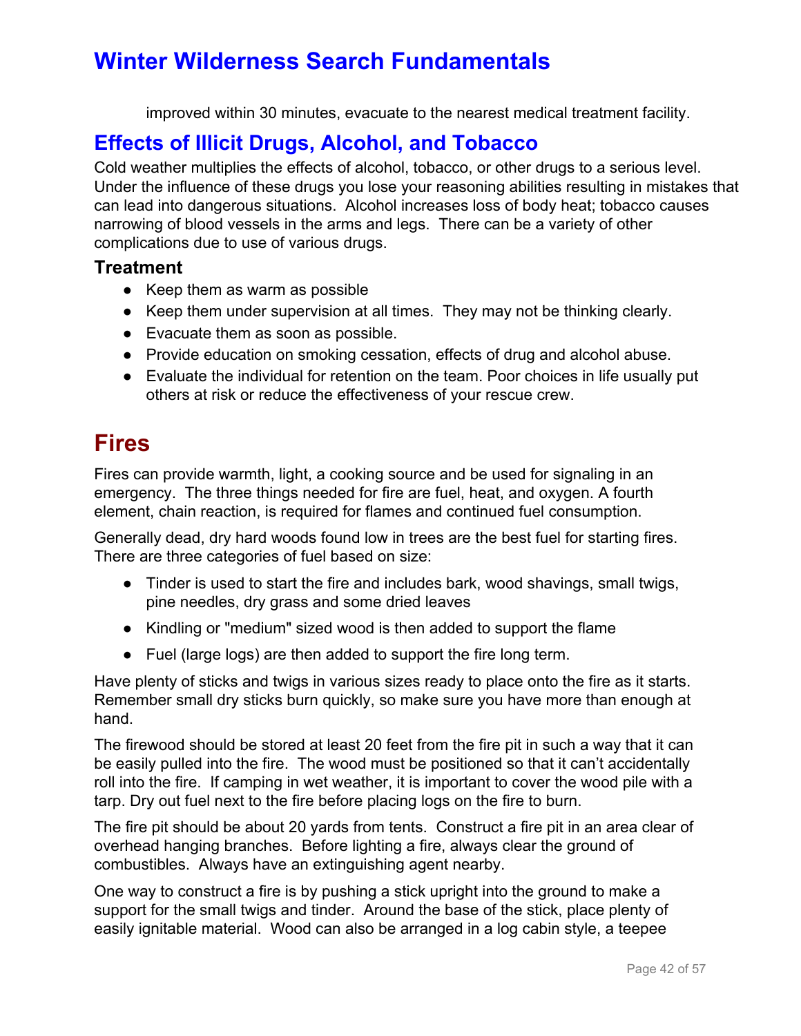improved within 30 minutes, evacuate to the nearest medical treatment facility.

## Effects of Illicit Drugs, Alcohol, and Tobacco

Cold weather multiplies the effects of alcohol, tobacco, or other drugs to a serious level. Under the influence of these drugs you lose your reasoning abilities resulting in mistakes that can lead into dangerous situations. Alcohol increases loss of body heat; tobacco causes narrowing of blood vessels in the arms and legs. There can be a variety of other complications due to use of various drugs.

### Treatment

- Keep them as warm as possible
- Keep them under supervision at all times. They may not be thinking clearly.
- Evacuate them as soon as possible.
- Provide education on smoking cessation, effects of drug and alcohol abuse.
- Evaluate the individual for retention on the team. Poor choices in life usually put others at risk or reduce the effectiveness of your rescue crew.

# Fires

Fires can provide warmth, light, a cooking source and be used for signaling in an emergency. The three things needed for fire are fuel, heat, and oxygen. A fourth element, chain reaction, is required for flames and continued fuel consumption.

Generally dead, dry hard woods found low in trees are the best fuel for starting fires. There are three categories of fuel based on size:

- Tinder is used to start the fire and includes bark, wood shavings, small twigs, pine needles, dry grass and some dried leaves
- Kindling or "medium" sized wood is then added to support the flame
- Fuel (large logs) are then added to support the fire long term.

Have plenty of sticks and twigs in various sizes ready to place onto the fire as it starts. Remember small dry sticks burn quickly, so make sure you have more than enough at hand.

The firewood should be stored at least 20 feet from the fire pit in such a way that it can be easily pulled into the fire. The wood must be positioned so that it can't accidentally roll into the fire. If camping in wet weather, it is important to cover the wood pile with a tarp. Dry out fuel next to the fire before placing logs on the fire to burn.

The fire pit should be about 20 yards from tents. Construct a fire pit in an area clear of overhead hanging branches. Before lighting a fire, always clear the ground of combustibles. Always have an extinguishing agent nearby.

One way to construct a fire is by pushing a stick upright into the ground to make a support for the small twigs and tinder. Around the base of the stick, place plenty of easily ignitable material. Wood can also be arranged in a log cabin style, a teepee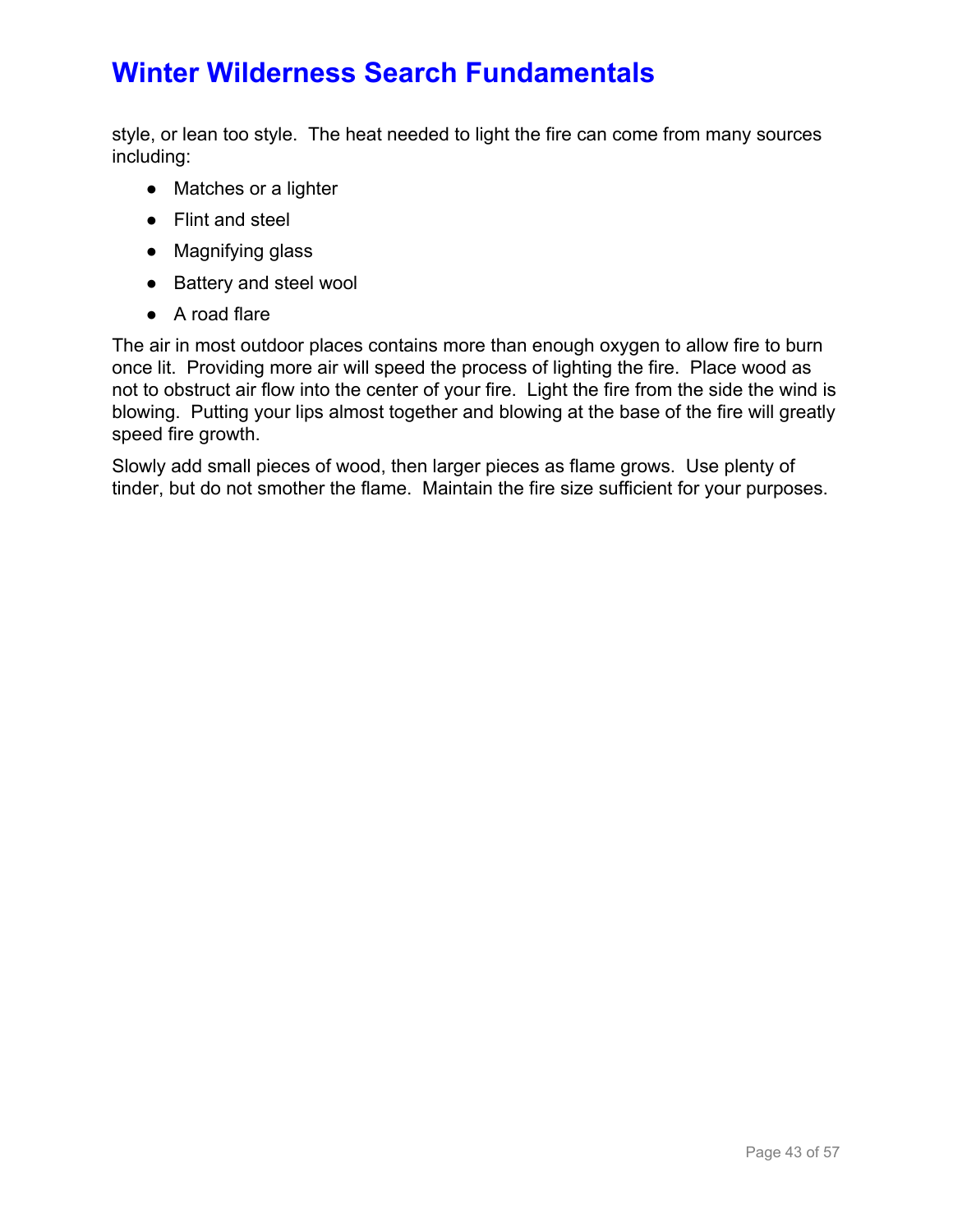style, or lean too style.  The heat needed to light the fire can come from many sources including:

- Matches or a lighter
- Flint and steel
- Magnifying glass
- Battery and steel wool
- A road flare

The air in most outdoor places contains more than enough oxygen to allow fire to burn once lit.  Providing more air will speed the process of lighting the fire.  Place wood as not to obstruct air flow into the center of your fire.  Light the fire from the side the wind is blowing.  Putting your lips almost together and blowing at the base of the fire will greatly speed fire growth.

Slowly add small pieces of wood, then larger pieces as flame grows.  Use plenty of tinder, but do not smother the flame.  Maintain the fire size sufficient for your purposes.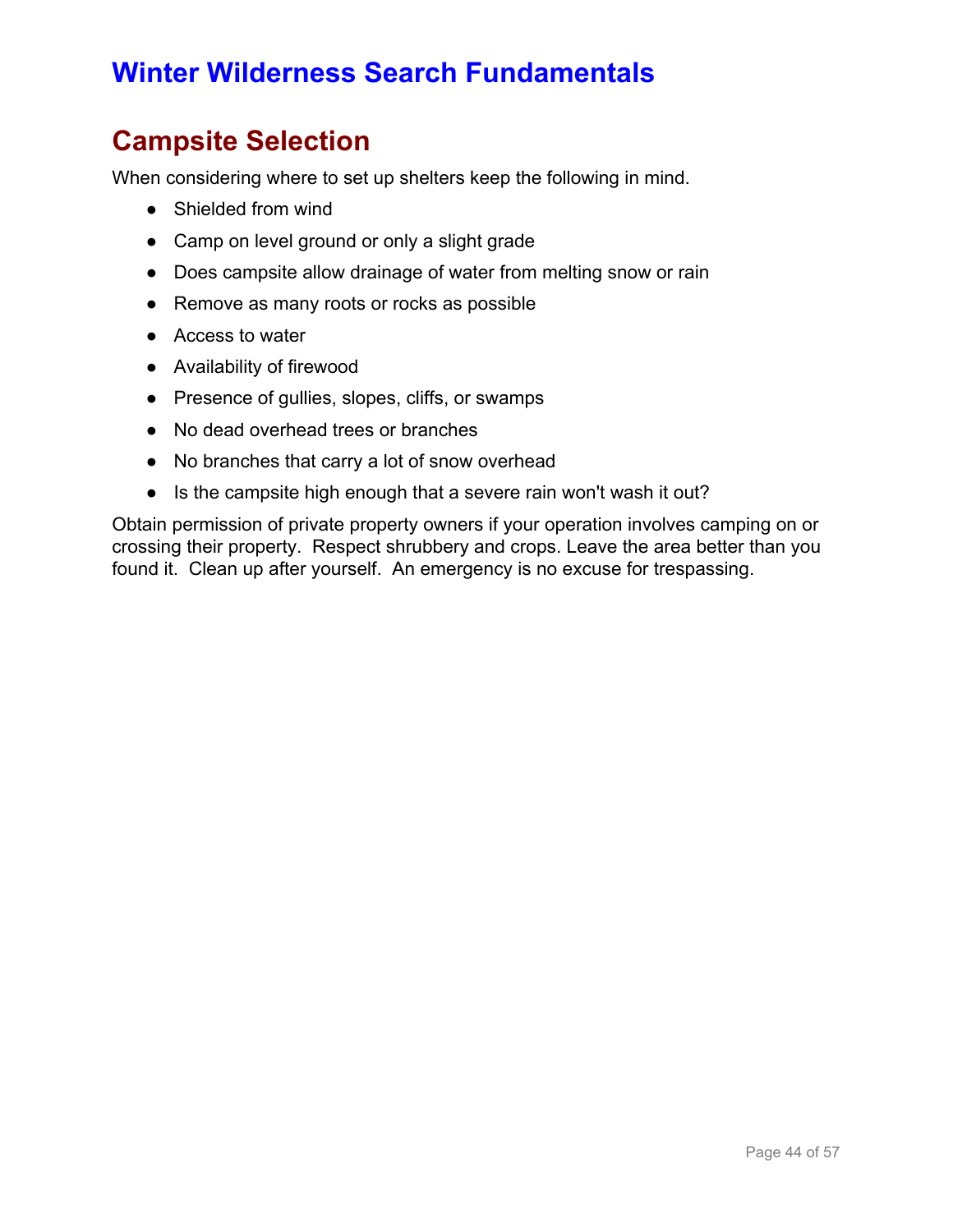# Winter Wilderness Search Fundamentals

## Campsite Selection

When considering where to set up shelters keep the following in mind.

- Shielded from wind
- Camp on level ground or only a slight grade
- Does campsite allow drainage of water from melting snow or rain
- Remove as many roots or rocks as possible
- Access to water
- Availability of firewood
- Presence of gullies, slopes, cliffs, or swamps
- No dead overhead trees or branches
- No branches that carry a lot of snow overhead
- Is the campsite high enough that a severe rain won't wash it out?

Obtain permission of private property owners if your operation involves camping on or crossing their property. Respect shrubbery and crops. Leave the area better than you found it. Clean up after yourself. An emergency is no excuse for trespassing.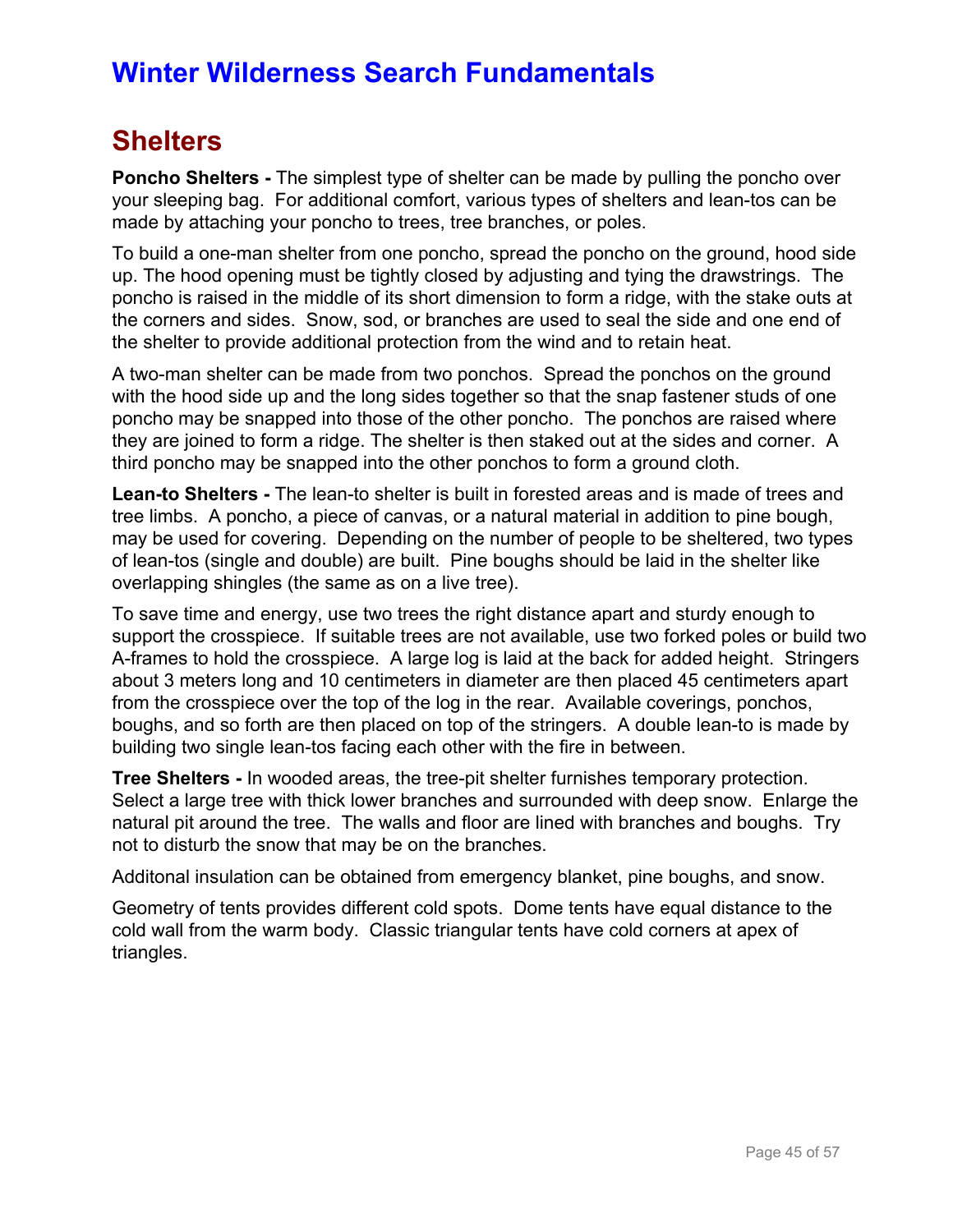# Winter Wilderness Search Fundamentals

## Shelters

**Poncho Shelters -** The simplest type of shelter can be made by pulling the poncho over your sleeping bag. For additional comfort, various types of shelters and lean-tos can be made by attaching your poncho to trees, tree branches, or poles.

To build a one-man shelter from one poncho, spread the poncho on the ground, hood side up. The hood opening must be tightly closed by adjusting and tying the drawstrings. The poncho is raised in the middle of its short dimension to form a ridge, with the stake outs at the corners and sides. Snow, sod, or branches are used to seal the side and one end of the shelter to provide additional protection from the wind and to retain heat.

A two-man shelter can be made from two ponchos. Spread the ponchos on the ground with the hood side up and the long sides together so that the snap fastener studs of one poncho may be snapped into those of the other poncho. The ponchos are raised where they are joined to form a ridge. The shelter is then staked out at the sides and corner. A third poncho may be snapped into the other ponchos to form a ground cloth.

**Lean-to Shelters -** The lean-to shelter is built in forested areas and is made of trees and tree limbs. A poncho, a piece of canvas, or a natural material in addition to pine bough, may be used for covering. Depending on the number of people to be sheltered, two types of lean-tos (single and double) are built. Pine boughs should be laid in the shelter like overlapping shingles (the same as on a live tree).

To save time and energy, use two trees the right distance apart and sturdy enough to support the crosspiece. If suitable trees are not available, use two forked poles or build two A-frames to hold the crosspiece. A large log is laid at the back for added height. Stringers about 3 meters long and 10 centimeters in diameter are then placed 45 centimeters apart from the crosspiece over the top of the log in the rear. Available coverings, ponchos, boughs, and so forth are then placed on top of the stringers. A double lean-to is made by building two single lean-tos facing each other with the fire in between.

**Tree Shelters -** In wooded areas, the tree-pit shelter furnishes temporary protection. Select a large tree with thick lower branches and surrounded with deep snow. Enlarge the natural pit around the tree. The walls and floor are lined with branches and boughs. Try not to disturb the snow that may be on the branches.

Additonal insulation can be obtained from emergency blanket, pine boughs, and snow.

Geometry of tents provides different cold spots. Dome tents have equal distance to the cold wall from the warm body. Classic triangular tents have cold corners at apex of triangles.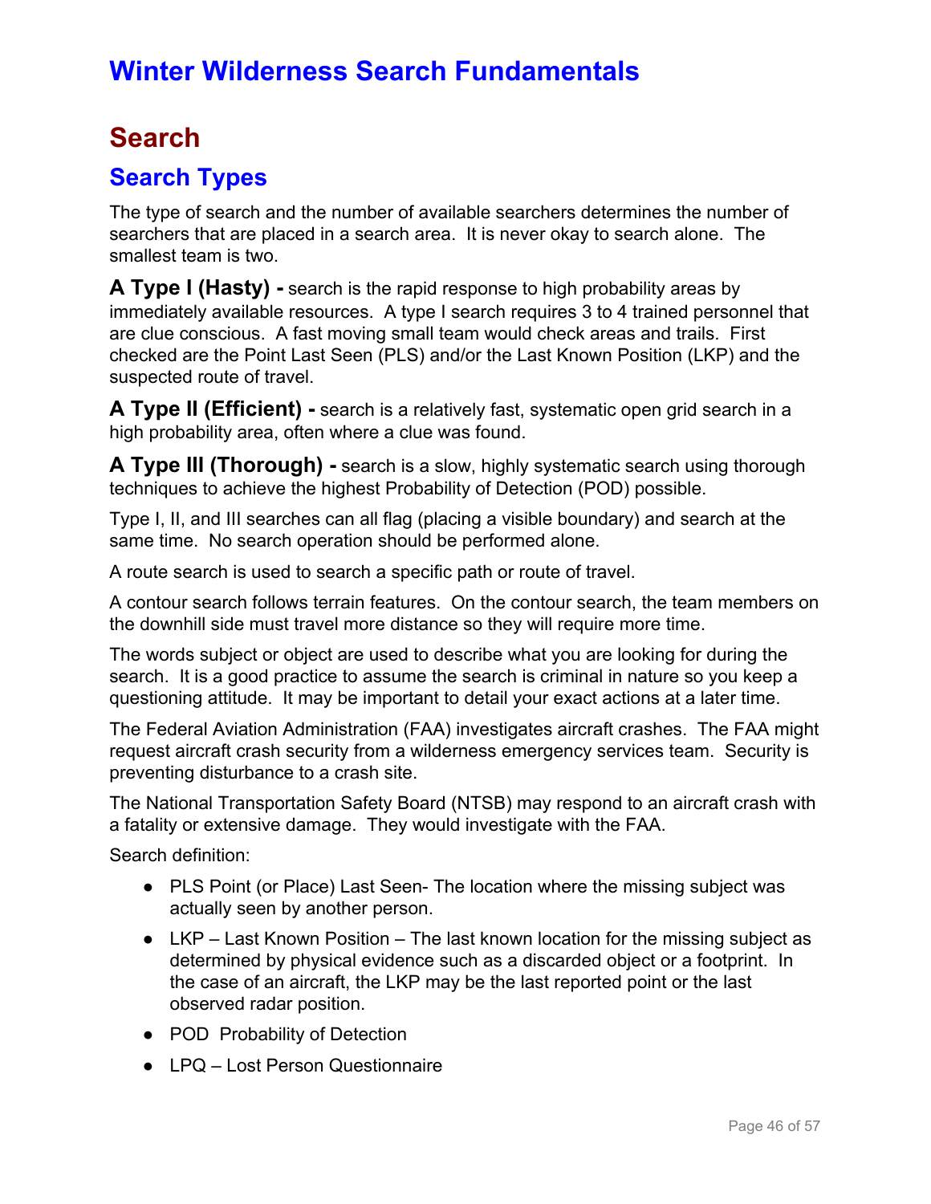# Winter Wilderness Search Fundamentals

## Search

### Search Types

The type of search and the number of available searchers determines the number of searchers that are placed in a search area. It is never okay to search alone. The smallest team is two.

**A Type I (Hasty) -** search is the rapid response to high probability areas by immediately available resources. A type I search requires 3 to 4 trained personnel that are clue conscious. A fast moving small team would check areas and trails. First checked are the Point Last Seen (PLS) and/or the Last Known Position (LKP) and the suspected route of travel.

**A Type II (Efficient) -** search is a relatively fast, systematic open grid search in a high probability area, often where a clue was found.

**A Type III (Thorough) -** search is a slow, highly systematic search using thorough techniques to achieve the highest Probability of Detection (POD) possible.

Type I, II, and III searches can all flag (placing a visible boundary) and search at the same time. No search operation should be performed alone.

A route search is used to search a specific path or route of travel.

A contour search follows terrain features. On the contour search, the team members on the downhill side must travel more distance so they will require more time.

The words subject or object are used to describe what you are looking for during the search. It is a good practice to assume the search is criminal in nature so you keep a questioning attitude. It may be important to detail your exact actions at a later time.

The Federal Aviation Administration (FAA) investigates aircraft crashes. The FAA might request aircraft crash security from a wilderness emergency services team. Security is preventing disturbance to a crash site.

The National Transportation Safety Board (NTSB) may respond to an aircraft crash with a fatality or extensive damage. They would investigate with the FAA.

Search definition:

- PLS Point (or Place) Last Seen- The location where the missing subject was actually seen by another person.
- LKP – Last Known Position – The last known location for the missing subject as determined by physical evidence such as a discarded object or a footprint. In the case of an aircraft, the LKP may be the last reported point or the last observed radar position.
- POD Probability of Detection
- LPQ – Lost Person Questionnaire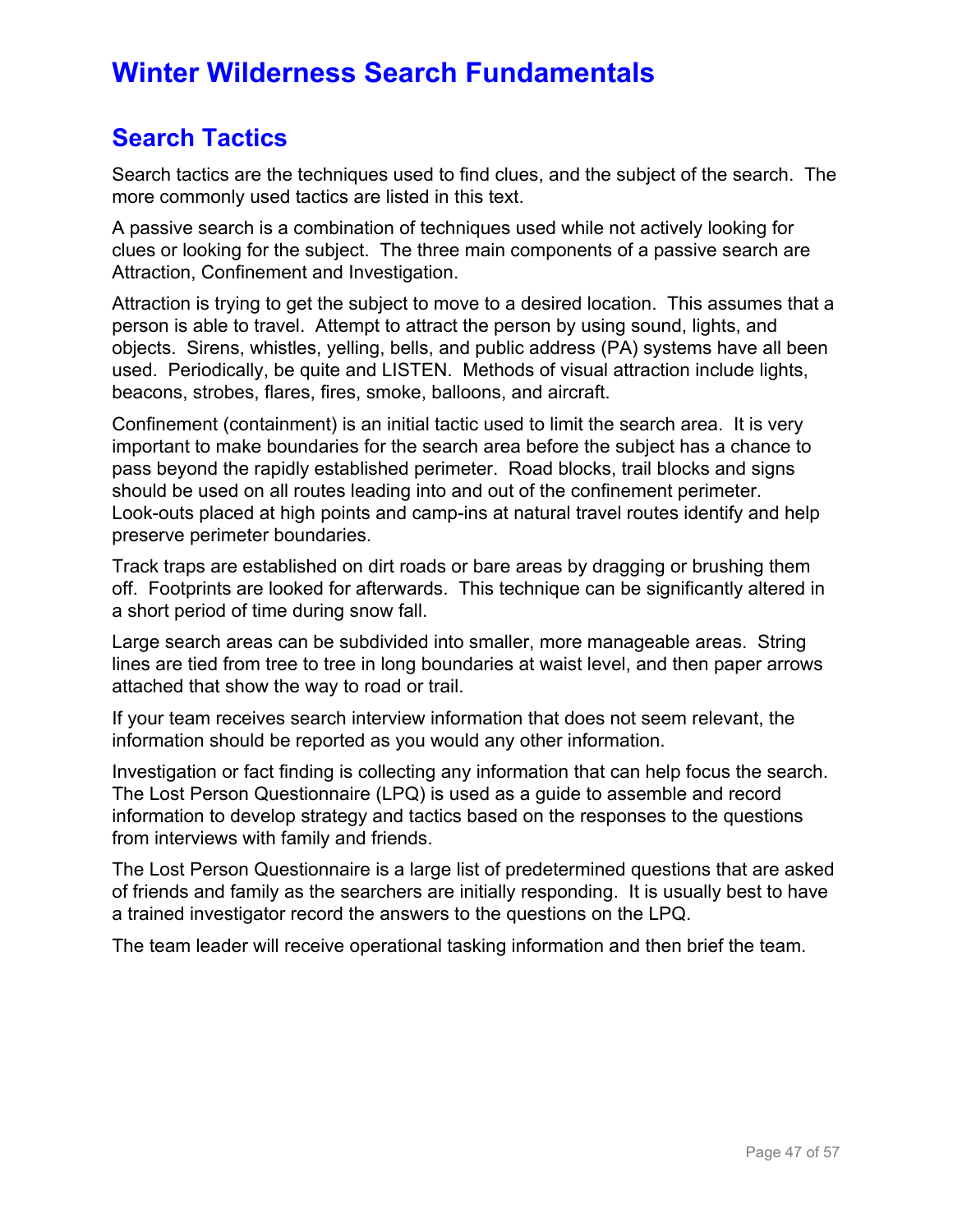# Winter Wilderness Search Fundamentals

## Search Tactics

Search tactics are the techniques used to find clues, and the subject of the search. The more commonly used tactics are listed in this text.

A passive search is a combination of techniques used while not actively looking for clues or looking for the subject. The three main components of a passive search are Attraction, Confinement and Investigation.

Attraction is trying to get the subject to move to a desired location. This assumes that a person is able to travel. Attempt to attract the person by using sound, lights, and objects. Sirens, whistles, yelling, bells, and public address (PA) systems have all been used. Periodically, be quite and LISTEN. Methods of visual attraction include lights, beacons, strobes, flares, fires, smoke, balloons, and aircraft.

Confinement (containment) is an initial tactic used to limit the search area. It is very important to make boundaries for the search area before the subject has a chance to pass beyond the rapidly established perimeter. Road blocks, trail blocks and signs should be used on all routes leading into and out of the confinement perimeter. Look-outs placed at high points and camp-ins at natural travel routes identify and help preserve perimeter boundaries.

Track traps are established on dirt roads or bare areas by dragging or brushing them off. Footprints are looked for afterwards. This technique can be significantly altered in a short period of time during snow fall.

Large search areas can be subdivided into smaller, more manageable areas. String lines are tied from tree to tree in long boundaries at waist level, and then paper arrows attached that show the way to road or trail.

If your team receives search interview information that does not seem relevant, the information should be reported as you would any other information.

Investigation or fact finding is collecting any information that can help focus the search. The Lost Person Questionnaire (LPQ) is used as a guide to assemble and record information to develop strategy and tactics based on the responses to the questions from interviews with family and friends.

The Lost Person Questionnaire is a large list of predetermined questions that are asked of friends and family as the searchers are initially responding. It is usually best to have a trained investigator record the answers to the questions on the LPQ.

The team leader will receive operational tasking information and then brief the team.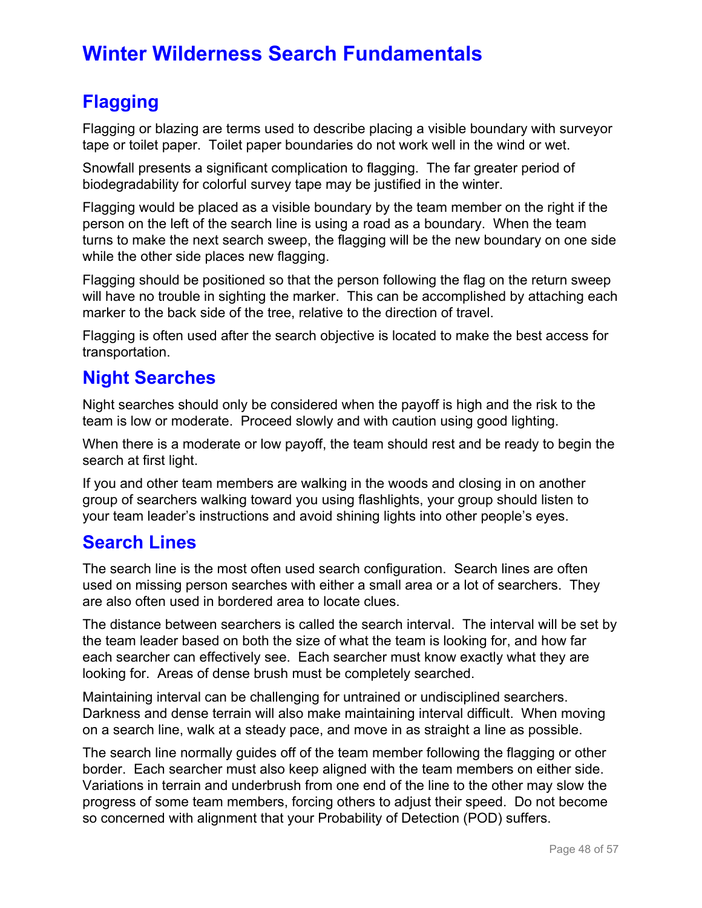# Winter Wilderness Search Fundamentals

## Flagging

Flagging or blazing are terms used to describe placing a visible boundary with surveyor tape or toilet paper. Toilet paper boundaries do not work well in the wind or wet.

Snowfall presents a significant complication to flagging. The far greater period of biodegradability for colorful survey tape may be justified in the winter.

Flagging would be placed as a visible boundary by the team member on the right if the person on the left of the search line is using a road as a boundary. When the team turns to make the next search sweep, the flagging will be the new boundary on one side while the other side places new flagging.

Flagging should be positioned so that the person following the flag on the return sweep will have no trouble in sighting the marker. This can be accomplished by attaching each marker to the back side of the tree, relative to the direction of travel.

Flagging is often used after the search objective is located to make the best access for transportation.

## Night Searches

Night searches should only be considered when the payoff is high and the risk to the team is low or moderate. Proceed slowly and with caution using good lighting.

When there is a moderate or low payoff, the team should rest and be ready to begin the search at first light.

If you and other team members are walking in the woods and closing in on another group of searchers walking toward you using flashlights, your group should listen to your team leader's instructions and avoid shining lights into other people's eyes.

## Search Lines

The search line is the most often used search configuration. Search lines are often used on missing person searches with either a small area or a lot of searchers. They are also often used in bordered area to locate clues.

The distance between searchers is called the search interval. The interval will be set by the team leader based on both the size of what the team is looking for, and how far each searcher can effectively see. Each searcher must know exactly what they are looking for. Areas of dense brush must be completely searched.

Maintaining interval can be challenging for untrained or undisciplined searchers. Darkness and dense terrain will also make maintaining interval difficult. When moving on a search line, walk at a steady pace, and move in as straight a line as possible.

The search line normally guides off of the team member following the flagging or other border. Each searcher must also keep aligned with the team members on either side. Variations in terrain and underbrush from one end of the line to the other may slow the progress of some team members, forcing others to adjust their speed. Do not become so concerned with alignment that your Probability of Detection (POD) suffers.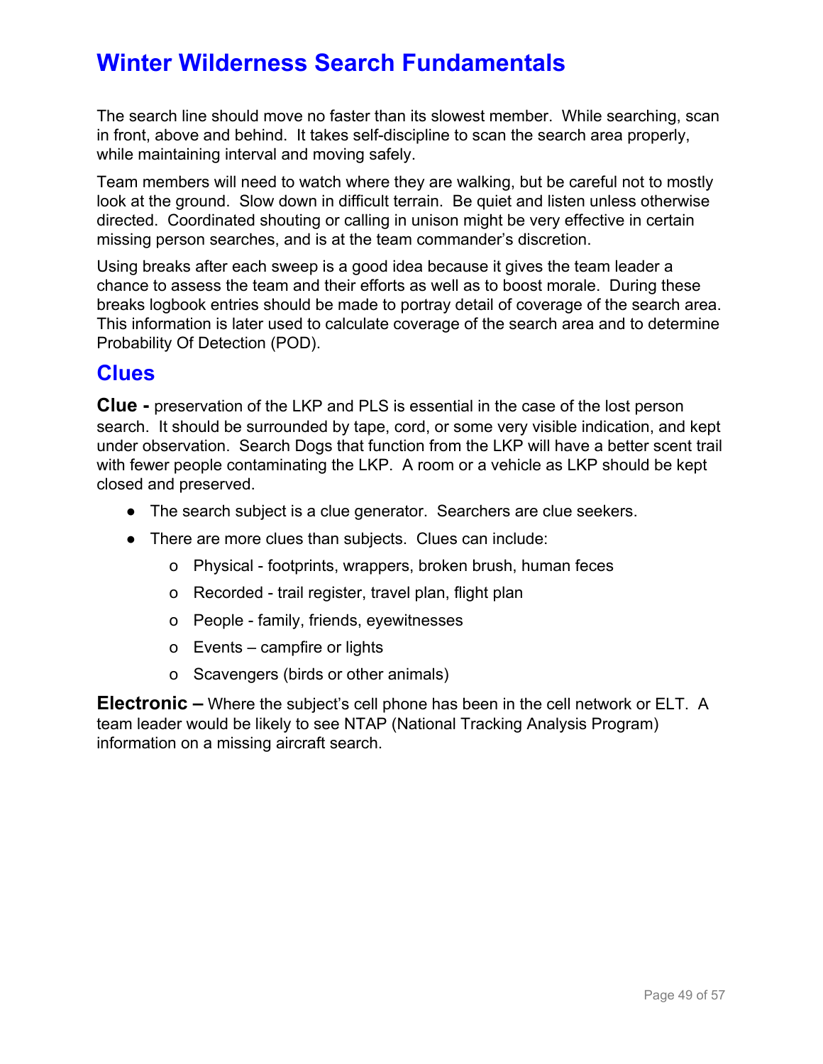## Winter Wilderness Search Fundamentals

The search line should move no faster than its slowest member. While searching, scan in front, above and behind. It takes self-discipline to scan the search area properly, while maintaining interval and moving safely.

Team members will need to watch where they are walking, but be careful not to mostly look at the ground. Slow down in difficult terrain. Be quiet and listen unless otherwise directed. Coordinated shouting or calling in unison might be very effective in certain missing person searches, and is at the team commander's discretion.

Using breaks after each sweep is a good idea because it gives the team leader a chance to assess the team and their efforts as well as to boost morale. During these breaks logbook entries should be made to portray detail of coverage of the search area. This information is later used to calculate coverage of the search area and to determine Probability Of Detection (POD).

## Clues

**Clue -** preservation of the LKP and PLS is essential in the case of the lost person search. It should be surrounded by tape, cord, or some very visible indication, and kept under observation. Search Dogs that function from the LKP will have a better scent trail with fewer people contaminating the LKP. A room or a vehicle as LKP should be kept closed and preserved.

- The search subject is a clue generator. Searchers are clue seekers.
- There are more clues than subjects. Clues can include:
  - Physical - footprints, wrappers, broken brush, human feces
  - Recorded - trail register, travel plan, flight plan
  - People - family, friends, eyewitnesses
  - Events – campfire or lights
  - Scavengers (birds or other animals)

**Electronic –** Where the subject's cell phone has been in the cell network or ELT. A team leader would be likely to see NTAP (National Tracking Analysis Program) information on a missing aircraft search.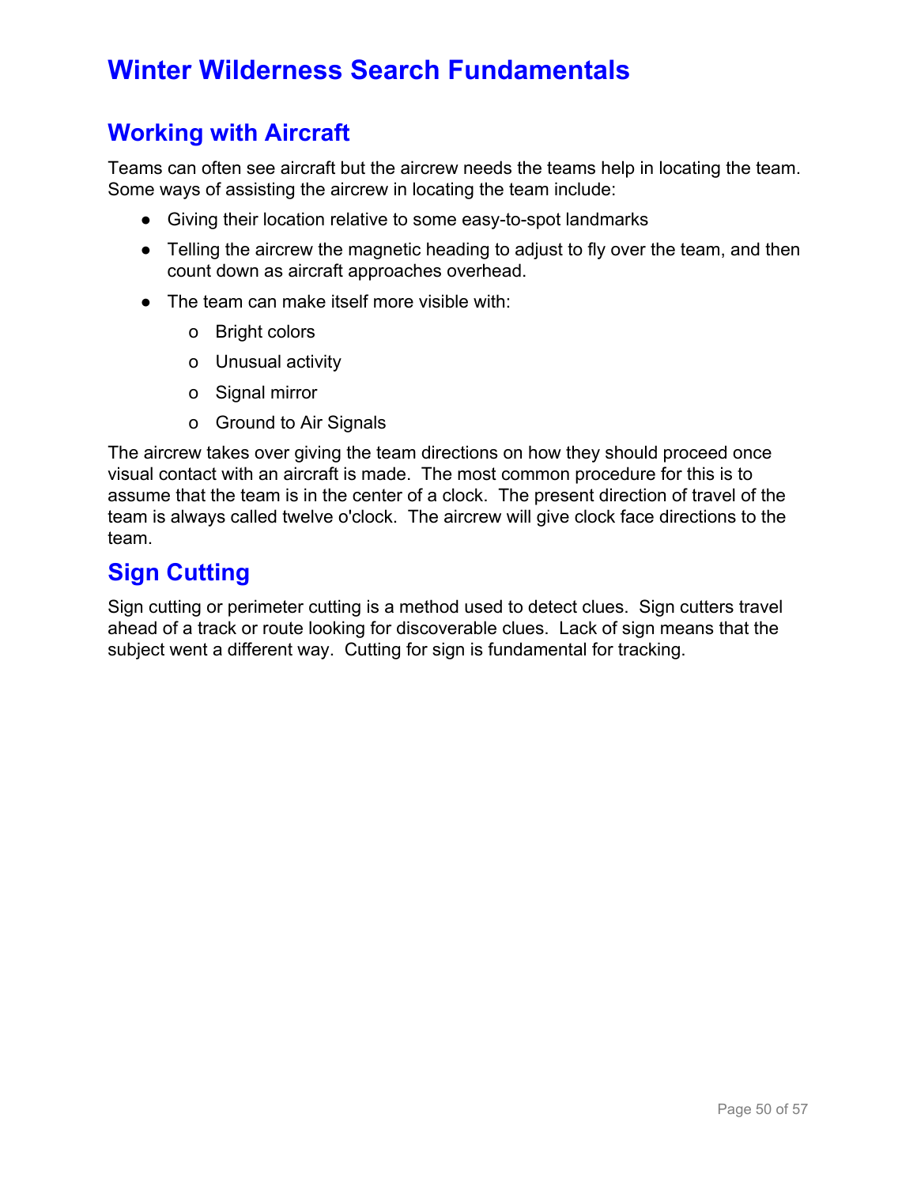# Winter Wilderness Search Fundamentals

## Working with Aircraft

Teams can often see aircraft but the aircrew needs the teams help in locating the team. Some ways of assisting the aircrew in locating the team include:

- Giving their location relative to some easy-to-spot landmarks
- Telling the aircrew the magnetic heading to adjust to fly over the team, and then count down as aircraft approaches overhead.
- The team can make itself more visible with:
  - Bright colors
  - Unusual activity
  - Signal mirror
  - Ground to Air Signals

The aircrew takes over giving the team directions on how they should proceed once visual contact with an aircraft is made. The most common procedure for this is to assume that the team is in the center of a clock. The present direction of travel of the team is always called twelve o'clock. The aircrew will give clock face directions to the team.

## Sign Cutting

Sign cutting or perimeter cutting is a method used to detect clues. Sign cutters travel ahead of a track or route looking for discoverable clues. Lack of sign means that the subject went a different way. Cutting for sign is fundamental for tracking.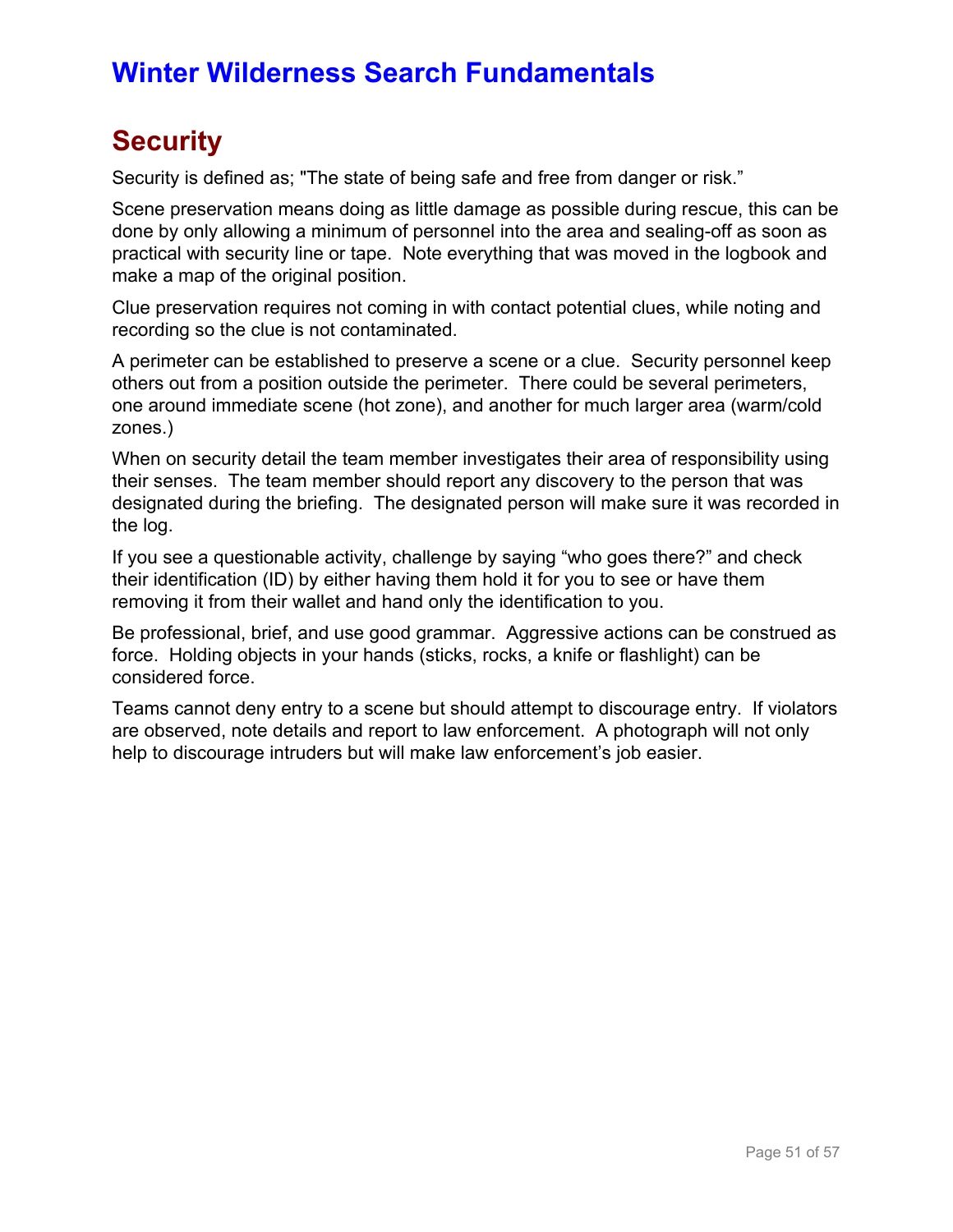# Winter Wilderness Search Fundamentals

## Security

Security is defined as; "The state of being safe and free from danger or risk."

Scene preservation means doing as little damage as possible during rescue, this can be done by only allowing a minimum of personnel into the area and sealing-off as soon as practical with security line or tape. Note everything that was moved in the logbook and make a map of the original position.

Clue preservation requires not coming in with contact potential clues, while noting and recording so the clue is not contaminated.

A perimeter can be established to preserve a scene or a clue. Security personnel keep others out from a position outside the perimeter. There could be several perimeters, one around immediate scene (hot zone), and another for much larger area (warm/cold zones.)

When on security detail the team member investigates their area of responsibility using their senses. The team member should report any discovery to the person that was designated during the briefing. The designated person will make sure it was recorded in the log.

If you see a questionable activity, challenge by saying "who goes there?" and check their identification (ID) by either having them hold it for you to see or have them removing it from their wallet and hand only the identification to you.

Be professional, brief, and use good grammar. Aggressive actions can be construed as force. Holding objects in your hands (sticks, rocks, a knife or flashlight) can be considered force.

Teams cannot deny entry to a scene but should attempt to discourage entry. If violators are observed, note details and report to law enforcement. A photograph will not only help to discourage intruders but will make law enforcement's job easier.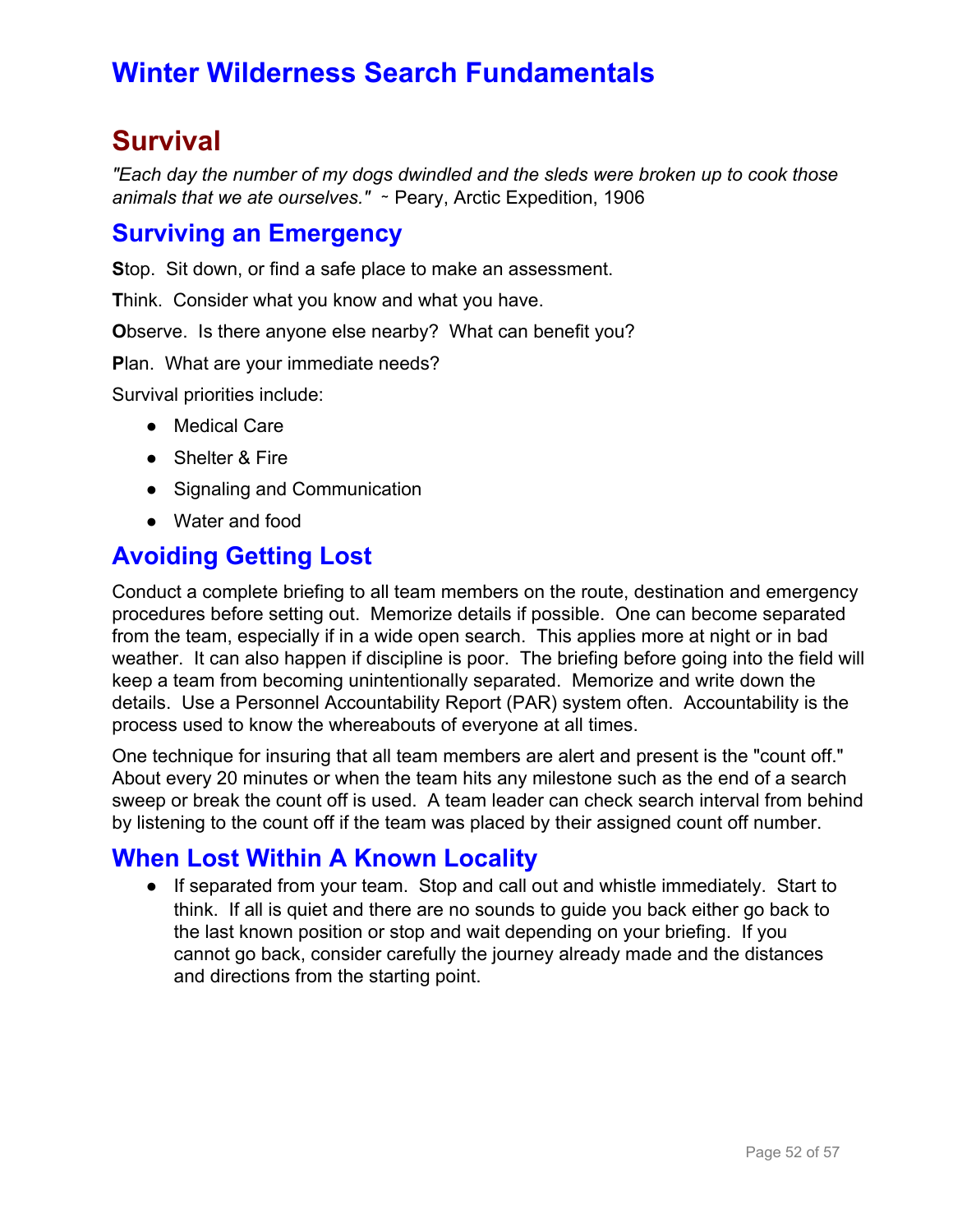# Winter Wilderness Search Fundamentals

## Survival

*"Each day the number of my dogs dwindled and the sleds were broken up to cook those animals that we ate ourselves."* ~ Peary, Arctic Expedition, 1906

### Surviving an Emergency

**S**top. Sit down, or find a safe place to make an assessment.

**T**hink. Consider what you know and what you have.

**O**bserve. Is there anyone else nearby? What can benefit you?

**P**lan. What are your immediate needs?

Survival priorities include:

- Medical Care
- Shelter & Fire
- Signaling and Communication
- Water and food

### Avoiding Getting Lost

Conduct a complete briefing to all team members on the route, destination and emergency procedures before setting out. Memorize details if possible. One can become separated from the team, especially if in a wide open search. This applies more at night or in bad weather. It can also happen if discipline is poor. The briefing before going into the field will keep a team from becoming unintentionally separated. Memorize and write down the details. Use a Personnel Accountability Report (PAR) system often. Accountability is the process used to know the whereabouts of everyone at all times.

One technique for insuring that all team members are alert and present is the "count off." About every 20 minutes or when the team hits any milestone such as the end of a search sweep or break the count off is used. A team leader can check search interval from behind by listening to the count off if the team was placed by their assigned count off number.

### When Lost Within A Known Locality

- If separated from your team. Stop and call out and whistle immediately. Start to think. If all is quiet and there are no sounds to guide you back either go back to the last known position or stop and wait depending on your briefing. If you cannot go back, consider carefully the journey already made and the distances and directions from the starting point.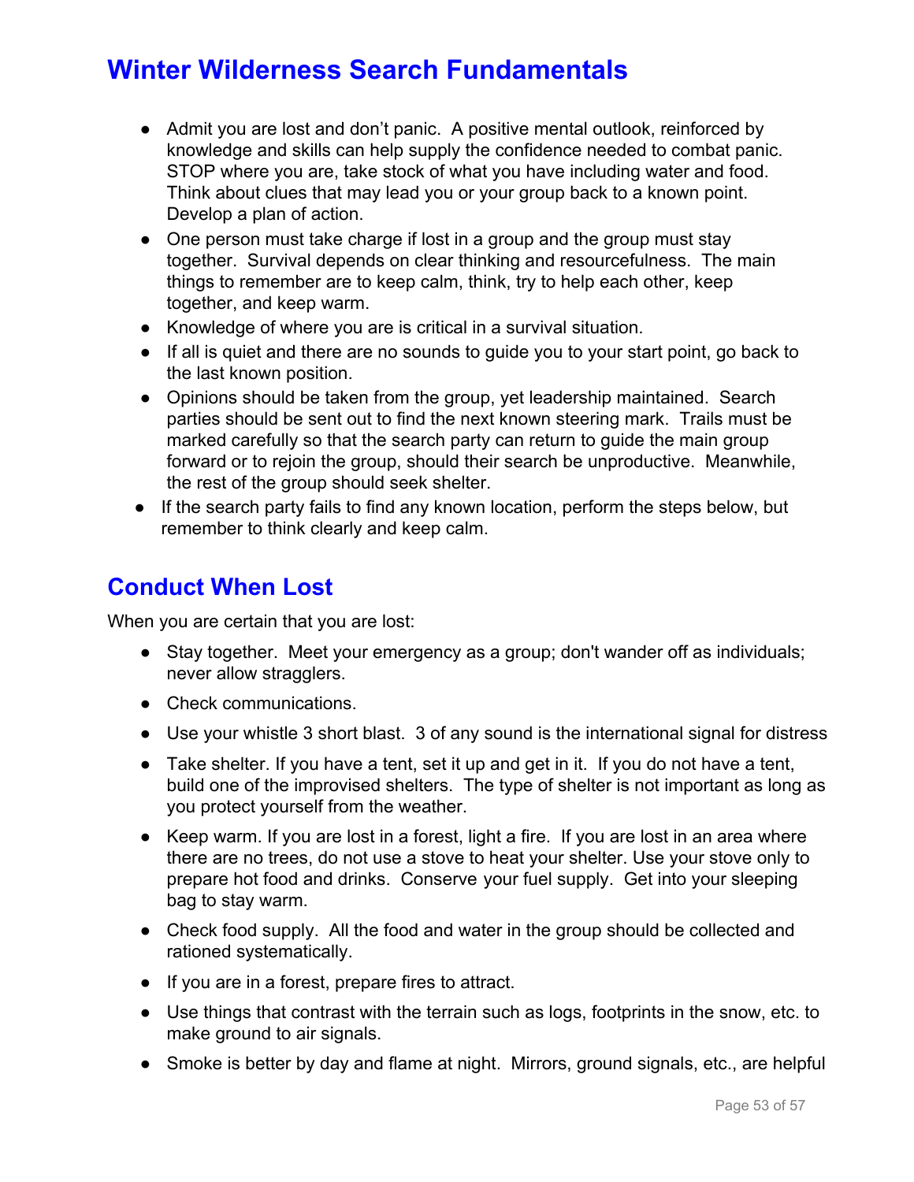## Winter Wilderness Search Fundamentals

- Admit you are lost and don't panic. A positive mental outlook, reinforced by knowledge and skills can help supply the confidence needed to combat panic. STOP where you are, take stock of what you have including water and food. Think about clues that may lead you or your group back to a known point. Develop a plan of action.
- One person must take charge if lost in a group and the group must stay together. Survival depends on clear thinking and resourcefulness. The main things to remember are to keep calm, think, try to help each other, keep together, and keep warm.
- Knowledge of where you are is critical in a survival situation.
- If all is quiet and there are no sounds to guide you to your start point, go back to the last known position.
- Opinions should be taken from the group, yet leadership maintained. Search parties should be sent out to find the next known steering mark. Trails must be marked carefully so that the search party can return to guide the main group forward or to rejoin the group, should their search be unproductive. Meanwhile, the rest of the group should seek shelter.
- If the search party fails to find any known location, perform the steps below, but remember to think clearly and keep calm.

## Conduct When Lost

When you are certain that you are lost:

- Stay together. Meet your emergency as a group; don't wander off as individuals; never allow stragglers.
- Check communications.
- Use your whistle 3 short blast. 3 of any sound is the international signal for distress
- Take shelter. If you have a tent, set it up and get in it. If you do not have a tent, build one of the improvised shelters. The type of shelter is not important as long as you protect yourself from the weather.
- Keep warm. If you are lost in a forest, light a fire. If you are lost in an area where there are no trees, do not use a stove to heat your shelter. Use your stove only to prepare hot food and drinks. Conserve your fuel supply. Get into your sleeping bag to stay warm.
- Check food supply. All the food and water in the group should be collected and rationed systematically.
- If you are in a forest, prepare fires to attract.
- Use things that contrast with the terrain such as logs, footprints in the snow, etc. to make ground to air signals.
- Smoke is better by day and flame at night. Mirrors, ground signals, etc., are helpful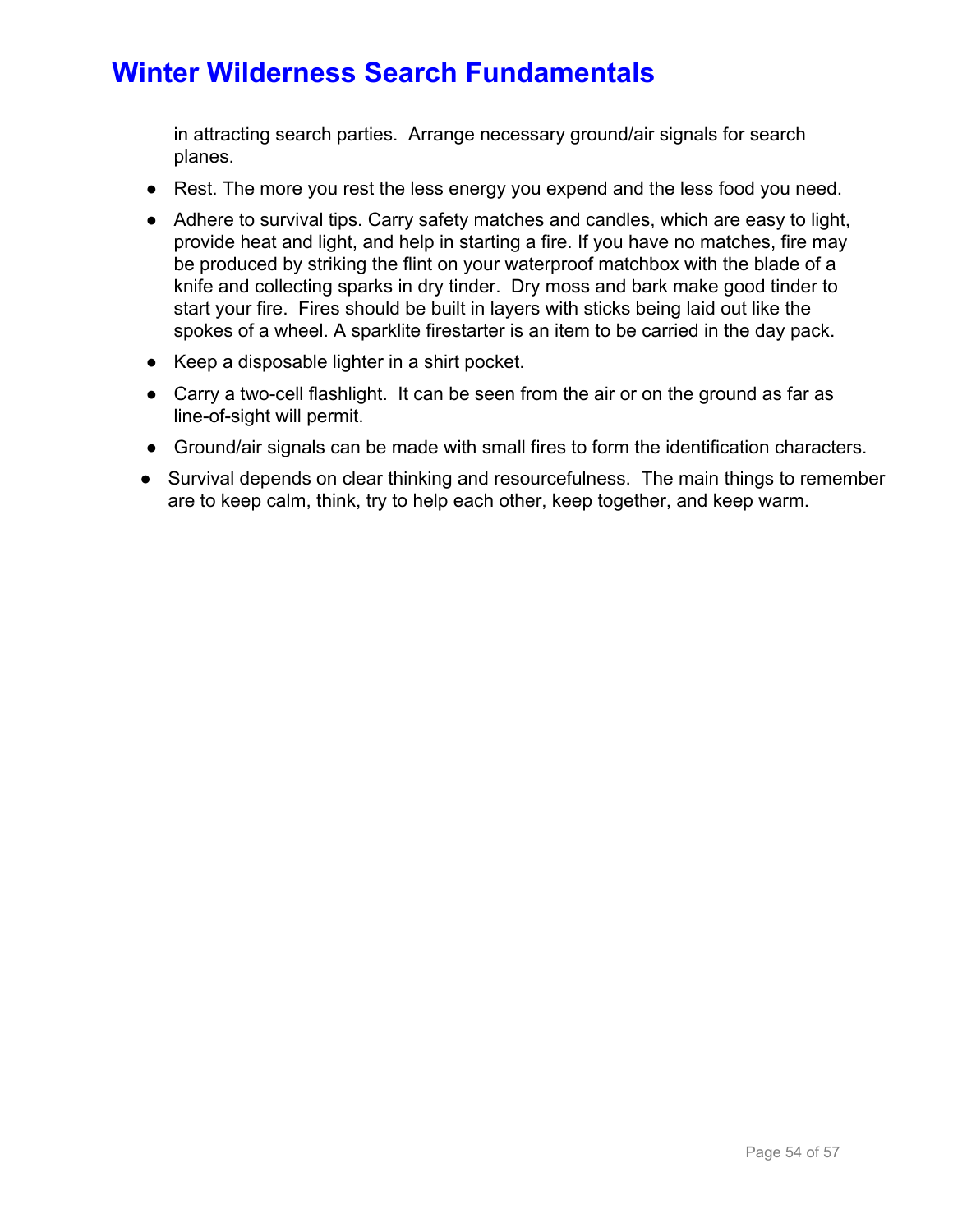in attracting search parties.  Arrange necessary ground/air signals for search planes.

- Rest. The more you rest the less energy you expend and the less food you need.
- Adhere to survival tips. Carry safety matches and candles, which are easy to light, provide heat and light, and help in starting a fire. If you have no matches, fire may be produced by striking the flint on your waterproof matchbox with the blade of a knife and collecting sparks in dry tinder.  Dry moss and bark make good tinder to start your fire.  Fires should be built in layers with sticks being laid out like the spokes of a wheel. A sparklite firestarter is an item to be carried in the day pack.
- Keep a disposable lighter in a shirt pocket.
- Carry a two-cell flashlight.  It can be seen from the air or on the ground as far as line-of-sight will permit.
- Ground/air signals can be made with small fires to form the identification characters.

- Survival depends on clear thinking and resourcefulness.  The main things to remember are to keep calm, think, try to help each other, keep together, and keep warm.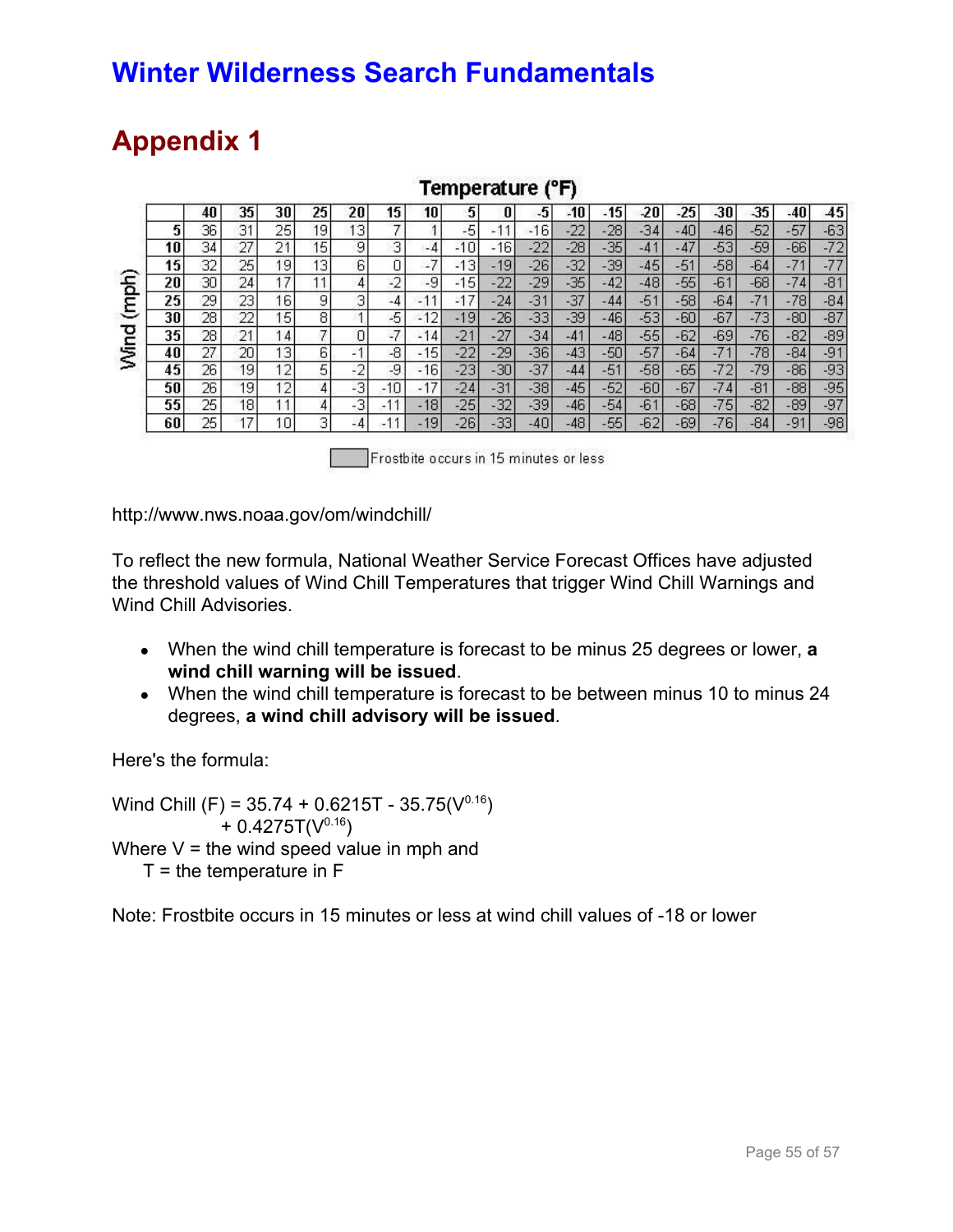# Winter Wilderness Search Fundamentals

## Appendix 1

**Temperature (°F)**

| Wind (mph) | 40 | 35 | 30 | 25 | 20 | 15 | 10 | 5 | 0 | -5 | -10 | -15 | -20 | -25 | -30 | -35 | -40 | -45 |
|---|---|---|---|---|---|---|---|---|---|---|---|---|---|---|---|---|---|---|
| 5 | 36 | 31 | 25 | 19 | 13 | 7 | 1 | -5 | -11 | -16 | -22 | -28 | -34 | -40 | -46 | -52 | -57 | -63 |
| 10 | 34 | 27 | 21 | 15 | 9 | 3 | -4 | -10 | -16 | -22 | -28 | -35 | -41 | -47 | -53 | -59 | -66 | -72 |
| 15 | 32 | 25 | 19 | 13 | 6 | 0 | -7 | -13 | -19 | -26 | -32 | -39 | -45 | -51 | -58 | -64 | -71 | -77 |
| 20 | 30 | 24 | 17 | 11 | 4 | -2 | -9 | -15 | -22 | -29 | -35 | -42 | -48 | -55 | -61 | -68 | -74 | -81 |
| 25 | 29 | 23 | 16 | 9 | 3 | -4 | -11 | -17 | -24 | -31 | -37 | -44 | -51 | -58 | -64 | -71 | -78 | -84 |
| 30 | 28 | 22 | 15 | 8 | 1 | -5 | -12 | -19 | -26 | -33 | -39 | -46 | -53 | -60 | -67 | -73 | -80 | -87 |
| 35 | 28 | 21 | 14 | 7 | 0 | -7 | -14 | -21 | -27 | -34 | -41 | -48 | -55 | -62 | -69 | -76 | -82 | -89 |
| 40 | 27 | 20 | 13 | 6 | -1 | -8 | -15 | -22 | -29 | -36 | -43 | -50 | -57 | -64 | -71 | -78 | -84 | -91 |
| 45 | 26 | 19 | 12 | 5 | -2 | -9 | -16 | -23 | -30 | -37 | -44 | -51 | -58 | -65 | -72 | -79 | -86 | -93 |
| 50 | 26 | 19 | 12 | 4 | -3 | -10 | -17 | -24 | -31 | -38 | -45 | -52 | -60 | -67 | -74 | -81 | -88 | -95 |
| 55 | 25 | 18 | 11 | 4 | -3 | -11 | -18 | -25 | -32 | -39 | -46 | -54 | -61 | -68 | -75 | -82 | -89 | -97 |
| 60 | 25 | 17 | 10 | 3 | -4 | -11 | -19 | -26 | -33 | -40 | -48 | -55 | -62 | -69 | -76 | -84 | -91 | -98 |

Frostbite occurs in 15 minutes or less

http://www.nws.noaa.gov/om/windchill/

To reflect the new formula, National Weather Service Forecast Offices have adjusted the threshold values of Wind Chill Temperatures that trigger Wind Chill Warnings and Wind Chill Advisories.

- When the wind chill temperature is forecast to be minus 25 degrees or lower, **a wind chill warning will be issued**.
- When the wind chill temperature is forecast to be between minus 10 to minus 24 degrees, **a wind chill advisory will be issued**.

Here's the formula:

$$\text{Wind Chill (F)} = 35.74 + 0.6215T - 35.75(V^{0.16}) + 0.4275T(V^{0.16})$$

Where V = the wind speed value in mph and
T = the temperature in F

Note: Frostbite occurs in 15 minutes or less at wind chill values of -18 or lower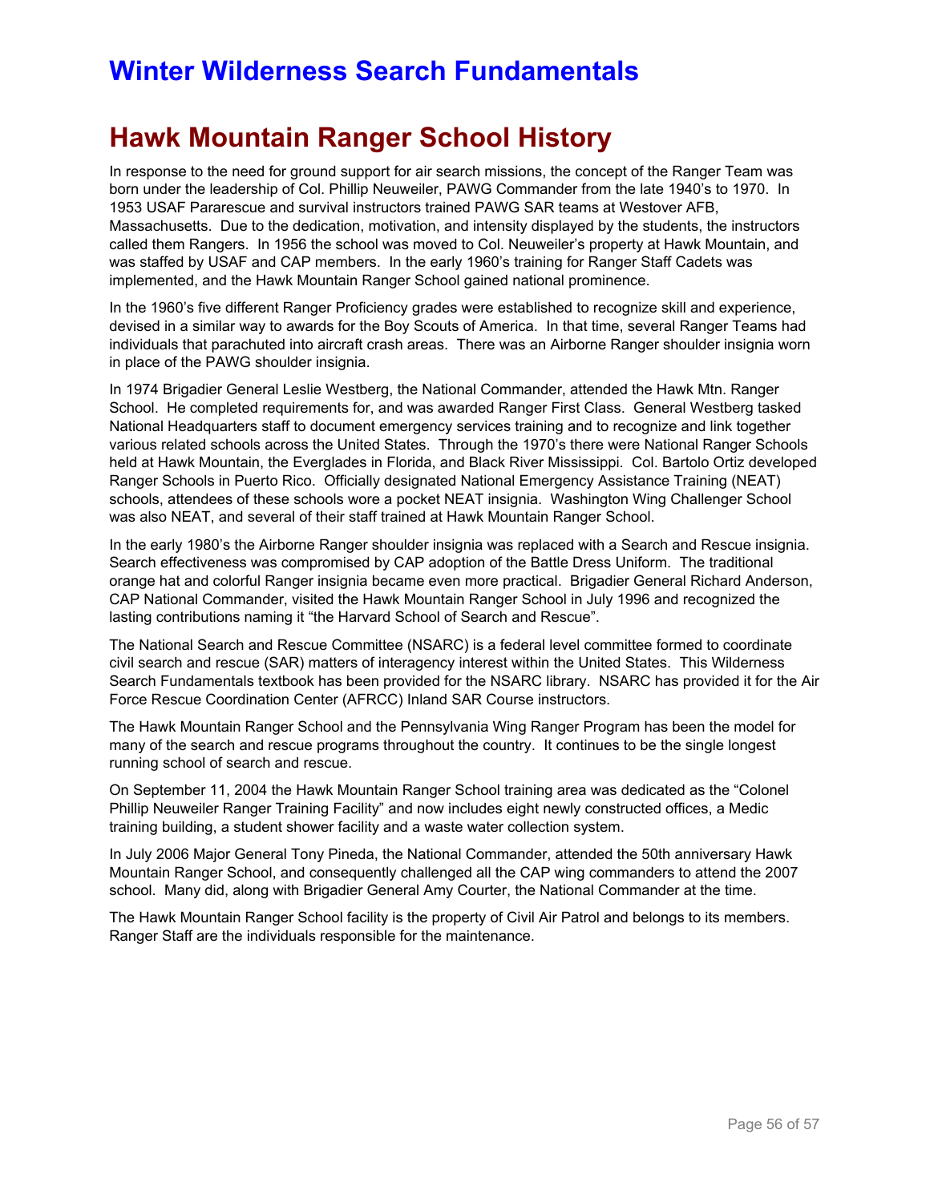# Winter Wilderness Search Fundamentals

## Hawk Mountain Ranger School History

In response to the need for ground support for air search missions, the concept of the Ranger Team was born under the leadership of Col. Phillip Neuweiler, PAWG Commander from the late 1940's to 1970. In 1953 USAF Pararescue and survival instructors trained PAWG SAR teams at Westover AFB, Massachusetts. Due to the dedication, motivation, and intensity displayed by the students, the instructors called them Rangers. In 1956 the school was moved to Col. Neuweiler's property at Hawk Mountain, and was staffed by USAF and CAP members. In the early 1960's training for Ranger Staff Cadets was implemented, and the Hawk Mountain Ranger School gained national prominence.

In the 1960's five different Ranger Proficiency grades were established to recognize skill and experience, devised in a similar way to awards for the Boy Scouts of America. In that time, several Ranger Teams had individuals that parachuted into aircraft crash areas. There was an Airborne Ranger shoulder insignia worn in place of the PAWG shoulder insignia.

In 1974 Brigadier General Leslie Westberg, the National Commander, attended the Hawk Mtn. Ranger School. He completed requirements for, and was awarded Ranger First Class. General Westberg tasked National Headquarters staff to document emergency services training and to recognize and link together various related schools across the United States. Through the 1970's there were National Ranger Schools held at Hawk Mountain, the Everglades in Florida, and Black River Mississippi. Col. Bartolo Ortiz developed Ranger Schools in Puerto Rico. Officially designated National Emergency Assistance Training (NEAT) schools, attendees of these schools wore a pocket NEAT insignia. Washington Wing Challenger School was also NEAT, and several of their staff trained at Hawk Mountain Ranger School.

In the early 1980's the Airborne Ranger shoulder insignia was replaced with a Search and Rescue insignia. Search effectiveness was compromised by CAP adoption of the Battle Dress Uniform. The traditional orange hat and colorful Ranger insignia became even more practical. Brigadier General Richard Anderson, CAP National Commander, visited the Hawk Mountain Ranger School in July 1996 and recognized the lasting contributions naming it "the Harvard School of Search and Rescue".

The National Search and Rescue Committee (NSARC) is a federal level committee formed to coordinate civil search and rescue (SAR) matters of interagency interest within the United States. This Wilderness Search Fundamentals textbook has been provided for the NSARC library. NSARC has provided it for the Air Force Rescue Coordination Center (AFRCC) Inland SAR Course instructors.

The Hawk Mountain Ranger School and the Pennsylvania Wing Ranger Program has been the model for many of the search and rescue programs throughout the country. It continues to be the single longest running school of search and rescue.

On September 11, 2004 the Hawk Mountain Ranger School training area was dedicated as the "Colonel Phillip Neuweiler Ranger Training Facility" and now includes eight newly constructed offices, a Medic training building, a student shower facility and a waste water collection system.

In July 2006 Major General Tony Pineda, the National Commander, attended the 50th anniversary Hawk Mountain Ranger School, and consequently challenged all the CAP wing commanders to attend the 2007 school. Many did, along with Brigadier General Amy Courter, the National Commander at the time.

The Hawk Mountain Ranger School facility is the property of Civil Air Patrol and belongs to its members. Ranger Staff are the individuals responsible for the maintenance.